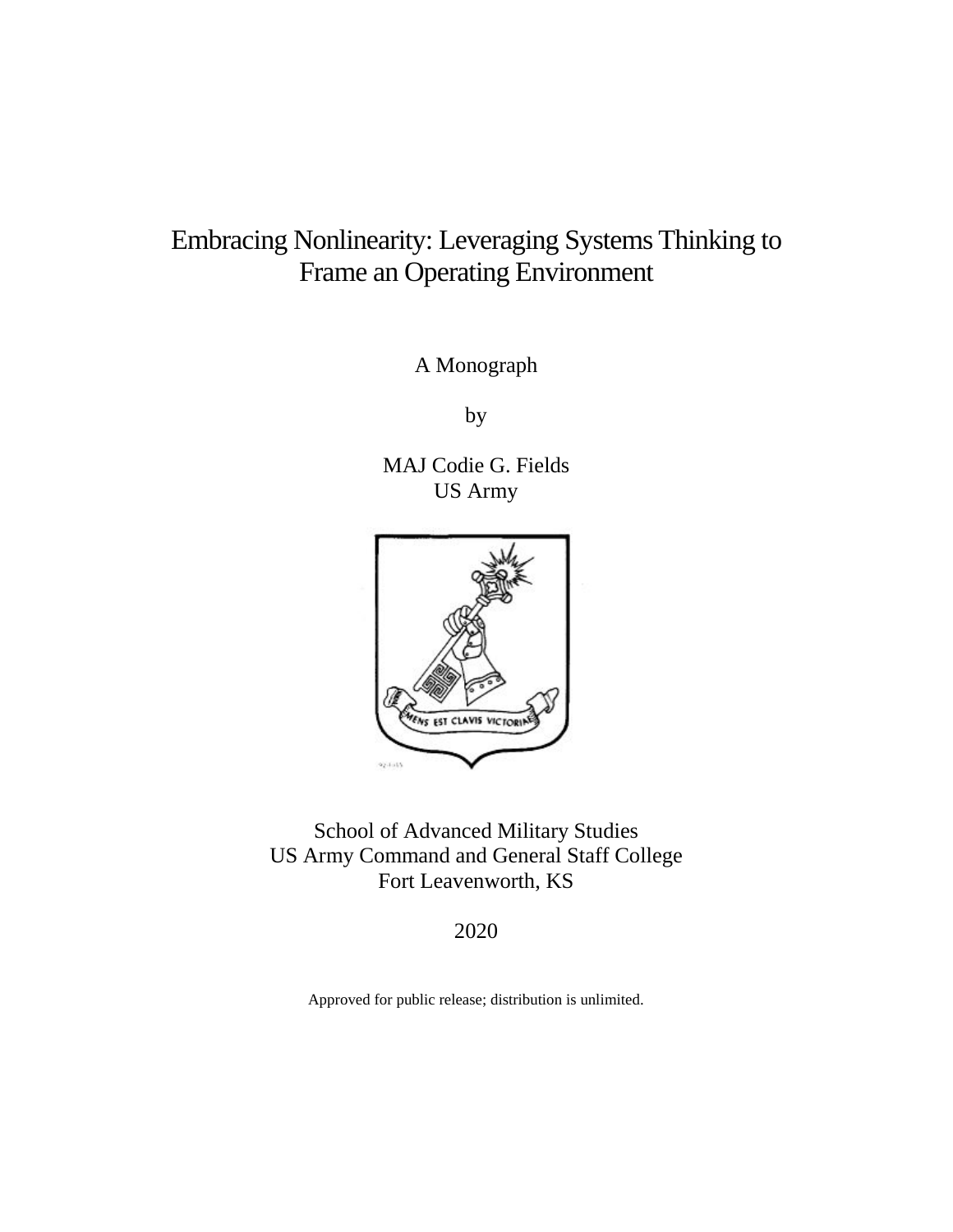# Embracing Nonlinearity: Leveraging Systems Thinking to Frame an Operating Environment

A Monograph

by

MAJ Codie G. Fields
US Army

School of Advanced Military Studies
US Army Command and General Staff College
Fort Leavenworth, KS

2020

Approved for public release; distribution is unlimited.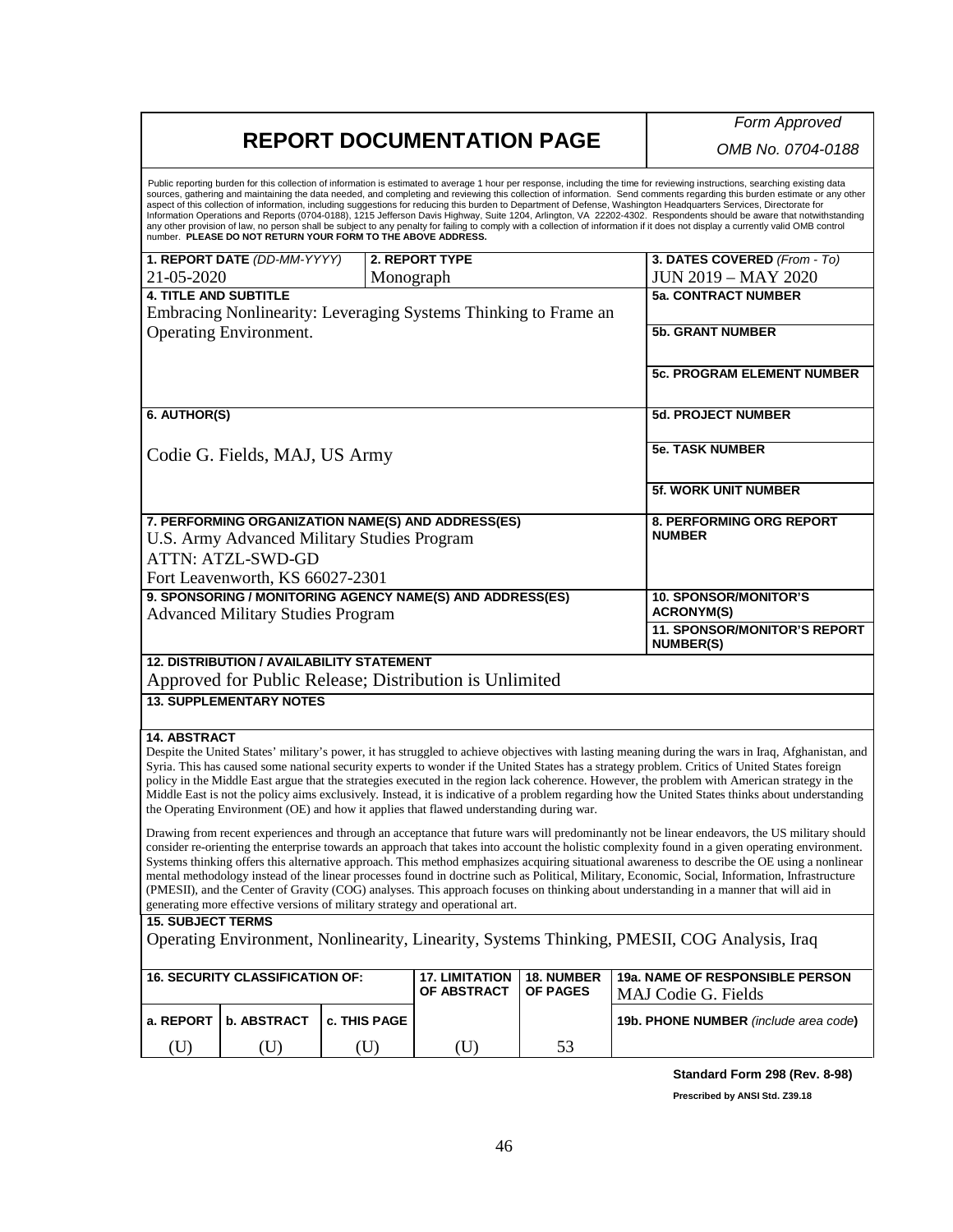# REPORT DOCUMENTATION PAGE

*Form Approved*
*OMB No. 0704-0188*

Public reporting burden for this collection of information is estimated to average 1 hour per response, including the time for reviewing instructions, searching existing data sources, gathering and maintaining the data needed, and completing and reviewing this collection of information. Send comments regarding this burden estimate or any other aspect of this collection of information, including suggestions for reducing this burden to Department of Defense, Washington Headquarters Services, Directorate for Information Operations and Reports (0704-0188), 1215 Jefferson Davis Highway, Suite 1204, Arlington, VA 22202-4302. Respondents should be aware that notwithstanding any other provision of law, no person shall be subject to any penalty for failing to comply with a collection of information if it does not display a currently valid OMB control number. **PLEASE DO NOT RETURN YOUR FORM TO THE ABOVE ADDRESS.**

| **1. REPORT DATE** *(DD-MM-YYYY)* | **2. REPORT TYPE** | **3. DATES COVERED** *(From - To)* |
|---|---|---|
| 21-05-2020 | Monograph | JUN 2019 – MAY 2020 |

**4. TITLE AND SUBTITLE**
Embracing Nonlinearity: Leveraging Systems Thinking to Frame an Operating Environment.

**5a. CONTRACT NUMBER**

**5b. GRANT NUMBER**

**5c. PROGRAM ELEMENT NUMBER**

**6. AUTHOR(S)**
Codie G. Fields, MAJ, US Army

**5d. PROJECT NUMBER**

**5e. TASK NUMBER**

**5f. WORK UNIT NUMBER**

**7. PERFORMING ORGANIZATION NAME(S) AND ADDRESS(ES)**
U.S. Army Advanced Military Studies Program
ATTN: ATZL-SWD-GD
Fort Leavenworth, KS 66027-2301

**8. PERFORMING ORG REPORT NUMBER**

**9. SPONSORING / MONITORING AGENCY NAME(S) AND ADDRESS(ES)**
Advanced Military Studies Program

**10. SPONSOR/MONITOR'S ACRONYM(S)**

**11. SPONSOR/MONITOR'S REPORT NUMBER(S)**

**12. DISTRIBUTION / AVAILABILITY STATEMENT**
Approved for Public Release; Distribution is Unlimited

**13. SUPPLEMENTARY NOTES**

**14. ABSTRACT**
Despite the United States' military's power, it has struggled to achieve objectives with lasting meaning during the wars in Iraq, Afghanistan, and Syria. This has caused some national security experts to wonder if the United States has a strategy problem. Critics of United States foreign policy in the Middle East argue that the strategies executed in the region lack coherence. However, the problem with American strategy in the Middle East is not the policy aims exclusively. Instead, it is indicative of a problem regarding how the United States thinks about understanding the Operating Environment (OE) and how it applies that flawed understanding during war.

Drawing from recent experiences and through an acceptance that future wars will predominantly not be linear endeavors, the US military should consider re-orienting the enterprise towards an approach that takes into account the holistic complexity found in a given operating environment. Systems thinking offers this alternative approach. This method emphasizes acquiring situational awareness to describe the OE using a nonlinear mental methodology instead of the linear processes found in doctrine such as Political, Military, Economic, Social, Information, Infrastructure (PMESII), and the Center of Gravity (COG) analyses. This approach focuses on thinking about understanding in a manner that will aid in generating more effective versions of military strategy and operational art.

**15. SUBJECT TERMS**
Operating Environment, Nonlinearity, Linearity, Systems Thinking, PMESII, COG Analysis, Iraq

| **16. SECURITY CLASSIFICATION OF:** | | | **17. LIMITATION OF ABSTRACT** | **18. NUMBER OF PAGES** | **19a. NAME OF RESPONSIBLE PERSON** |
|---|---|---|---|---|---|
| **a. REPORT** | **b. ABSTRACT** | **c. THIS PAGE** | | | MAJ Codie G. Fields |
| (U) | (U) | (U) | (U) | 53 | **19b. TELEPHONE NUMBER** *(include area code)* |

**Standard Form 298 (Rev. 8-98)**
**Prescribed by ANSI Std. Z39.18**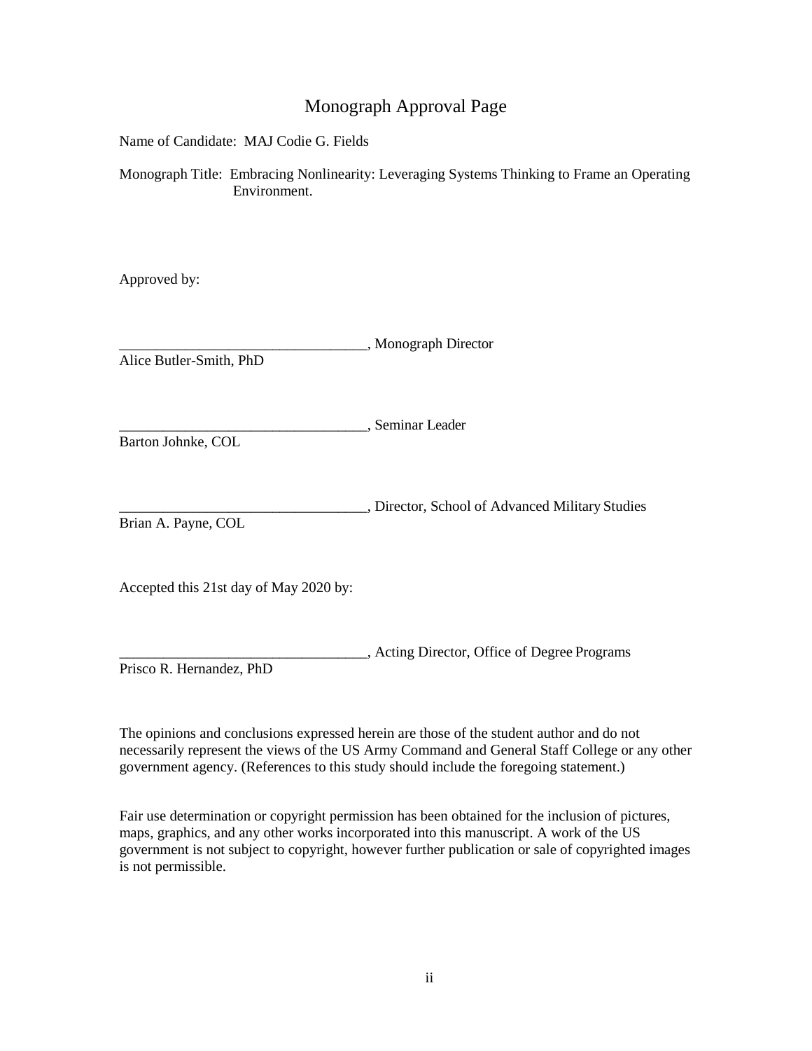# Monograph Approval Page

Name of Candidate: MAJ Codie G. Fields

Monograph Title: Embracing Nonlinearity: Leveraging Systems Thinking to Frame an Operating Environment.

Approved by:

__________________________________, Monograph Director
Alice Butler-Smith, PhD

__________________________________, Seminar Leader
Barton Johnke, COL

__________________________________, Director, School of Advanced Military Studies
Brian A. Payne, COL

Accepted this 21st day of May 2020 by:

__________________________________, Acting Director, Office of Degree Programs
Prisco R. Hernandez, PhD

The opinions and conclusions expressed herein are those of the student author and do not necessarily represent the views of the US Army Command and General Staff College or any other government agency. (References to this study should include the foregoing statement.)

Fair use determination or copyright permission has been obtained for the inclusion of pictures, maps, graphics, and any other works incorporated into this manuscript. A work of the US government is not subject to copyright, however further publication or sale of copyrighted images is not permissible.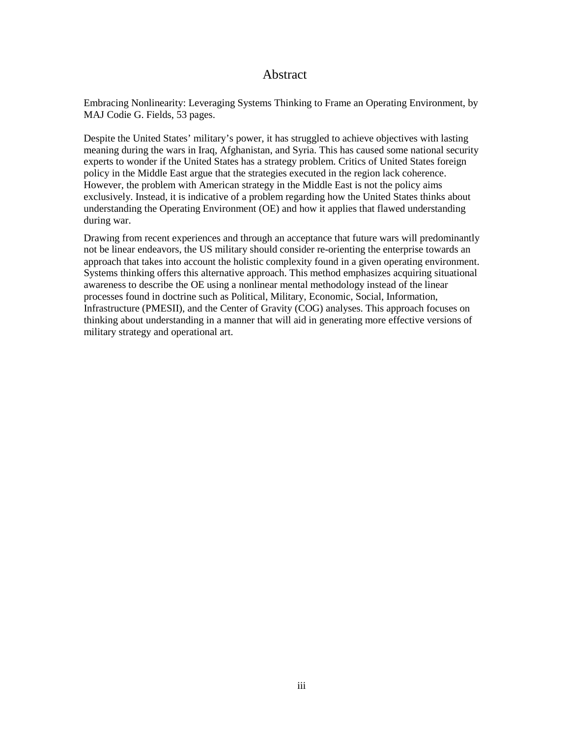# Abstract

Embracing Nonlinearity: Leveraging Systems Thinking to Frame an Operating Environment, by MAJ Codie G. Fields, 53 pages.

Despite the United States' military's power, it has struggled to achieve objectives with lasting meaning during the wars in Iraq, Afghanistan, and Syria. This has caused some national security experts to wonder if the United States has a strategy problem. Critics of United States foreign policy in the Middle East argue that the strategies executed in the region lack coherence. However, the problem with American strategy in the Middle East is not the policy aims exclusively. Instead, it is indicative of a problem regarding how the United States thinks about understanding the Operating Environment (OE) and how it applies that flawed understanding during war.

Drawing from recent experiences and through an acceptance that future wars will predominantly not be linear endeavors, the US military should consider re-orienting the enterprise towards an approach that takes into account the holistic complexity found in a given operating environment. Systems thinking offers this alternative approach. This method emphasizes acquiring situational awareness to describe the OE using a nonlinear mental methodology instead of the linear processes found in doctrine such as Political, Military, Economic, Social, Information, Infrastructure (PMESII), and the Center of Gravity (COG) analyses. This approach focuses on thinking about understanding in a manner that will aid in generating more effective versions of military strategy and operational art.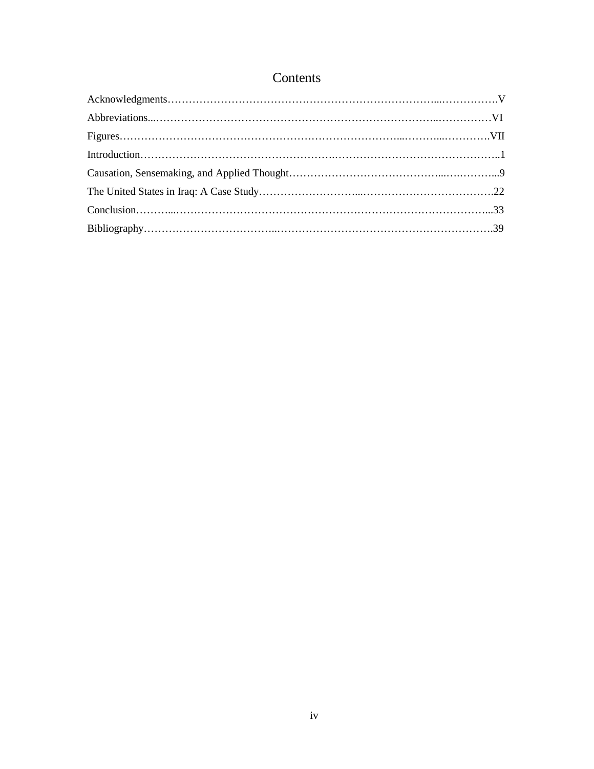# Contents

Acknowledgments……………………………………………………………………...……………V

Abbreviations...……………………………………………………………………..……………VI

Figures……………………………………………………………………...………...…………VII

Introduction……………………………………………….…………………………………………..1

Causation, Sensemaking, and Applied Thought…………………………………...….………...9

The United States in Iraq: A Case Study………………………....……………………………….22

Conclusion………...……………………………………………………….…………………...33

Bibliography…………………….………...…………………………………………………….39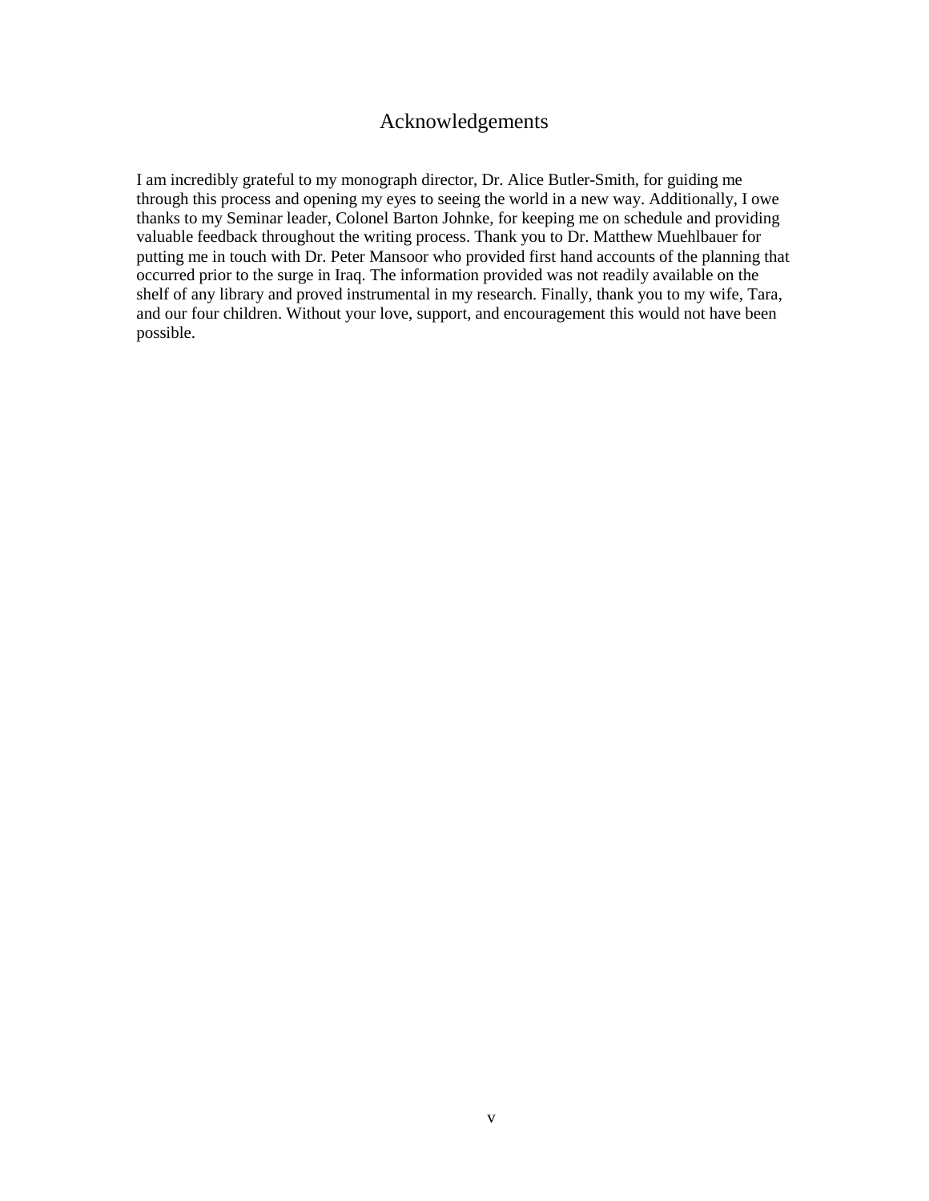# Acknowledgements

I am incredibly grateful to my monograph director, Dr. Alice Butler-Smith, for guiding me through this process and opening my eyes to seeing the world in a new way. Additionally, I owe thanks to my Seminar leader, Colonel Barton Johnke, for keeping me on schedule and providing valuable feedback throughout the writing process. Thank you to Dr. Matthew Muehlbauer for putting me in touch with Dr. Peter Mansoor who provided first hand accounts of the planning that occurred prior to the surge in Iraq. The information provided was not readily available on the shelf of any library and proved instrumental in my research. Finally, thank you to my wife, Tara, and our four children. Without your love, support, and encouragement this would not have been possible.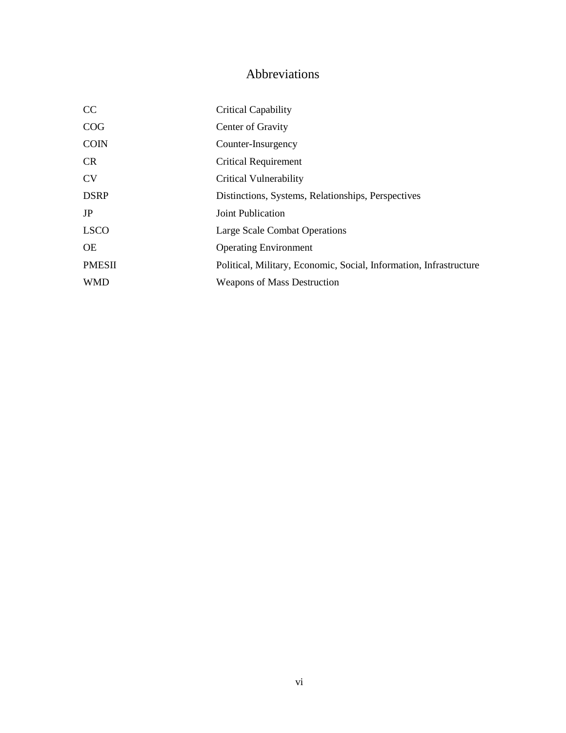# Abbreviations

| | |
|---|---|
| CC | Critical Capability |
| COG | Center of Gravity |
| COIN | Counter-Insurgency |
| CR | Critical Requirement |
| CV | Critical Vulnerability |
| DSRP | Distinctions, Systems, Relationships, Perspectives |
| JP | Joint Publication |
| LSCO | Large Scale Combat Operations |
| OE | Operating Environment |
| PMESII | Political, Military, Economic, Social, Information, Infrastructure |
| WMD | Weapons of Mass Destruction |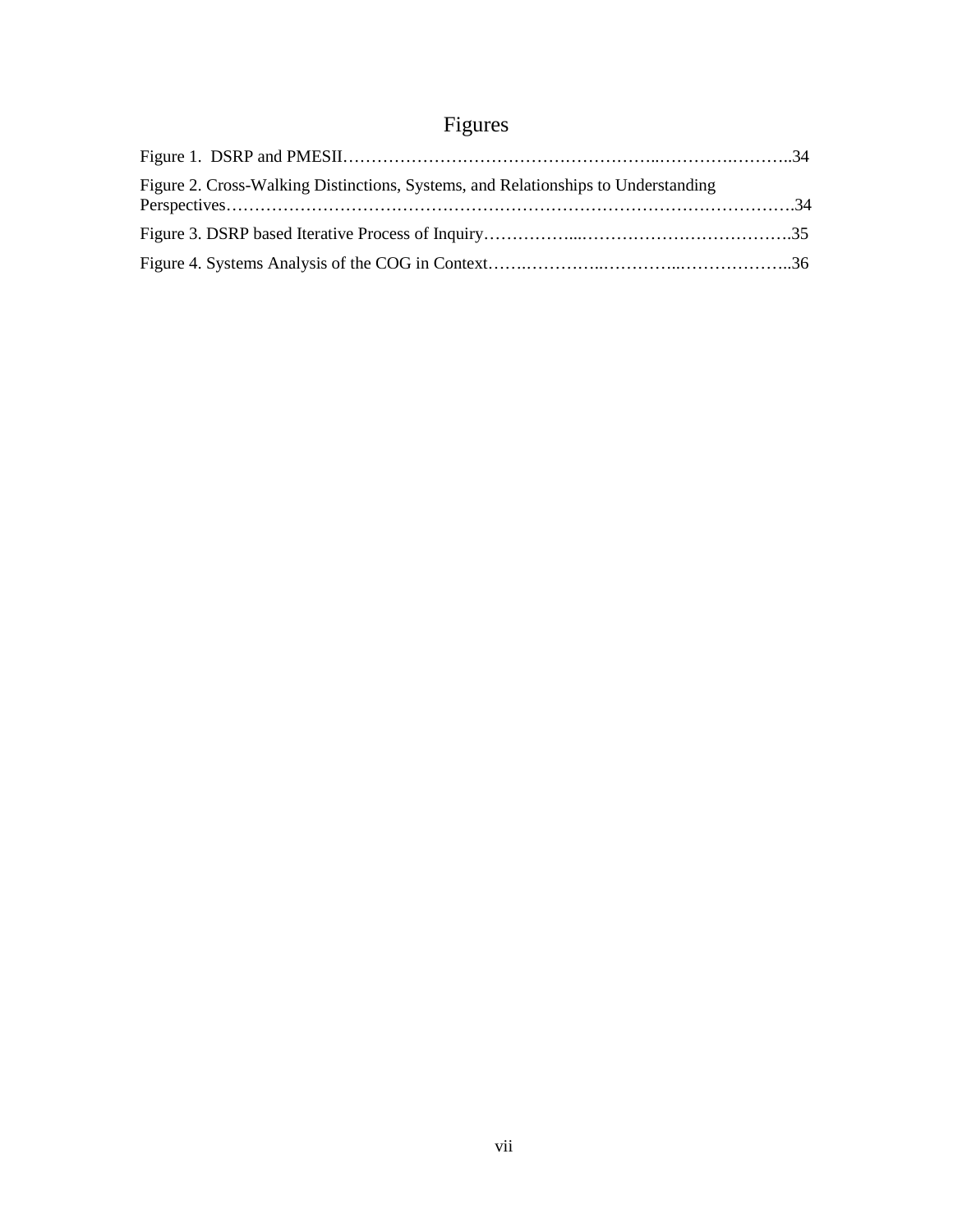# Figures

Figure 1. DSRP and PMESII……………………………………………..……….………..34

Figure 2. Cross-Walking Distinctions, Systems, and Relationships to Understanding Perspectives……………………………………………………………………………….34

Figure 3. DSRP based Iterative Process of Inquiry……………...……………………………….35

Figure 4. Systems Analysis of the COG in Context…….…………..…………..………………..36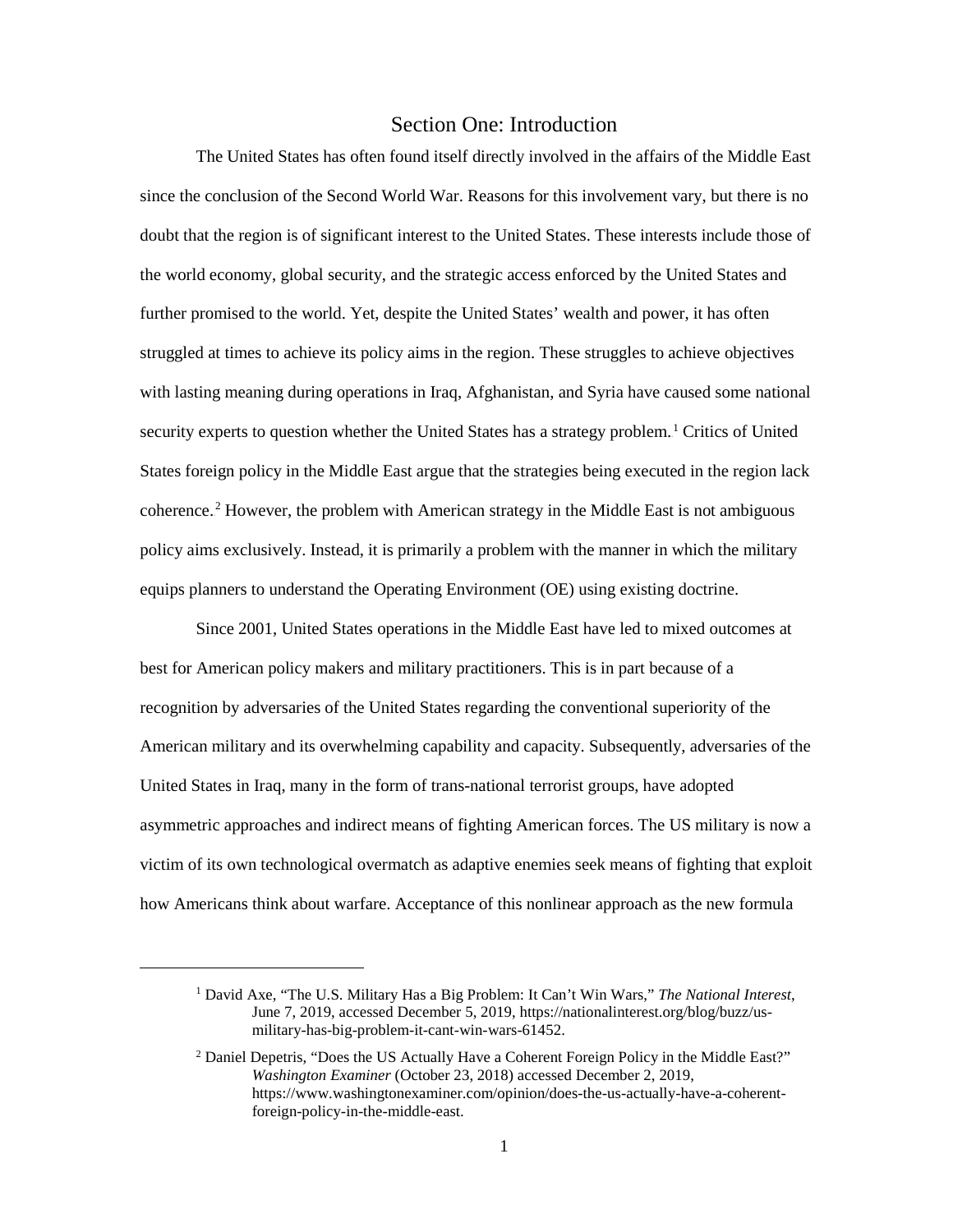# Section One: Introduction

The United States has often found itself directly involved in the affairs of the Middle East since the conclusion of the Second World War. Reasons for this involvement vary, but there is no doubt that the region is of significant interest to the United States. These interests include those of the world economy, global security, and the strategic access enforced by the United States and further promised to the world. Yet, despite the United States' wealth and power, it has often struggled at times to achieve its policy aims in the region. These struggles to achieve objectives with lasting meaning during operations in Iraq, Afghanistan, and Syria have caused some national security experts to question whether the United States has a strategy problem.[1] Critics of United States foreign policy in the Middle East argue that the strategies being executed in the region lack coherence.[2] However, the problem with American strategy in the Middle East is not ambiguous policy aims exclusively. Instead, it is primarily a problem with the manner in which the military equips planners to understand the Operating Environment (OE) using existing doctrine.

Since 2001, United States operations in the Middle East have led to mixed outcomes at best for American policy makers and military practitioners. This is in part because of a recognition by adversaries of the United States regarding the conventional superiority of the American military and its overwhelming capability and capacity. Subsequently, adversaries of the United States in Iraq, many in the form of trans-national terrorist groups, have adopted asymmetric approaches and indirect means of fighting American forces. The US military is now a victim of its own technological overmatch as adaptive enemies seek means of fighting that exploit how Americans think about warfare. Acceptance of this nonlinear approach as the new formula

---

[1] David Axe, "The U.S. Military Has a Big Problem: It Can't Win Wars," *The National Interest*, June 7, 2019, accessed December 5, 2019, https://nationalinterest.org/blog/buzz/us-military-has-big-problem-it-cant-win-wars-61452.

[2] Daniel Depetris, "Does the US Actually Have a Coherent Foreign Policy in the Middle East?" *Washington Examiner* (October 23, 2018) accessed December 2, 2019, https://www.washingtonexaminer.com/opinion/does-the-us-actually-have-a-coherent-foreign-policy-in-the-middle-east.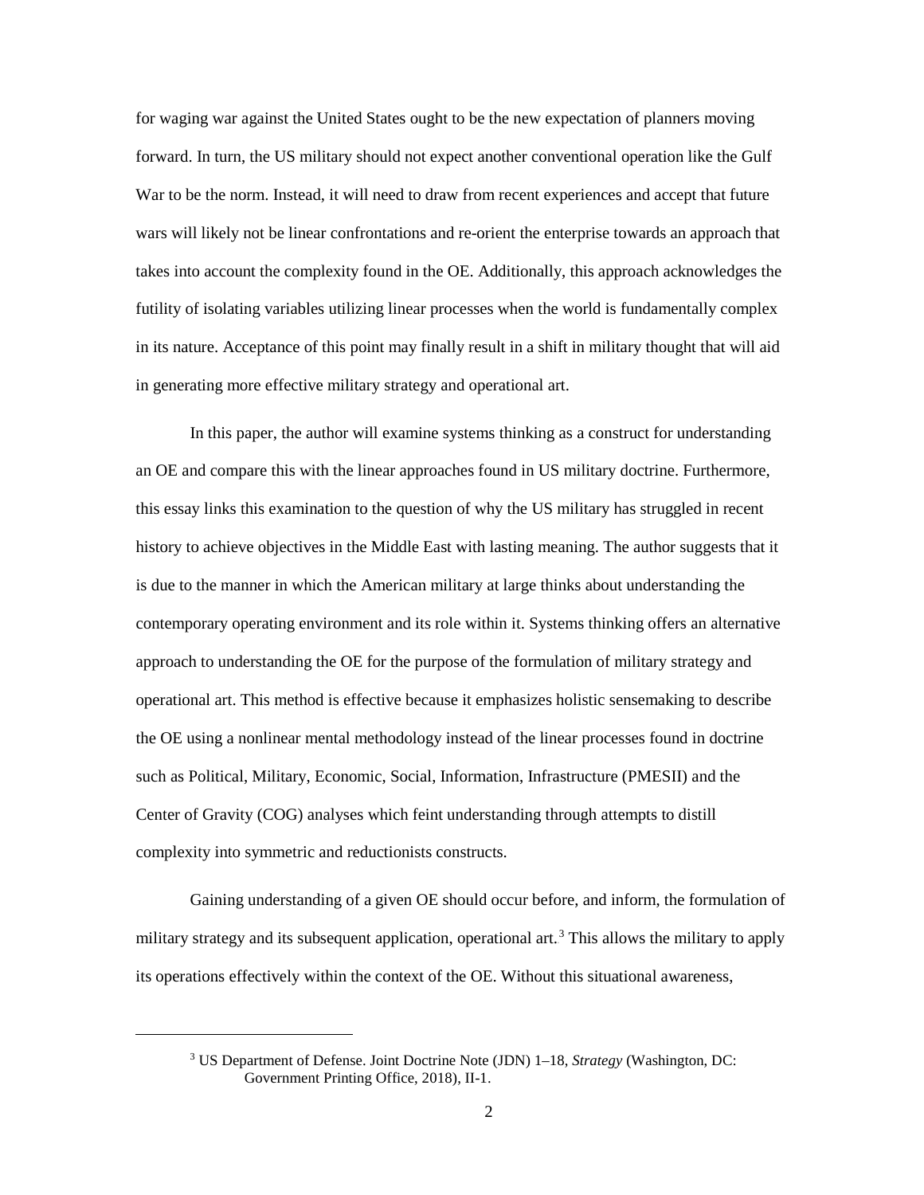for waging war against the United States ought to be the new expectation of planners moving forward. In turn, the US military should not expect another conventional operation like the Gulf War to be the norm. Instead, it will need to draw from recent experiences and accept that future wars will likely not be linear confrontations and re-orient the enterprise towards an approach that takes into account the complexity found in the OE. Additionally, this approach acknowledges the futility of isolating variables utilizing linear processes when the world is fundamentally complex in its nature. Acceptance of this point may finally result in a shift in military thought that will aid in generating more effective military strategy and operational art.

In this paper, the author will examine systems thinking as a construct for understanding an OE and compare this with the linear approaches found in US military doctrine. Furthermore, this essay links this examination to the question of why the US military has struggled in recent history to achieve objectives in the Middle East with lasting meaning. The author suggests that it is due to the manner in which the American military at large thinks about understanding the contemporary operating environment and its role within it. Systems thinking offers an alternative approach to understanding the OE for the purpose of the formulation of military strategy and operational art. This method is effective because it emphasizes holistic sensemaking to describe the OE using a nonlinear mental methodology instead of the linear processes found in doctrine such as Political, Military, Economic, Social, Information, Infrastructure (PMESII) and the Center of Gravity (COG) analyses which feint understanding through attempts to distill complexity into symmetric and reductionists constructs.

Gaining understanding of a given OE should occur before, and inform, the formulation of military strategy and its subsequent application, operational art.[3] This allows the military to apply its operations effectively within the context of the OE. Without this situational awareness,

---

[3] US Department of Defense. Joint Doctrine Note (JDN) 1–18, *Strategy* (Washington, DC: Government Printing Office, 2018), II-1.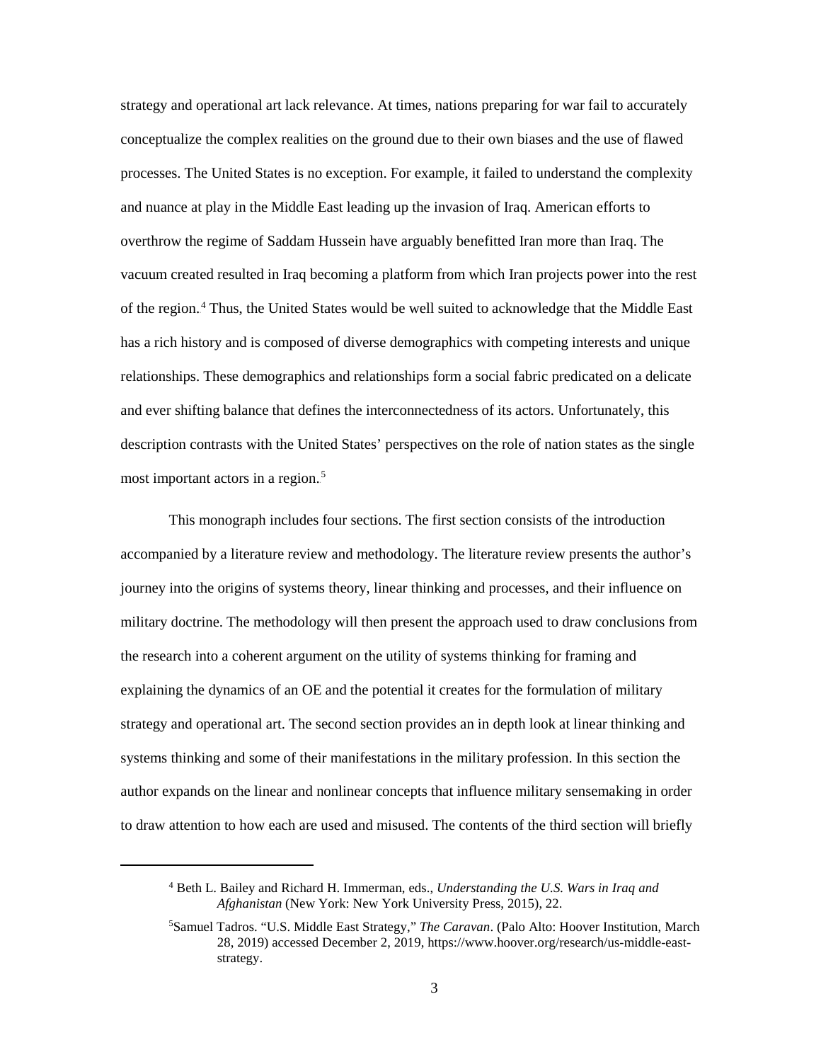strategy and operational art lack relevance. At times, nations preparing for war fail to accurately conceptualize the complex realities on the ground due to their own biases and the use of flawed processes. The United States is no exception. For example, it failed to understand the complexity and nuance at play in the Middle East leading up the invasion of Iraq. American efforts to overthrow the regime of Saddam Hussein have arguably benefitted Iran more than Iraq. The vacuum created resulted in Iraq becoming a platform from which Iran projects power into the rest of the region.[4] Thus, the United States would be well suited to acknowledge that the Middle East has a rich history and is composed of diverse demographics with competing interests and unique relationships. These demographics and relationships form a social fabric predicated on a delicate and ever shifting balance that defines the interconnectedness of its actors. Unfortunately, this description contrasts with the United States' perspectives on the role of nation states as the single most important actors in a region.[5]

This monograph includes four sections. The first section consists of the introduction accompanied by a literature review and methodology. The literature review presents the author's journey into the origins of systems theory, linear thinking and processes, and their influence on military doctrine. The methodology will then present the approach used to draw conclusions from the research into a coherent argument on the utility of systems thinking for framing and explaining the dynamics of an OE and the potential it creates for the formulation of military strategy and operational art. The second section provides an in depth look at linear thinking and systems thinking and some of their manifestations in the military profession. In this section the author expands on the linear and nonlinear concepts that influence military sensemaking in order to draw attention to how each are used and misused. The contents of the third section will briefly

---

[4] Beth L. Bailey and Richard H. Immerman, eds., *Understanding the U.S. Wars in Iraq and Afghanistan* (New York: New York University Press, 2015), 22.

[5] Samuel Tadros. "U.S. Middle East Strategy," *The Caravan*. (Palo Alto: Hoover Institution, March 28, 2019) accessed December 2, 2019, https://www.hoover.org/research/us-middle-east-strategy.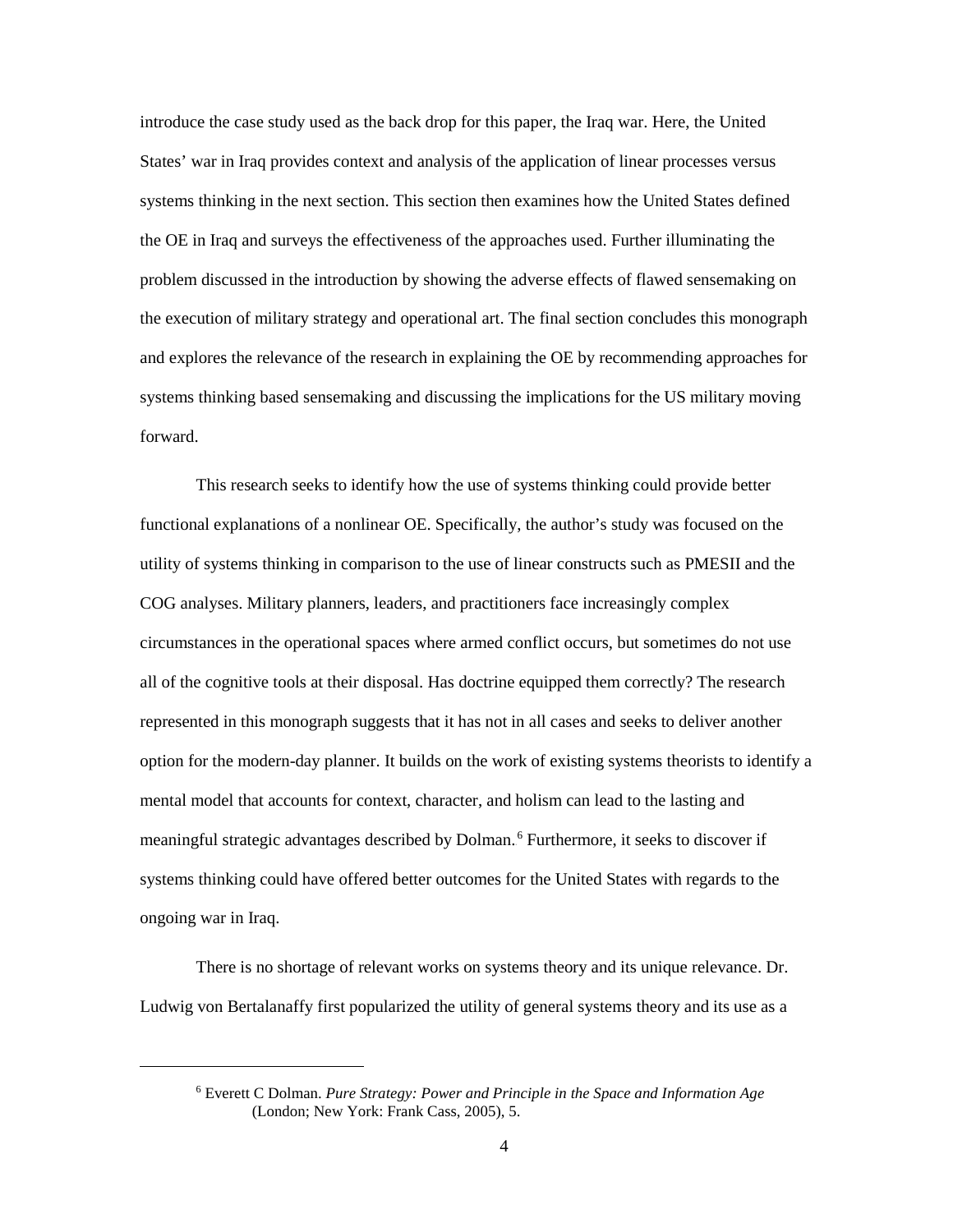introduce the case study used as the back drop for this paper, the Iraq war. Here, the United States' war in Iraq provides context and analysis of the application of linear processes versus systems thinking in the next section. This section then examines how the United States defined the OE in Iraq and surveys the effectiveness of the approaches used. Further illuminating the problem discussed in the introduction by showing the adverse effects of flawed sensemaking on the execution of military strategy and operational art. The final section concludes this monograph and explores the relevance of the research in explaining the OE by recommending approaches for systems thinking based sensemaking and discussing the implications for the US military moving forward.

This research seeks to identify how the use of systems thinking could provide better functional explanations of a nonlinear OE. Specifically, the author's study was focused on the utility of systems thinking in comparison to the use of linear constructs such as PMESII and the COG analyses. Military planners, leaders, and practitioners face increasingly complex circumstances in the operational spaces where armed conflict occurs, but sometimes do not use all of the cognitive tools at their disposal. Has doctrine equipped them correctly? The research represented in this monograph suggests that it has not in all cases and seeks to deliver another option for the modern-day planner. It builds on the work of existing systems theorists to identify a mental model that accounts for context, character, and holism can lead to the lasting and meaningful strategic advantages described by Dolman.[6] Furthermore, it seeks to discover if systems thinking could have offered better outcomes for the United States with regards to the ongoing war in Iraq.

There is no shortage of relevant works on systems theory and its unique relevance. Dr. Ludwig von Bertalanaffy first popularized the utility of general systems theory and its use as a

---

[6] Everett C Dolman. *Pure Strategy: Power and Principle in the Space and Information Age* (London; New York: Frank Cass, 2005), 5.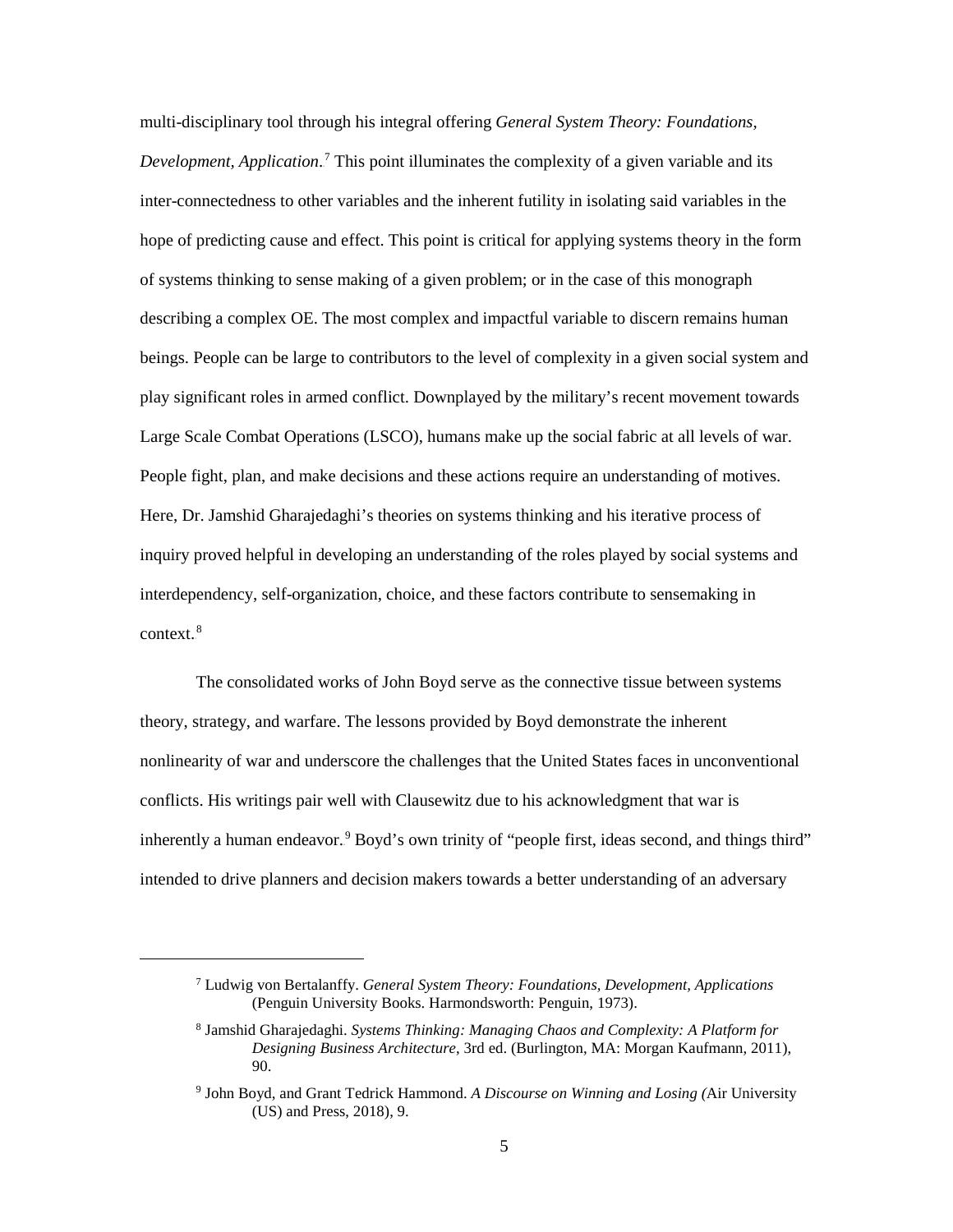multi-disciplinary tool through his integral offering *General System Theory: Foundations, Development, Application*.[7] This point illuminates the complexity of a given variable and its inter-connectedness to other variables and the inherent futility in isolating said variables in the hope of predicting cause and effect. This point is critical for applying systems theory in the form of systems thinking to sense making of a given problem; or in the case of this monograph describing a complex OE. The most complex and impactful variable to discern remains human beings. People can be large to contributors to the level of complexity in a given social system and play significant roles in armed conflict. Downplayed by the military's recent movement towards Large Scale Combat Operations (LSCO), humans make up the social fabric at all levels of war. People fight, plan, and make decisions and these actions require an understanding of motives. Here, Dr. Jamshid Gharajedaghi's theories on systems thinking and his iterative process of inquiry proved helpful in developing an understanding of the roles played by social systems and interdependency, self-organization, choice, and these factors contribute to sensemaking in context.[8]

The consolidated works of John Boyd serve as the connective tissue between systems theory, strategy, and warfare. The lessons provided by Boyd demonstrate the inherent nonlinearity of war and underscore the challenges that the United States faces in unconventional conflicts. His writings pair well with Clausewitz due to his acknowledgment that war is inherently a human endeavor.[9] Boyd's own trinity of "people first, ideas second, and things third" intended to drive planners and decision makers towards a better understanding of an adversary

---

[7] Ludwig von Bertalanffy. *General System Theory: Foundations, Development, Applications* (Penguin University Books. Harmondsworth: Penguin, 1973).

[8] Jamshid Gharajedaghi. *Systems Thinking: Managing Chaos and Complexity: A Platform for Designing Business Architecture*, 3rd ed. (Burlington, MA: Morgan Kaufmann, 2011), 90.

[9] John Boyd, and Grant Tedrick Hammond. *A Discourse on Winning and Losing (*Air University (US) and Press, 2018), 9.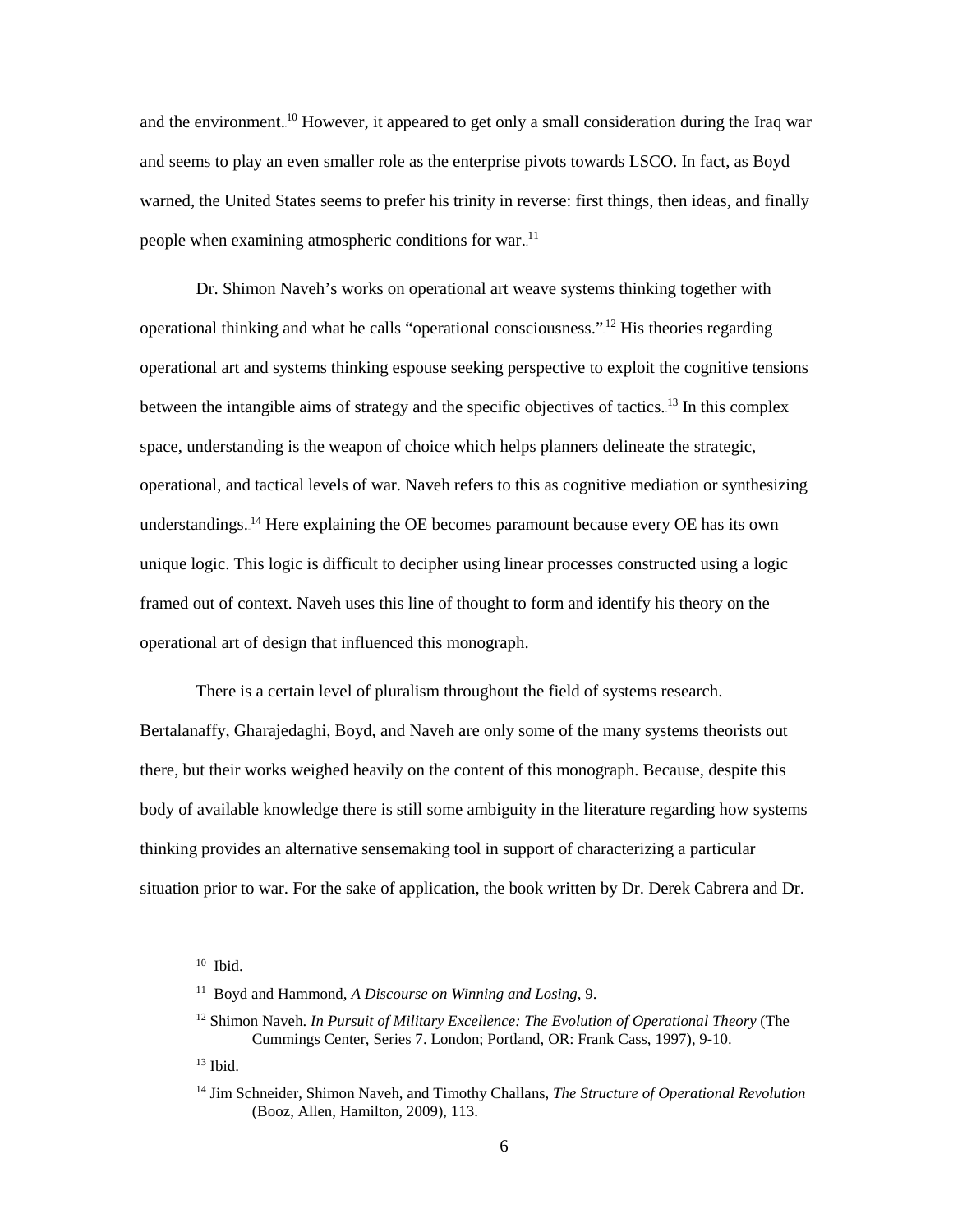and the environment.[10] However, it appeared to get only a small consideration during the Iraq war and seems to play an even smaller role as the enterprise pivots towards LSCO. In fact, as Boyd warned, the United States seems to prefer his trinity in reverse: first things, then ideas, and finally people when examining atmospheric conditions for war.[11]

Dr. Shimon Naveh's works on operational art weave systems thinking together with operational thinking and what he calls "operational consciousness."[12] His theories regarding operational art and systems thinking espouse seeking perspective to exploit the cognitive tensions between the intangible aims of strategy and the specific objectives of tactics.[13] In this complex space, understanding is the weapon of choice which helps planners delineate the strategic, operational, and tactical levels of war. Naveh refers to this as cognitive mediation or synthesizing understandings.[14] Here explaining the OE becomes paramount because every OE has its own unique logic. This logic is difficult to decipher using linear processes constructed using a logic framed out of context. Naveh uses this line of thought to form and identify his theory on the operational art of design that influenced this monograph.

There is a certain level of pluralism throughout the field of systems research. Bertalanaffy, Gharajedaghi, Boyd, and Naveh are only some of the many systems theorists out there, but their works weighed heavily on the content of this monograph. Because, despite this body of available knowledge there is still some ambiguity in the literature regarding how systems thinking provides an alternative sensemaking tool in support of characterizing a particular situation prior to war. For the sake of application, the book written by Dr. Derek Cabrera and Dr.

---

[10] Ibid.

[11] Boyd and Hammond, *A Discourse on Winning and Losing*, 9.

[12] Shimon Naveh. *In Pursuit of Military Excellence: The Evolution of Operational Theory* (The Cummings Center, Series 7. London; Portland, OR: Frank Cass, 1997), 9-10.

[13] Ibid.

[14] Jim Schneider, Shimon Naveh, and Timothy Challans, *The Structure of Operational Revolution* (Booz, Allen, Hamilton, 2009), 113.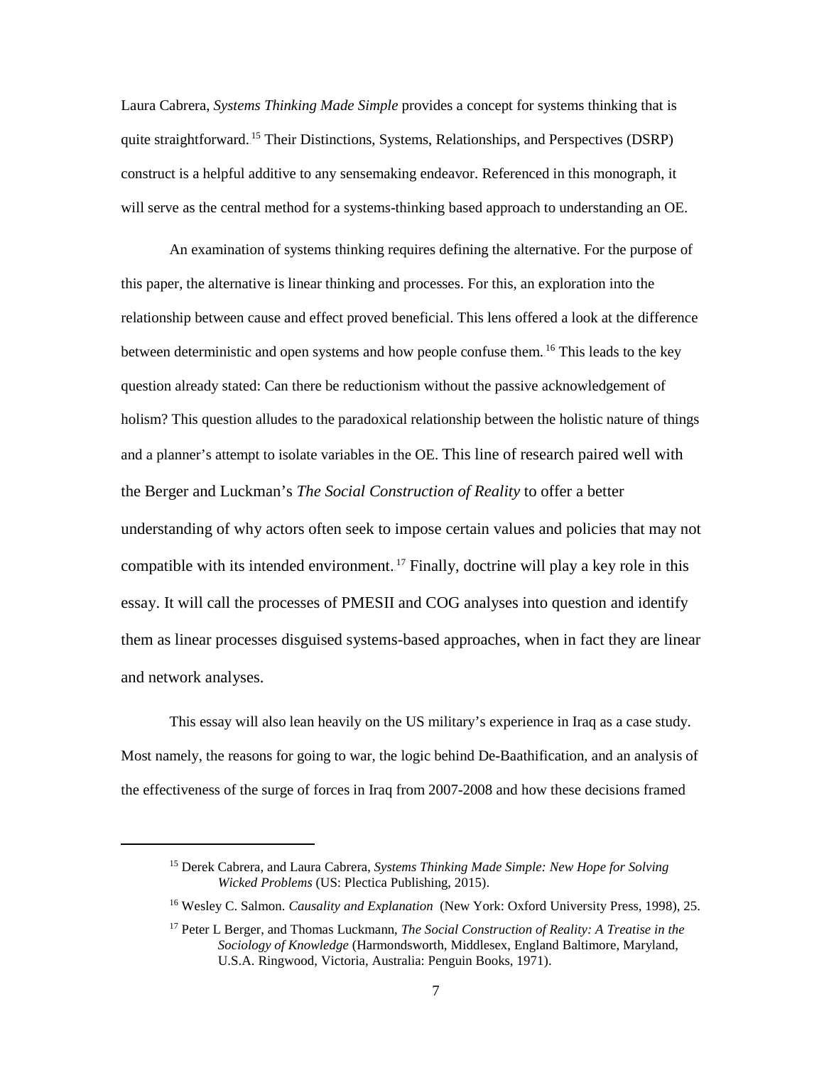Laura Cabrera, *Systems Thinking Made Simple* provides a concept for systems thinking that is quite straightforward.[15] Their Distinctions, Systems, Relationships, and Perspectives (DSRP) construct is a helpful additive to any sensemaking endeavor. Referenced in this monograph, it will serve as the central method for a systems-thinking based approach to understanding an OE.

An examination of systems thinking requires defining the alternative. For the purpose of this paper, the alternative is linear thinking and processes. For this, an exploration into the relationship between cause and effect proved beneficial. This lens offered a look at the difference between deterministic and open systems and how people confuse them.[16] This leads to the key question already stated: Can there be reductionism without the passive acknowledgement of holism? This question alludes to the paradoxical relationship between the holistic nature of things and a planner's attempt to isolate variables in the OE. This line of research paired well with the Berger and Luckman's *The Social Construction of Reality* to offer a better understanding of why actors often seek to impose certain values and policies that may not compatible with its intended environment.[17] Finally, doctrine will play a key role in this essay. It will call the processes of PMESII and COG analyses into question and identify them as linear processes disguised systems-based approaches, when in fact they are linear and network analyses.

This essay will also lean heavily on the US military's experience in Iraq as a case study. Most namely, the reasons for going to war, the logic behind De-Baathification, and an analysis of the effectiveness of the surge of forces in Iraq from 2007-2008 and how these decisions framed

---

[15] Derek Cabrera, and Laura Cabrera, *Systems Thinking Made Simple: New Hope for Solving Wicked Problems* (US: Plectica Publishing, 2015).

[16] Wesley C. Salmon. *Causality and Explanation* (New York: Oxford University Press, 1998), 25.

[17] Peter L Berger, and Thomas Luckmann, *The Social Construction of Reality: A Treatise in the Sociology of Knowledge* (Harmondsworth, Middlesex, England Baltimore, Maryland, U.S.A. Ringwood, Victoria, Australia: Penguin Books, 1971).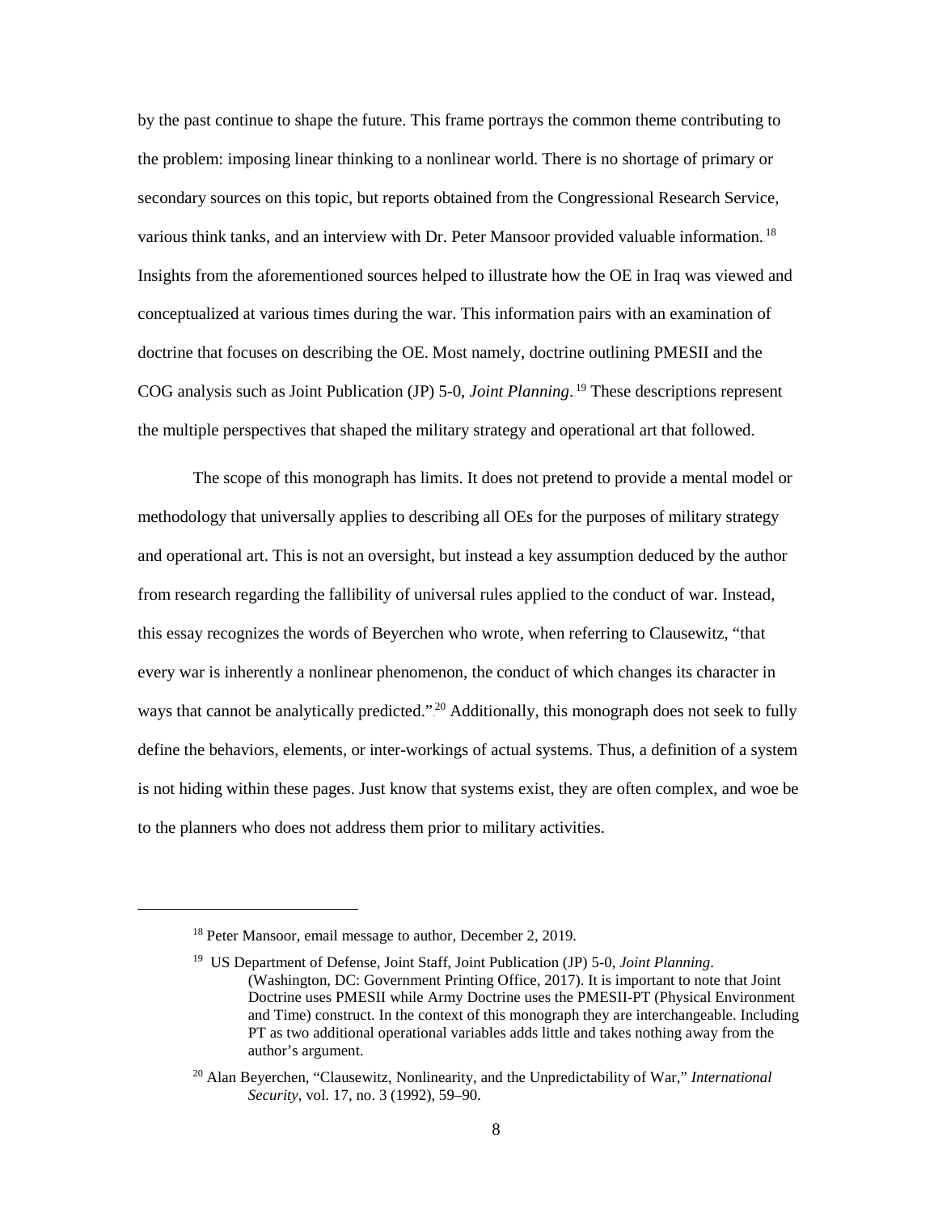by the past continue to shape the future. This frame portrays the common theme contributing to the problem: imposing linear thinking to a nonlinear world. There is no shortage of primary or secondary sources on this topic, but reports obtained from the Congressional Research Service, various think tanks, and an interview with Dr. Peter Mansoor provided valuable information.[18] Insights from the aforementioned sources helped to illustrate how the OE in Iraq was viewed and conceptualized at various times during the war. This information pairs with an examination of doctrine that focuses on describing the OE. Most namely, doctrine outlining PMESII and the COG analysis such as Joint Publication (JP) 5-0, *Joint Planning*.[19] These descriptions represent the multiple perspectives that shaped the military strategy and operational art that followed.

The scope of this monograph has limits. It does not pretend to provide a mental model or methodology that universally applies to describing all OEs for the purposes of military strategy and operational art. This is not an oversight, but instead a key assumption deduced by the author from research regarding the fallibility of universal rules applied to the conduct of war. Instead, this essay recognizes the words of Beyerchen who wrote, when referring to Clausewitz, "that every war is inherently a nonlinear phenomenon, the conduct of which changes its character in ways that cannot be analytically predicted."[20] Additionally, this monograph does not seek to fully define the behaviors, elements, or inter-workings of actual systems. Thus, a definition of a system is not hiding within these pages. Just know that systems exist, they are often complex, and woe be to the planners who does not address them prior to military activities.

---

[18] Peter Mansoor, email message to author, December 2, 2019.

[19] US Department of Defense, Joint Staff, Joint Publication (JP) 5-0, *Joint Planning*. (Washington, DC: Government Printing Office, 2017). It is important to note that Joint Doctrine uses PMESII while Army Doctrine uses the PMESII-PT (Physical Environment and Time) construct. In the context of this monograph they are interchangeable. Including PT as two additional operational variables adds little and takes nothing away from the author's argument.

[20] Alan Beyerchen, "Clausewitz, Nonlinearity, and the Unpredictability of War," *International Security*, vol. 17, no. 3 (1992), 59–90.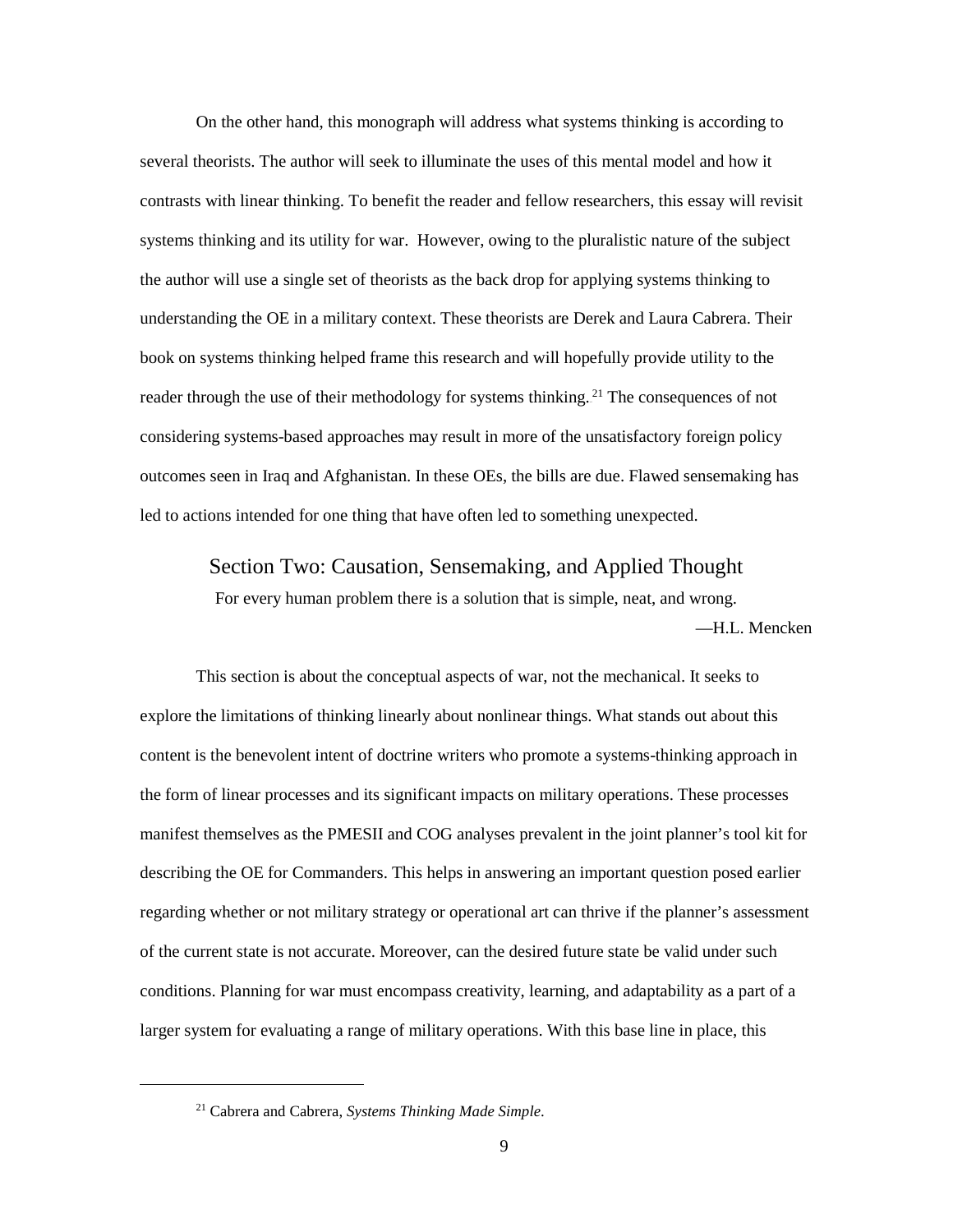On the other hand, this monograph will address what systems thinking is according to several theorists. The author will seek to illuminate the uses of this mental model and how it contrasts with linear thinking. To benefit the reader and fellow researchers, this essay will revisit systems thinking and its utility for war. However, owing to the pluralistic nature of the subject the author will use a single set of theorists as the back drop for applying systems thinking to understanding the OE in a military context. These theorists are Derek and Laura Cabrera. Their book on systems thinking helped frame this research and will hopefully provide utility to the reader through the use of their methodology for systems thinking.[21] The consequences of not considering systems-based approaches may result in more of the unsatisfactory foreign policy outcomes seen in Iraq and Afghanistan. In these OEs, the bills are due. Flawed sensemaking has led to actions intended for one thing that have often led to something unexpected.

## Section Two: Causation, Sensemaking, and Applied Thought

For every human problem there is a solution that is simple, neat, and wrong.

—H.L. Mencken

This section is about the conceptual aspects of war, not the mechanical. It seeks to explore the limitations of thinking linearly about nonlinear things. What stands out about this content is the benevolent intent of doctrine writers who promote a systems-thinking approach in the form of linear processes and its significant impacts on military operations. These processes manifest themselves as the PMESII and COG analyses prevalent in the joint planner's tool kit for describing the OE for Commanders. This helps in answering an important question posed earlier regarding whether or not military strategy or operational art can thrive if the planner's assessment of the current state is not accurate. Moreover, can the desired future state be valid under such conditions. Planning for war must encompass creativity, learning, and adaptability as a part of a larger system for evaluating a range of military operations. With this base line in place, this

---

[21] Cabrera and Cabrera, *Systems Thinking Made Simple*.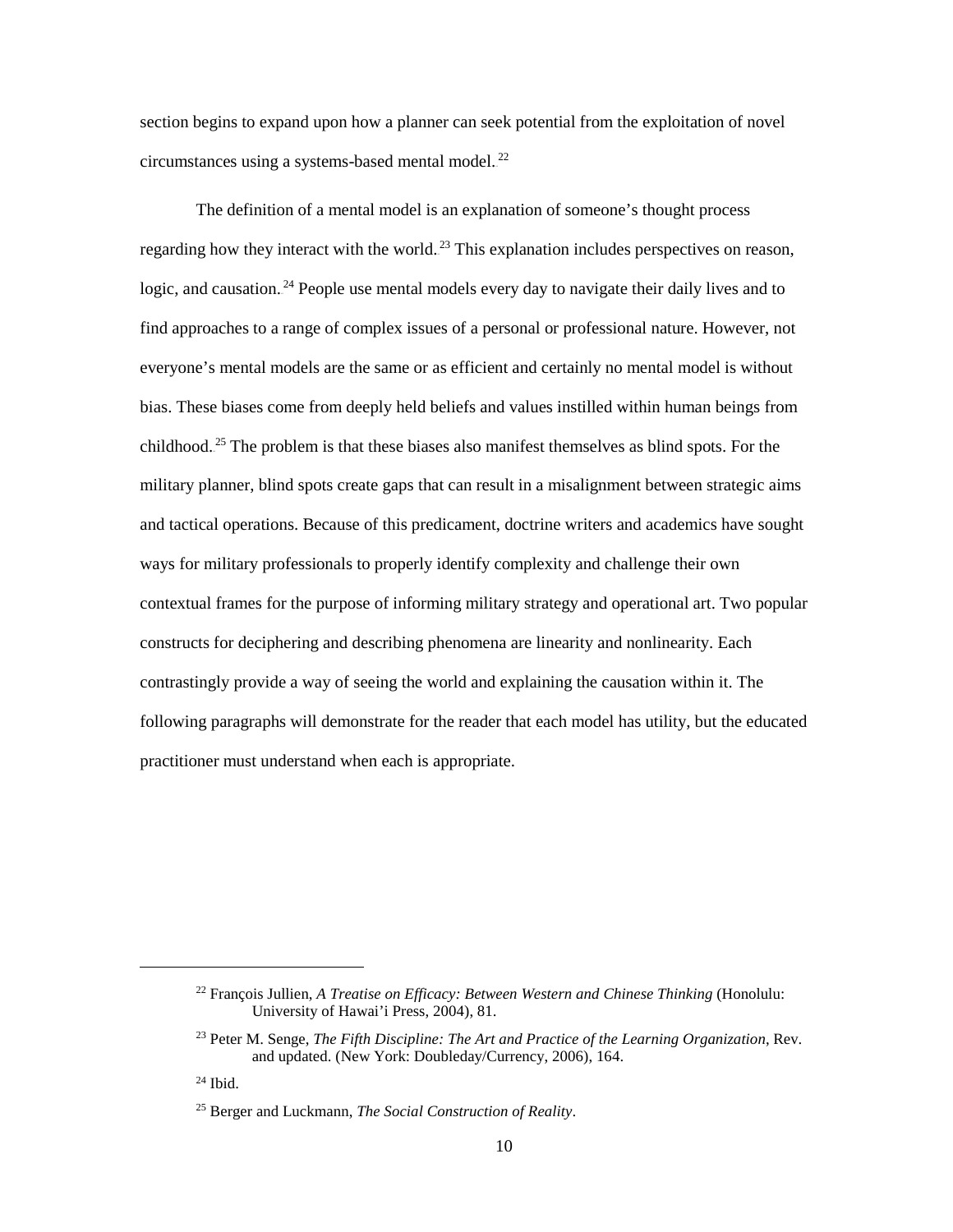section begins to expand upon how a planner can seek potential from the exploitation of novel circumstances using a systems-based mental model.[22]

The definition of a mental model is an explanation of someone's thought process regarding how they interact with the world.[23] This explanation includes perspectives on reason, logic, and causation.[24] People use mental models every day to navigate their daily lives and to find approaches to a range of complex issues of a personal or professional nature. However, not everyone's mental models are the same or as efficient and certainly no mental model is without bias. These biases come from deeply held beliefs and values instilled within human beings from childhood.[25] The problem is that these biases also manifest themselves as blind spots. For the military planner, blind spots create gaps that can result in a misalignment between strategic aims and tactical operations. Because of this predicament, doctrine writers and academics have sought ways for military professionals to properly identify complexity and challenge their own contextual frames for the purpose of informing military strategy and operational art. Two popular constructs for deciphering and describing phenomena are linearity and nonlinearity. Each contrastingly provide a way of seeing the world and explaining the causation within it. The following paragraphs will demonstrate for the reader that each model has utility, but the educated practitioner must understand when each is appropriate.

---

[22] François Jullien, *A Treatise on Efficacy: Between Western and Chinese Thinking* (Honolulu: University of Hawai'i Press, 2004), 81.

[23] Peter M. Senge, *The Fifth Discipline: The Art and Practice of the Learning Organization*, Rev. and updated. (New York: Doubleday/Currency, 2006), 164.

[24] Ibid.

[25] Berger and Luckmann, *The Social Construction of Reality*.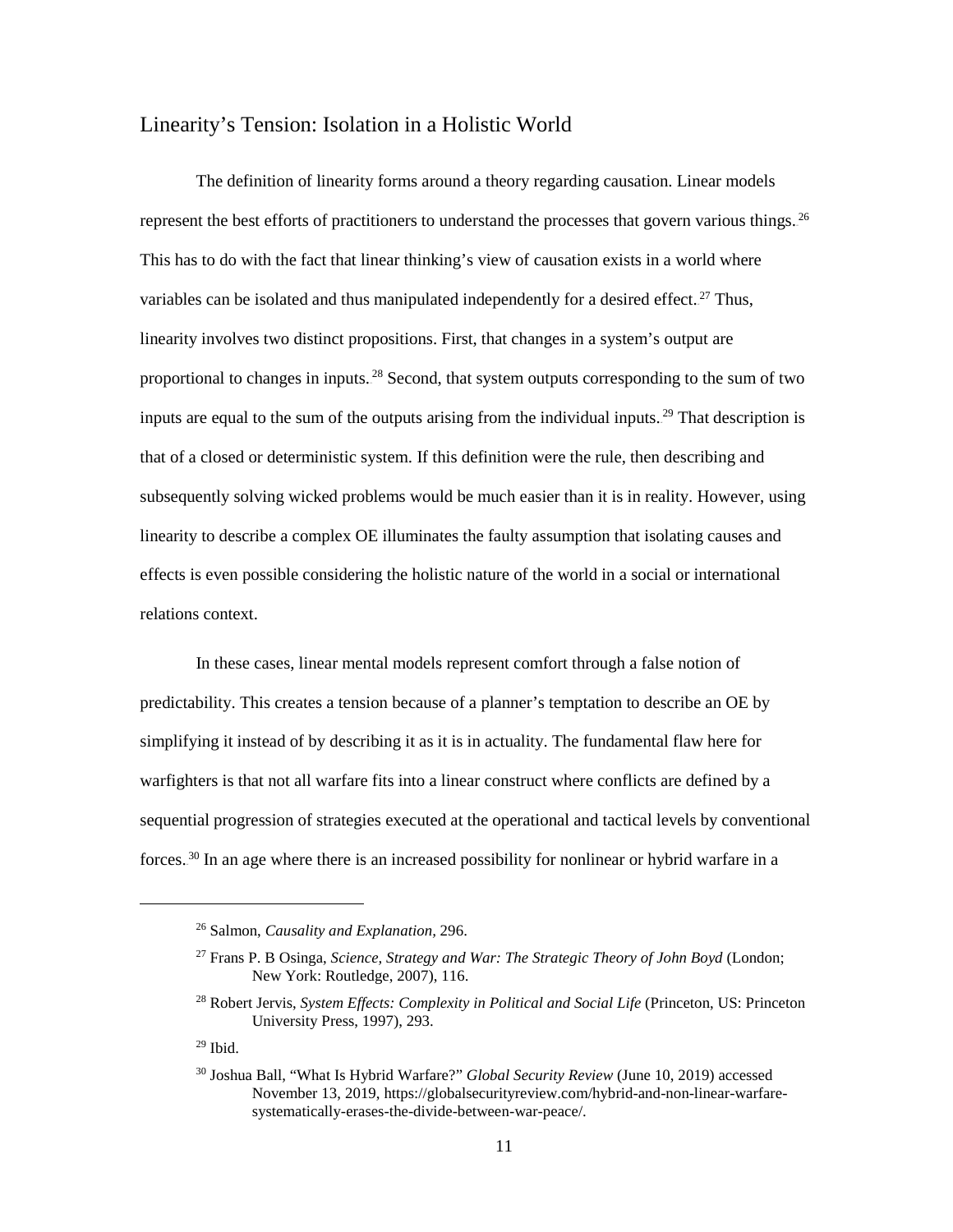## Linearity's Tension: Isolation in a Holistic World

The definition of linearity forms around a theory regarding causation. Linear models represent the best efforts of practitioners to understand the processes that govern various things.[26] This has to do with the fact that linear thinking's view of causation exists in a world where variables can be isolated and thus manipulated independently for a desired effect.[27] Thus, linearity involves two distinct propositions. First, that changes in a system's output are proportional to changes in inputs.[28] Second, that system outputs corresponding to the sum of two inputs are equal to the sum of the outputs arising from the individual inputs.[29] That description is that of a closed or deterministic system. If this definition were the rule, then describing and subsequently solving wicked problems would be much easier than it is in reality. However, using linearity to describe a complex OE illuminates the faulty assumption that isolating causes and effects is even possible considering the holistic nature of the world in a social or international relations context.

In these cases, linear mental models represent comfort through a false notion of predictability. This creates a tension because of a planner's temptation to describe an OE by simplifying it instead of by describing it as it is in actuality. The fundamental flaw here for warfighters is that not all warfare fits into a linear construct where conflicts are defined by a sequential progression of strategies executed at the operational and tactical levels by conventional forces.[30] In an age where there is an increased possibility for nonlinear or hybrid warfare in a

---

[26] Salmon, *Causality and Explanation*, 296.

[27] Frans P. B Osinga, *Science, Strategy and War: The Strategic Theory of John Boyd* (London; New York: Routledge, 2007), 116.

[28] Robert Jervis, *System Effects: Complexity in Political and Social Life* (Princeton, US: Princeton University Press, 1997), 293.

[29] Ibid.

[30] Joshua Ball, "What Is Hybrid Warfare?" *Global Security Review* (June 10, 2019) accessed November 13, 2019, https://globalsecurityreview.com/hybrid-and-non-linear-warfare-systematically-erases-the-divide-between-war-peace/.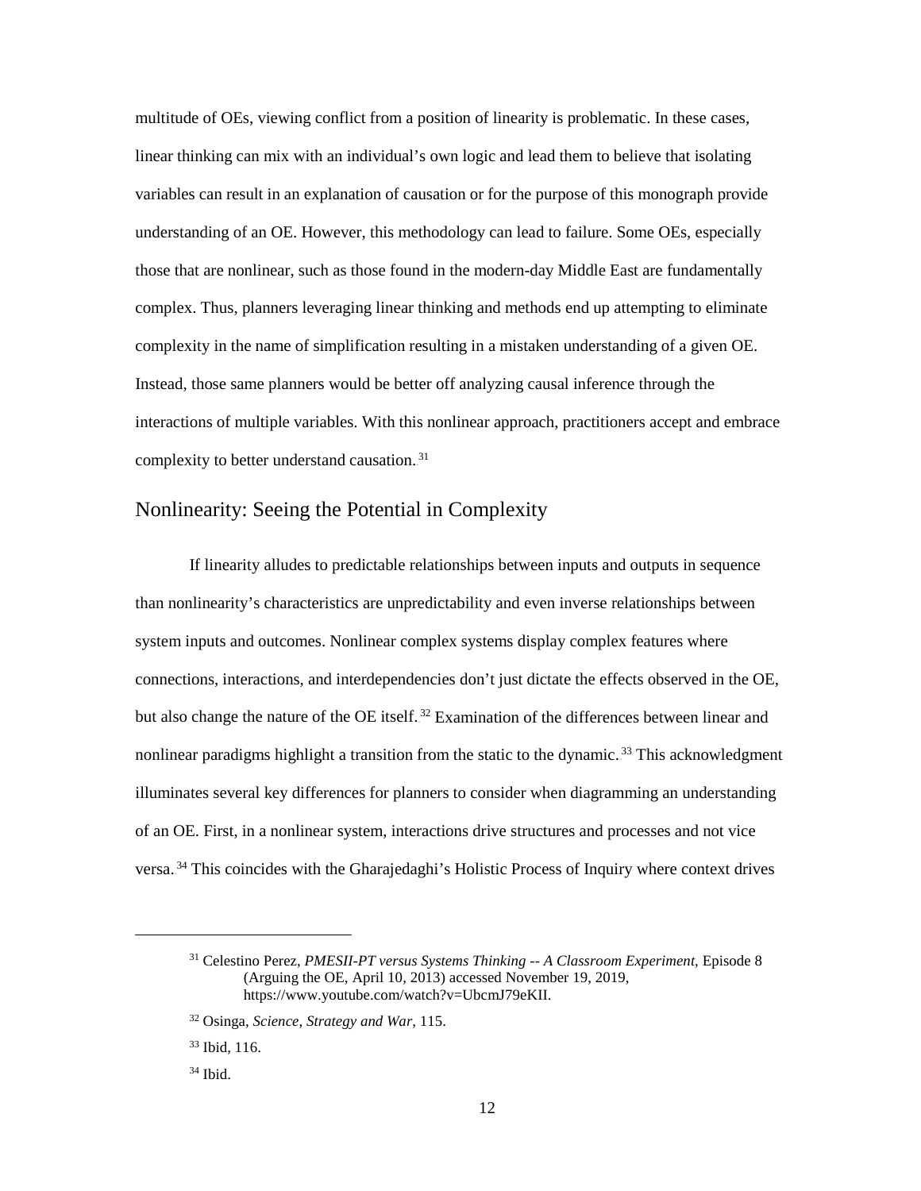multitude of OEs, viewing conflict from a position of linearity is problematic. In these cases, linear thinking can mix with an individual's own logic and lead them to believe that isolating variables can result in an explanation of causation or for the purpose of this monograph provide understanding of an OE. However, this methodology can lead to failure. Some OEs, especially those that are nonlinear, such as those found in the modern-day Middle East are fundamentally complex. Thus, planners leveraging linear thinking and methods end up attempting to eliminate complexity in the name of simplification resulting in a mistaken understanding of a given OE. Instead, those same planners would be better off analyzing causal inference through the interactions of multiple variables. With this nonlinear approach, practitioners accept and embrace complexity to better understand causation.[31]

## Nonlinearity: Seeing the Potential in Complexity

If linearity alludes to predictable relationships between inputs and outputs in sequence than nonlinearity's characteristics are unpredictability and even inverse relationships between system inputs and outcomes. Nonlinear complex systems display complex features where connections, interactions, and interdependencies don't just dictate the effects observed in the OE, but also change the nature of the OE itself.[32] Examination of the differences between linear and nonlinear paradigms highlight a transition from the static to the dynamic.[33] This acknowledgment illuminates several key differences for planners to consider when diagramming an understanding of an OE. First, in a nonlinear system, interactions drive structures and processes and not vice versa.[34] This coincides with the Gharajedaghi's Holistic Process of Inquiry where context drives

---

[31] Celestino Perez, *PMESII-PT versus Systems Thinking -- A Classroom Experiment*, Episode 8 (Arguing the OE, April 10, 2013) accessed November 19, 2019, https://www.youtube.com/watch?v=UbcmJ79eKII.

[32] Osinga, *Science, Strategy and War,* 115.

[33] Ibid, 116.

[34] Ibid.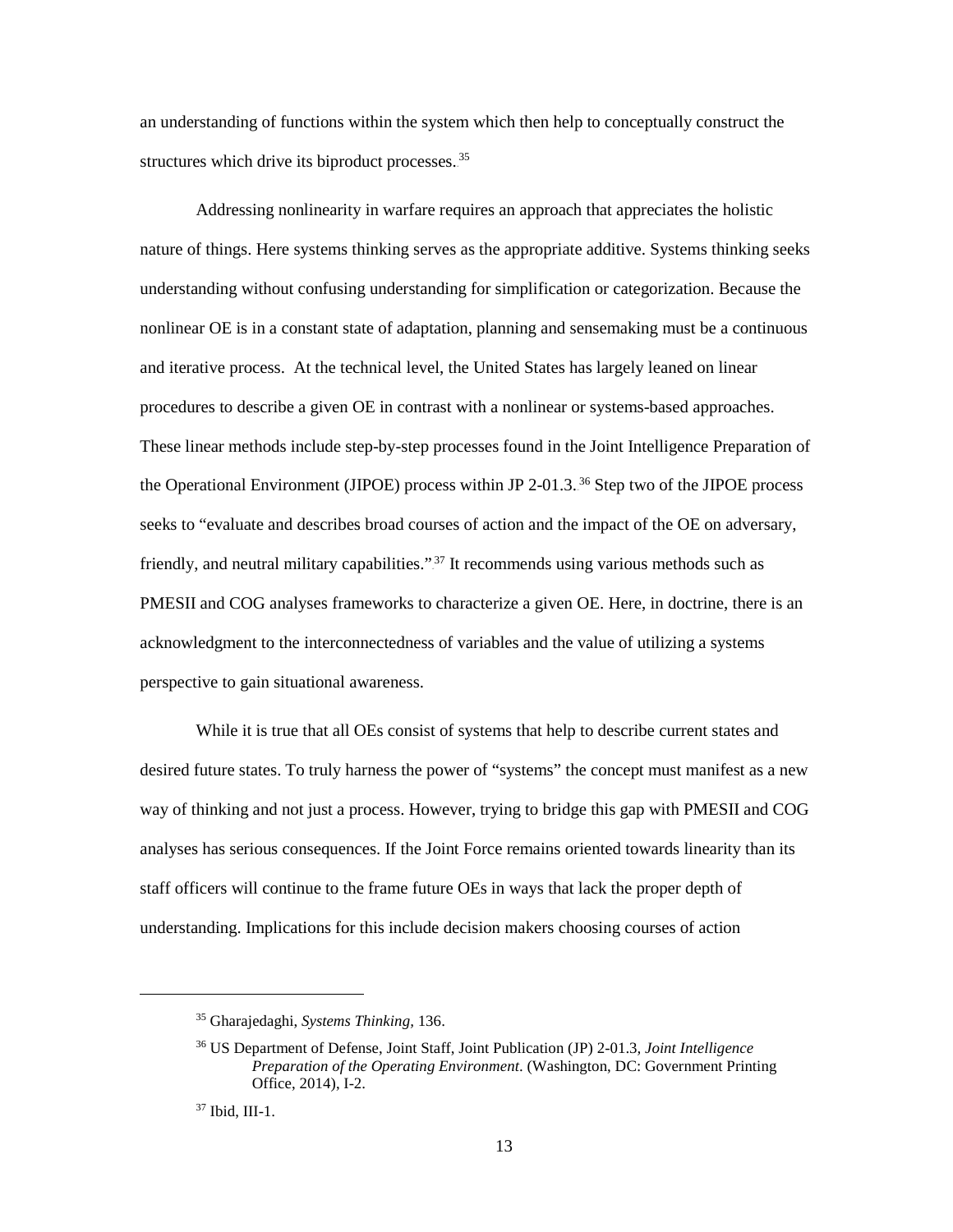an understanding of functions within the system which then help to conceptually construct the structures which drive its biproduct processes.[35]

Addressing nonlinearity in warfare requires an approach that appreciates the holistic nature of things. Here systems thinking serves as the appropriate additive. Systems thinking seeks understanding without confusing understanding for simplification or categorization. Because the nonlinear OE is in a constant state of adaptation, planning and sensemaking must be a continuous and iterative process. At the technical level, the United States has largely leaned on linear procedures to describe a given OE in contrast with a nonlinear or systems-based approaches. These linear methods include step-by-step processes found in the Joint Intelligence Preparation of the Operational Environment (JIPOE) process within JP 2-01.3.[36] Step two of the JIPOE process seeks to "evaluate and describes broad courses of action and the impact of the OE on adversary, friendly, and neutral military capabilities."[37] It recommends using various methods such as PMESII and COG analyses frameworks to characterize a given OE. Here, in doctrine, there is an acknowledgment to the interconnectedness of variables and the value of utilizing a systems perspective to gain situational awareness.

While it is true that all OEs consist of systems that help to describe current states and desired future states. To truly harness the power of "systems" the concept must manifest as a new way of thinking and not just a process. However, trying to bridge this gap with PMESII and COG analyses has serious consequences. If the Joint Force remains oriented towards linearity than its staff officers will continue to the frame future OEs in ways that lack the proper depth of understanding. Implications for this include decision makers choosing courses of action

---

[35] Gharajedaghi, *Systems Thinking*, 136.

[36] US Department of Defense, Joint Staff, Joint Publication (JP) 2-01.3, *Joint Intelligence Preparation of the Operating Environment*. (Washington, DC: Government Printing Office, 2014), I-2.

[37] Ibid, III-1.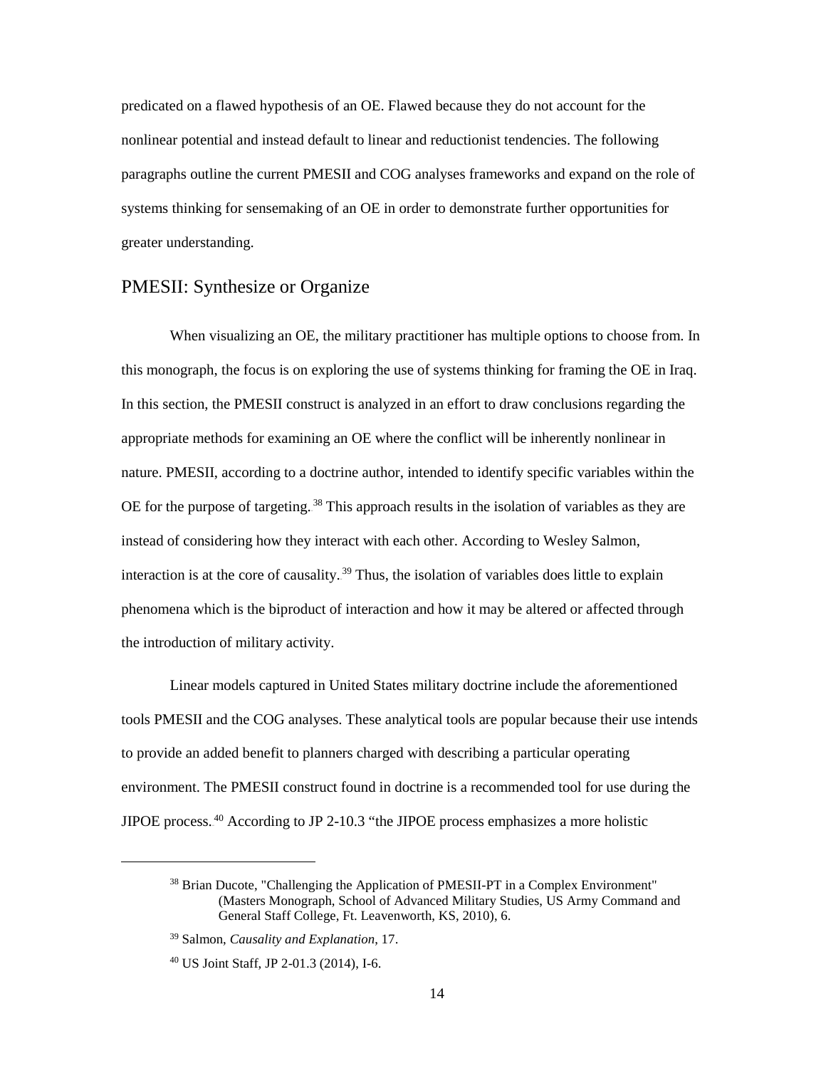predicated on a flawed hypothesis of an OE. Flawed because they do not account for the nonlinear potential and instead default to linear and reductionist tendencies. The following paragraphs outline the current PMESII and COG analyses frameworks and expand on the role of systems thinking for sensemaking of an OE in order to demonstrate further opportunities for greater understanding.

## PMESII: Synthesize or Organize

When visualizing an OE, the military practitioner has multiple options to choose from. In this monograph, the focus is on exploring the use of systems thinking for framing the OE in Iraq. In this section, the PMESII construct is analyzed in an effort to draw conclusions regarding the appropriate methods for examining an OE where the conflict will be inherently nonlinear in nature. PMESII, according to a doctrine author, intended to identify specific variables within the OE for the purpose of targeting.[38] This approach results in the isolation of variables as they are instead of considering how they interact with each other. According to Wesley Salmon, interaction is at the core of causality.[39] Thus, the isolation of variables does little to explain phenomena which is the biproduct of interaction and how it may be altered or affected through the introduction of military activity.

Linear models captured in United States military doctrine include the aforementioned tools PMESII and the COG analyses. These analytical tools are popular because their use intends to provide an added benefit to planners charged with describing a particular operating environment. The PMESII construct found in doctrine is a recommended tool for use during the JIPOE process.[40] According to JP 2-10.3 "the JIPOE process emphasizes a more holistic

---

[38] Brian Ducote, "Challenging the Application of PMESII-PT in a Complex Environment" (Masters Monograph, School of Advanced Military Studies, US Army Command and General Staff College, Ft. Leavenworth, KS, 2010), 6.

[39] Salmon, *Causality and Explanation*, 17.

[40] US Joint Staff, JP 2-01.3 (2014), I-6.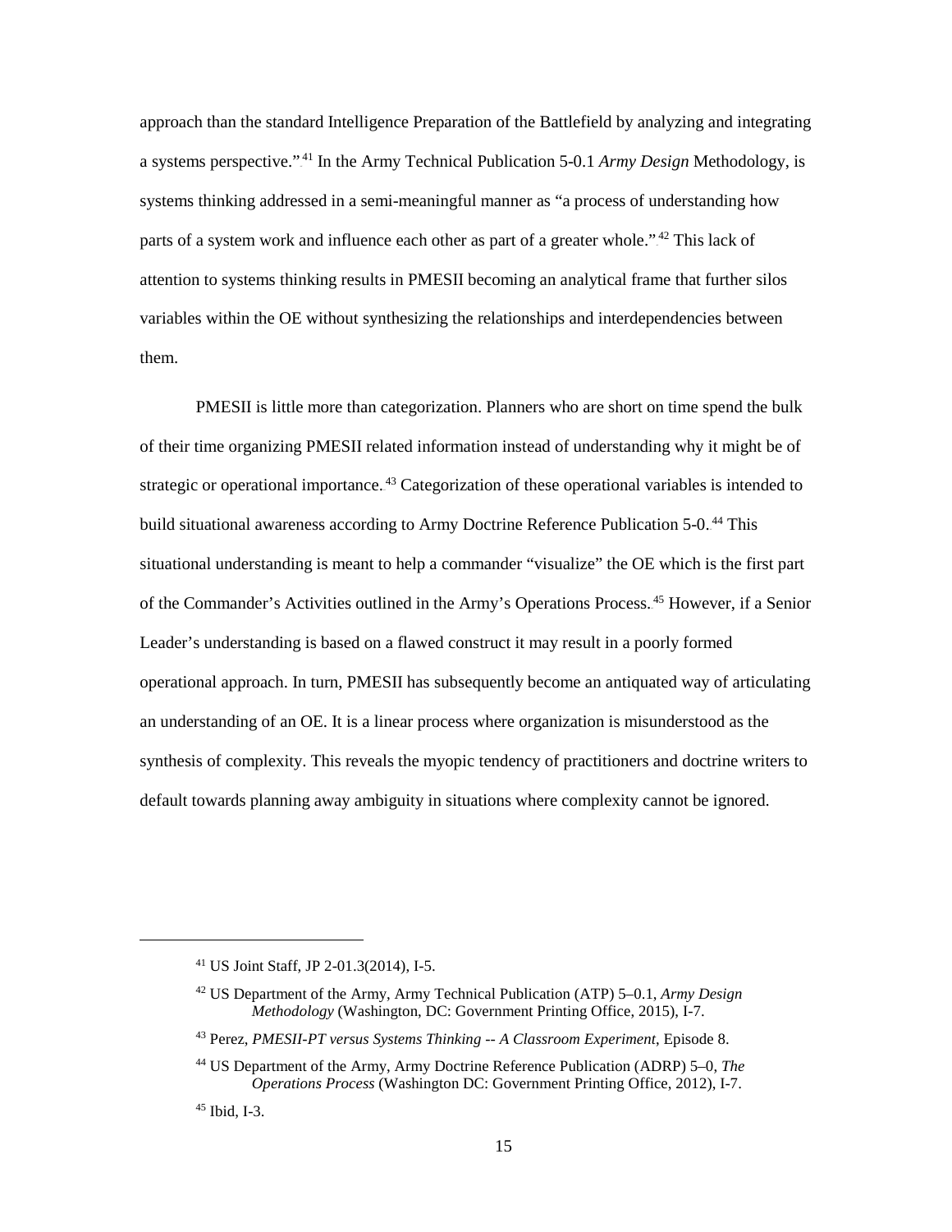approach than the standard Intelligence Preparation of the Battlefield by analyzing and integrating a systems perspective."[41] In the Army Technical Publication 5-0.1 *Army Design* Methodology, is systems thinking addressed in a semi-meaningful manner as "a process of understanding how parts of a system work and influence each other as part of a greater whole."[42] This lack of attention to systems thinking results in PMESII becoming an analytical frame that further silos variables within the OE without synthesizing the relationships and interdependencies between them.

PMESII is little more than categorization. Planners who are short on time spend the bulk of their time organizing PMESII related information instead of understanding why it might be of strategic or operational importance.[43] Categorization of these operational variables is intended to build situational awareness according to Army Doctrine Reference Publication 5-0.[44] This situational understanding is meant to help a commander "visualize" the OE which is the first part of the Commander's Activities outlined in the Army's Operations Process.[45] However, if a Senior Leader's understanding is based on a flawed construct it may result in a poorly formed operational approach. In turn, PMESII has subsequently become an antiquated way of articulating an understanding of an OE. It is a linear process where organization is misunderstood as the synthesis of complexity. This reveals the myopic tendency of practitioners and doctrine writers to default towards planning away ambiguity in situations where complexity cannot be ignored.

---

[41] US Joint Staff, JP 2-01.3(2014), I-5.

[42] US Department of the Army, Army Technical Publication (ATP) 5–0.1, *Army Design Methodology* (Washington, DC: Government Printing Office, 2015), I-7.

[43] Perez, *PMESII-PT versus Systems Thinking -- A Classroom Experiment*, Episode 8.

[44] US Department of the Army, Army Doctrine Reference Publication (ADRP) 5–0, *The Operations Process* (Washington DC: Government Printing Office, 2012), I-7.

[45] Ibid, I-3.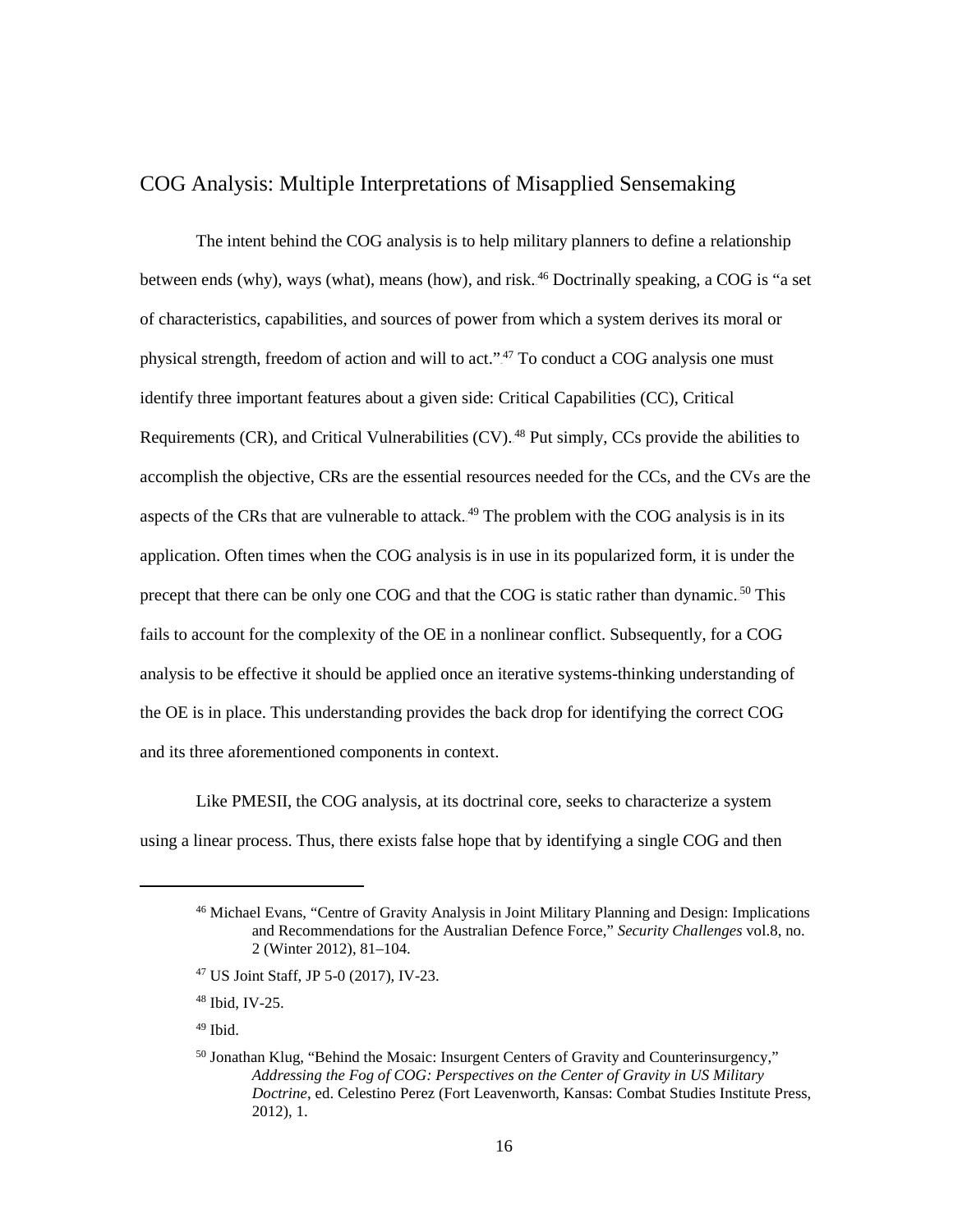## COG Analysis: Multiple Interpretations of Misapplied Sensemaking

The intent behind the COG analysis is to help military planners to define a relationship between ends (why), ways (what), means (how), and risk.[46] Doctrinally speaking, a COG is "a set of characteristics, capabilities, and sources of power from which a system derives its moral or physical strength, freedom of action and will to act."[47] To conduct a COG analysis one must identify three important features about a given side: Critical Capabilities (CC), Critical Requirements (CR), and Critical Vulnerabilities (CV).[48] Put simply, CCs provide the abilities to accomplish the objective, CRs are the essential resources needed for the CCs, and the CVs are the aspects of the CRs that are vulnerable to attack.[49] The problem with the COG analysis is in its application. Often times when the COG analysis is in use in its popularized form, it is under the precept that there can be only one COG and that the COG is static rather than dynamic.[50] This fails to account for the complexity of the OE in a nonlinear conflict. Subsequently, for a COG analysis to be effective it should be applied once an iterative systems-thinking understanding of the OE is in place. This understanding provides the back drop for identifying the correct COG and its three aforementioned components in context.

Like PMESII, the COG analysis, at its doctrinal core, seeks to characterize a system using a linear process. Thus, there exists false hope that by identifying a single COG and then

---

[46] Michael Evans, "Centre of Gravity Analysis in Joint Military Planning and Design: Implications and Recommendations for the Australian Defence Force," *Security Challenges* vol.8, no. 2 (Winter 2012), 81–104.

[47] US Joint Staff, JP 5-0 (2017), IV-23.

[48] Ibid, IV-25.

[49] Ibid.

[50] Jonathan Klug, "Behind the Mosaic: Insurgent Centers of Gravity and Counterinsurgency," *Addressing the Fog of COG: Perspectives on the Center of Gravity in US Military Doctrine*, ed. Celestino Perez (Fort Leavenworth, Kansas: Combat Studies Institute Press, 2012), 1.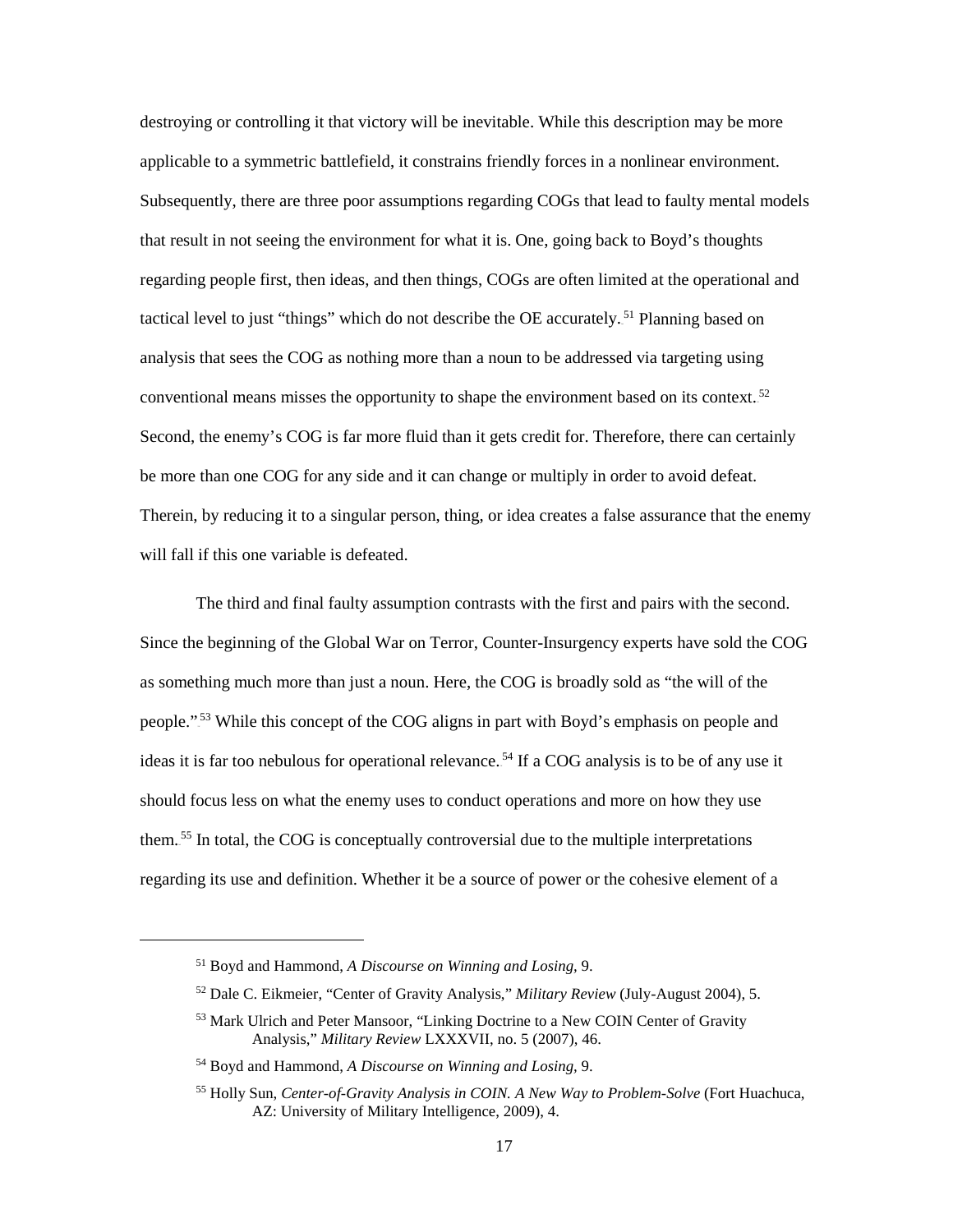destroying or controlling it that victory will be inevitable. While this description may be more applicable to a symmetric battlefield, it constrains friendly forces in a nonlinear environment. Subsequently, there are three poor assumptions regarding COGs that lead to faulty mental models that result in not seeing the environment for what it is. One, going back to Boyd's thoughts regarding people first, then ideas, and then things, COGs are often limited at the operational and tactical level to just "things" which do not describe the OE accurately.[51] Planning based on analysis that sees the COG as nothing more than a noun to be addressed via targeting using conventional means misses the opportunity to shape the environment based on its context.[52] Second, the enemy's COG is far more fluid than it gets credit for. Therefore, there can certainly be more than one COG for any side and it can change or multiply in order to avoid defeat. Therein, by reducing it to a singular person, thing, or idea creates a false assurance that the enemy will fall if this one variable is defeated.

The third and final faulty assumption contrasts with the first and pairs with the second. Since the beginning of the Global War on Terror, Counter-Insurgency experts have sold the COG as something much more than just a noun. Here, the COG is broadly sold as "the will of the people."[53] While this concept of the COG aligns in part with Boyd's emphasis on people and ideas it is far too nebulous for operational relevance.[54] If a COG analysis is to be of any use it should focus less on what the enemy uses to conduct operations and more on how they use them.[55] In total, the COG is conceptually controversial due to the multiple interpretations regarding its use and definition. Whether it be a source of power or the cohesive element of a

---

[51] Boyd and Hammond, *A Discourse on Winning and Losing*, 9.

[52] Dale C. Eikmeier, "Center of Gravity Analysis," *Military Review* (July-August 2004), 5.

[53] Mark Ulrich and Peter Mansoor, "Linking Doctrine to a New COIN Center of Gravity Analysis," *Military Review* LXXXVII, no. 5 (2007), 46.

[54] Boyd and Hammond, *A Discourse on Winning and Losing*, 9.

[55] Holly Sun, *Center-of-Gravity Analysis in COIN. A New Way to Problem-Solve* (Fort Huachuca, AZ: University of Military Intelligence, 2009), 4.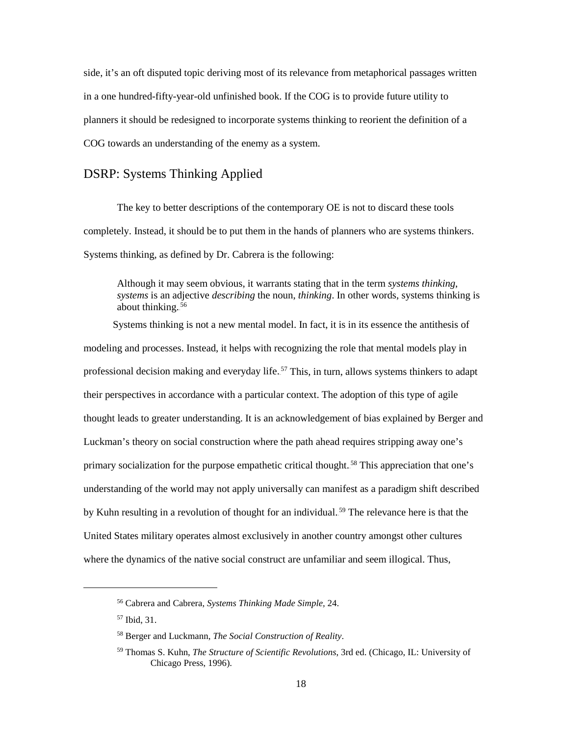side, it's an oft disputed topic deriving most of its relevance from metaphorical passages written in a one hundred-fifty-year-old unfinished book. If the COG is to provide future utility to planners it should be redesigned to incorporate systems thinking to reorient the definition of a COG towards an understanding of the enemy as a system.

## DSRP: Systems Thinking Applied

The key to better descriptions of the contemporary OE is not to discard these tools completely. Instead, it should be to put them in the hands of planners who are systems thinkers. Systems thinking, as defined by Dr. Cabrera is the following:

> Although it may seem obvious, it warrants stating that in the term *systems thinking*, *systems* is an adjective *describing* the noun, *thinking*. In other words, systems thinking is about thinking.[56]

Systems thinking is not a new mental model. In fact, it is in its essence the antithesis of modeling and processes. Instead, it helps with recognizing the role that mental models play in professional decision making and everyday life.[57] This, in turn, allows systems thinkers to adapt their perspectives in accordance with a particular context. The adoption of this type of agile thought leads to greater understanding. It is an acknowledgement of bias explained by Berger and Luckman's theory on social construction where the path ahead requires stripping away one's primary socialization for the purpose empathetic critical thought.[58] This appreciation that one's understanding of the world may not apply universally can manifest as a paradigm shift described by Kuhn resulting in a revolution of thought for an individual.[59] The relevance here is that the United States military operates almost exclusively in another country amongst other cultures where the dynamics of the native social construct are unfamiliar and seem illogical. Thus,

---

[56] Cabrera and Cabrera, *Systems Thinking Made Simple*, 24.

[57] Ibid, 31.

[58] Berger and Luckmann, *The Social Construction of Reality*.

[59] Thomas S. Kuhn, *The Structure of Scientific Revolutions*, 3rd ed. (Chicago, IL: University of Chicago Press, 1996).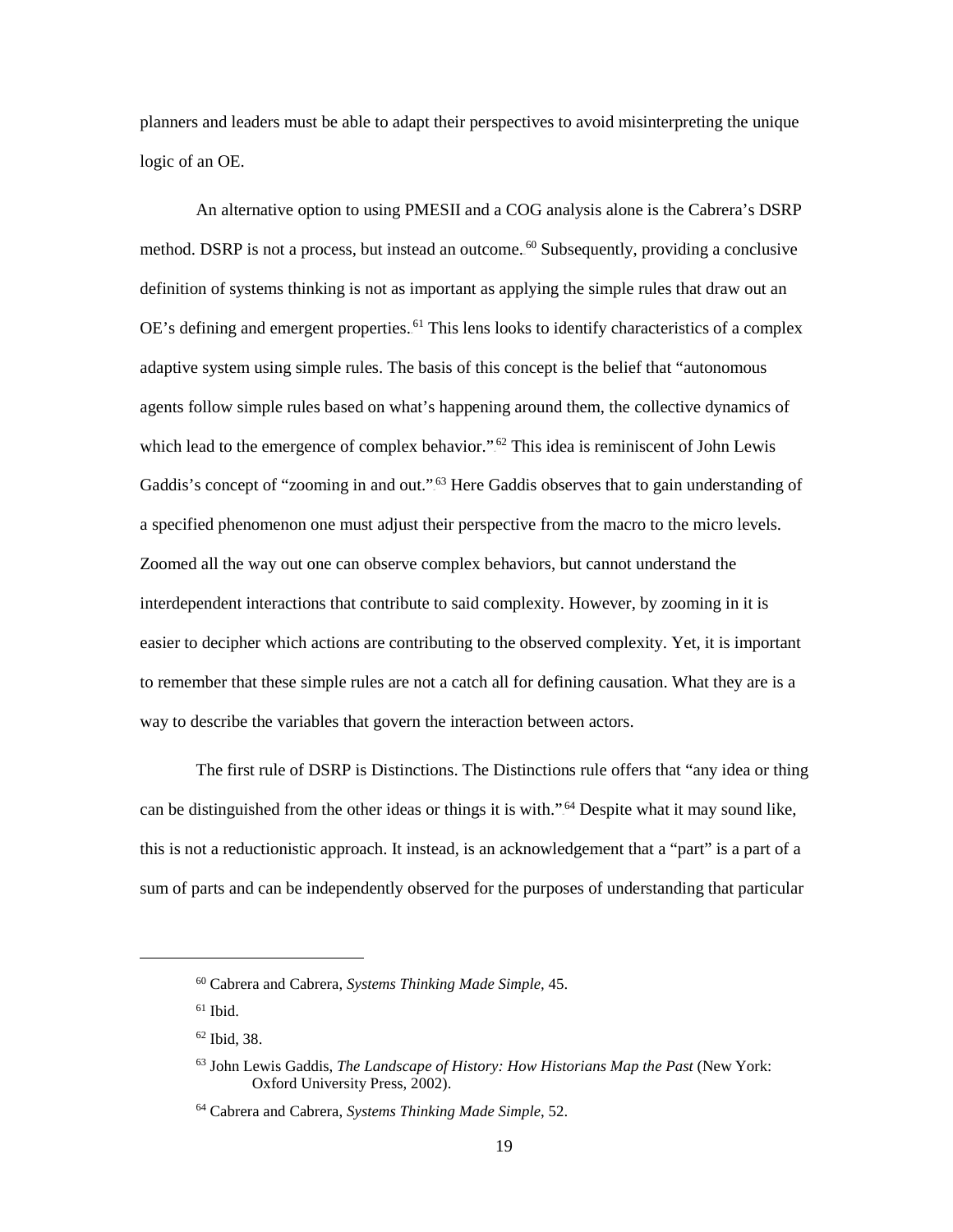planners and leaders must be able to adapt their perspectives to avoid misinterpreting the unique logic of an OE.

An alternative option to using PMESII and a COG analysis alone is the Cabrera's DSRP method. DSRP is not a process, but instead an outcome.[60] Subsequently, providing a conclusive definition of systems thinking is not as important as applying the simple rules that draw out an OE's defining and emergent properties.[61] This lens looks to identify characteristics of a complex adaptive system using simple rules. The basis of this concept is the belief that "autonomous agents follow simple rules based on what's happening around them, the collective dynamics of which lead to the emergence of complex behavior."[62] This idea is reminiscent of John Lewis Gaddis's concept of "zooming in and out."[63] Here Gaddis observes that to gain understanding of a specified phenomenon one must adjust their perspective from the macro to the micro levels. Zoomed all the way out one can observe complex behaviors, but cannot understand the interdependent interactions that contribute to said complexity. However, by zooming in it is easier to decipher which actions are contributing to the observed complexity. Yet, it is important to remember that these simple rules are not a catch all for defining causation. What they are is a way to describe the variables that govern the interaction between actors.

The first rule of DSRP is Distinctions. The Distinctions rule offers that "any idea or thing can be distinguished from the other ideas or things it is with."[64] Despite what it may sound like, this is not a reductionistic approach. It instead, is an acknowledgement that a "part" is a part of a sum of parts and can be independently observed for the purposes of understanding that particular

---

[60] Cabrera and Cabrera, *Systems Thinking Made Simple*, 45.

[61] Ibid.

[62] Ibid, 38.

[63] John Lewis Gaddis, *The Landscape of History: How Historians Map the Past* (New York: Oxford University Press, 2002).

[64] Cabrera and Cabrera, *Systems Thinking Made Simple*, 52.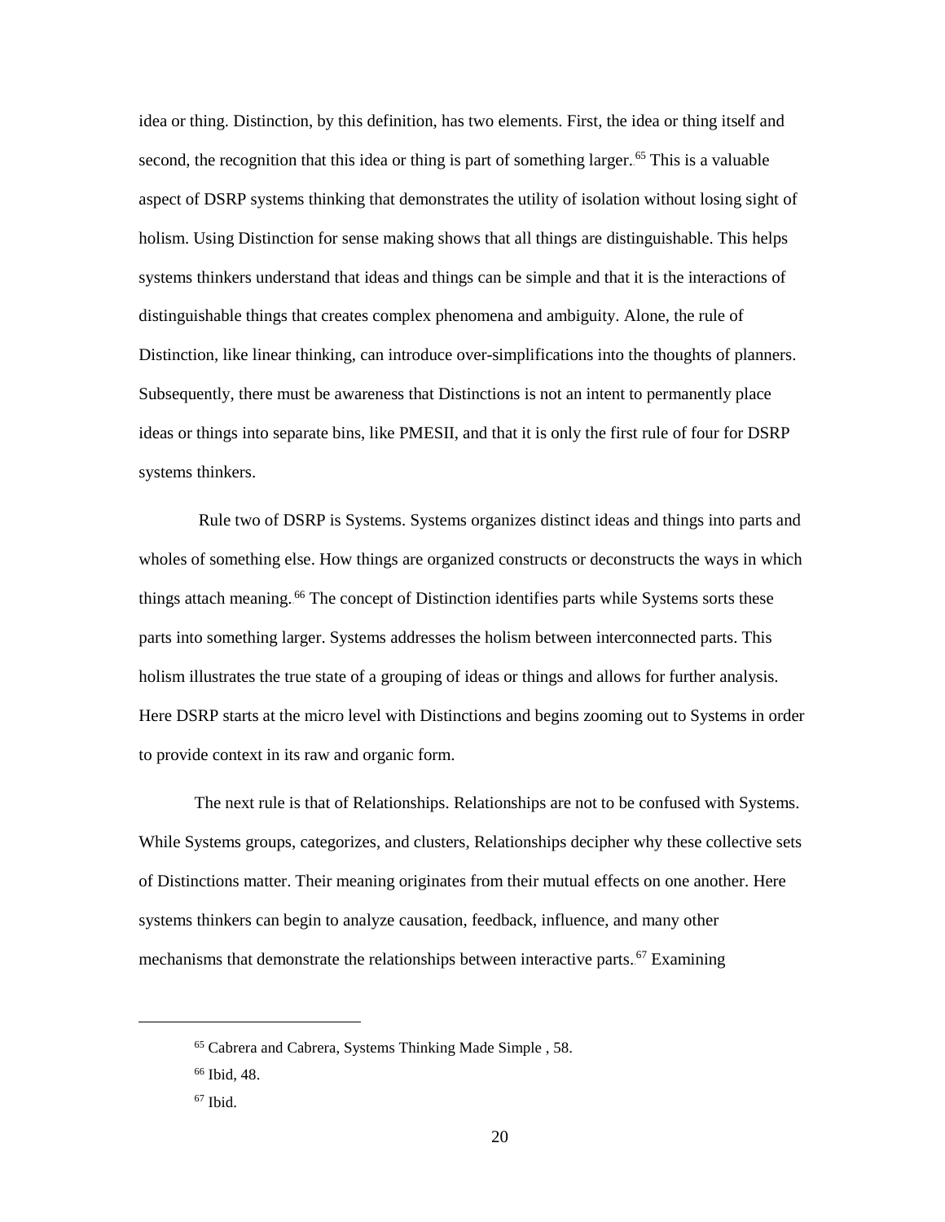idea or thing. Distinction, by this definition, has two elements. First, the idea or thing itself and second, the recognition that this idea or thing is part of something larger.[65] This is a valuable aspect of DSRP systems thinking that demonstrates the utility of isolation without losing sight of holism. Using Distinction for sense making shows that all things are distinguishable. This helps systems thinkers understand that ideas and things can be simple and that it is the interactions of distinguishable things that creates complex phenomena and ambiguity. Alone, the rule of Distinction, like linear thinking, can introduce over-simplifications into the thoughts of planners. Subsequently, there must be awareness that Distinctions is not an intent to permanently place ideas or things into separate bins, like PMESII, and that it is only the first rule of four for DSRP systems thinkers.

Rule two of DSRP is Systems. Systems organizes distinct ideas and things into parts and wholes of something else. How things are organized constructs or deconstructs the ways in which things attach meaning.[66] The concept of Distinction identifies parts while Systems sorts these parts into something larger. Systems addresses the holism between interconnected parts. This holism illustrates the true state of a grouping of ideas or things and allows for further analysis. Here DSRP starts at the micro level with Distinctions and begins zooming out to Systems in order to provide context in its raw and organic form.

The next rule is that of Relationships. Relationships are not to be confused with Systems. While Systems groups, categorizes, and clusters, Relationships decipher why these collective sets of Distinctions matter. Their meaning originates from their mutual effects on one another. Here systems thinkers can begin to analyze causation, feedback, influence, and many other mechanisms that demonstrate the relationships between interactive parts.[67] Examining

---

[65] Cabrera and Cabrera, Systems Thinking Made Simple , 58.

[66] Ibid, 48.

[67] Ibid.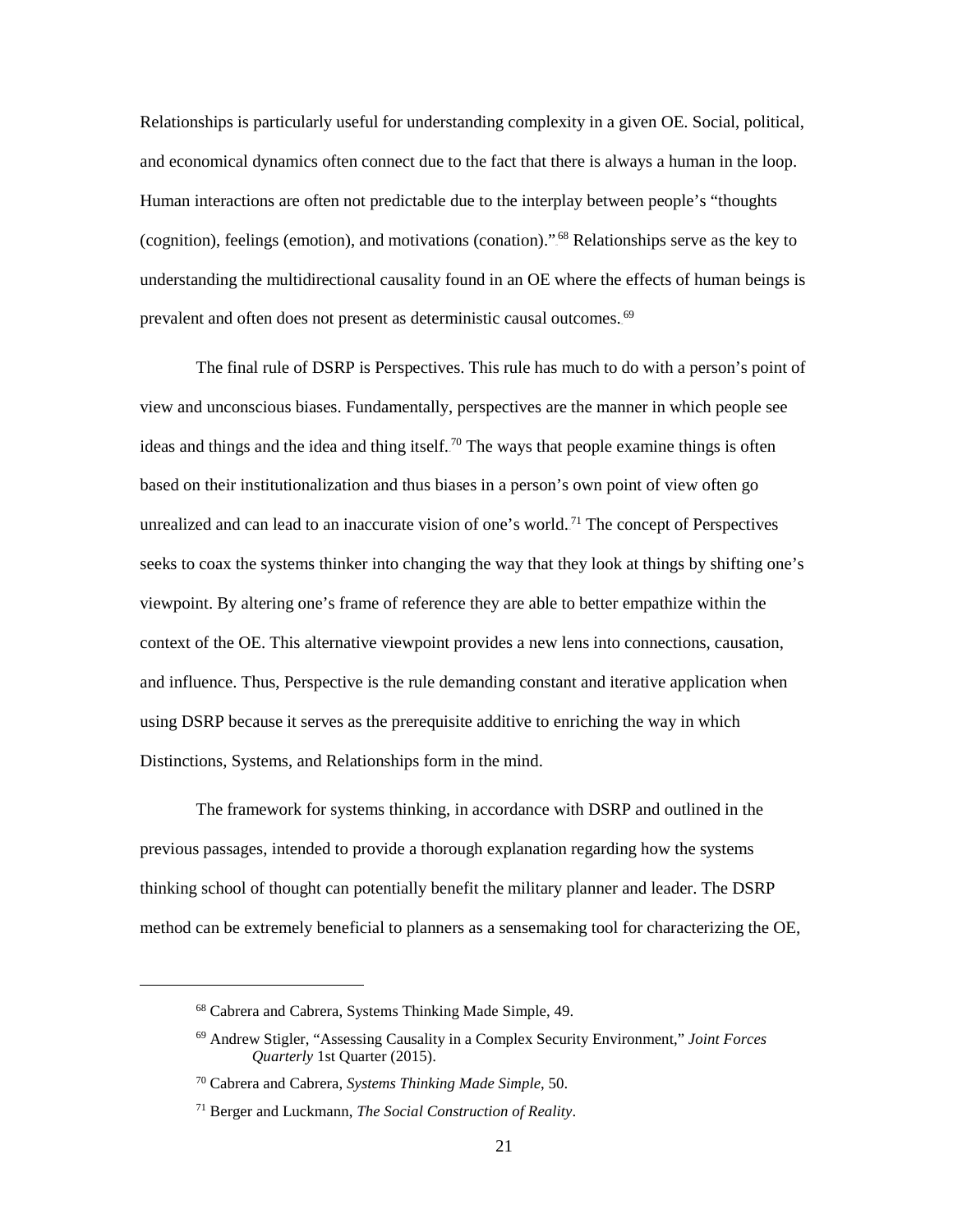Relationships is particularly useful for understanding complexity in a given OE. Social, political, and economical dynamics often connect due to the fact that there is always a human in the loop. Human interactions are often not predictable due to the interplay between people's "thoughts (cognition), feelings (emotion), and motivations (conation)."[68] Relationships serve as the key to understanding the multidirectional causality found in an OE where the effects of human beings is prevalent and often does not present as deterministic causal outcomes.[69]

The final rule of DSRP is Perspectives. This rule has much to do with a person's point of view and unconscious biases. Fundamentally, perspectives are the manner in which people see ideas and things and the idea and thing itself.[70] The ways that people examine things is often based on their institutionalization and thus biases in a person's own point of view often go unrealized and can lead to an inaccurate vision of one's world.[71] The concept of Perspectives seeks to coax the systems thinker into changing the way that they look at things by shifting one's viewpoint. By altering one's frame of reference they are able to better empathize within the context of the OE. This alternative viewpoint provides a new lens into connections, causation, and influence. Thus, Perspective is the rule demanding constant and iterative application when using DSRP because it serves as the prerequisite additive to enriching the way in which Distinctions, Systems, and Relationships form in the mind.

The framework for systems thinking, in accordance with DSRP and outlined in the previous passages, intended to provide a thorough explanation regarding how the systems thinking school of thought can potentially benefit the military planner and leader. The DSRP method can be extremely beneficial to planners as a sensemaking tool for characterizing the OE,

---

[68] Cabrera and Cabrera, Systems Thinking Made Simple, 49.

[69] Andrew Stigler, "Assessing Causality in a Complex Security Environment," *Joint Forces Quarterly* 1st Quarter (2015).

[70] Cabrera and Cabrera, *Systems Thinking Made Simple*, 50.

[71] Berger and Luckmann, *The Social Construction of Reality*.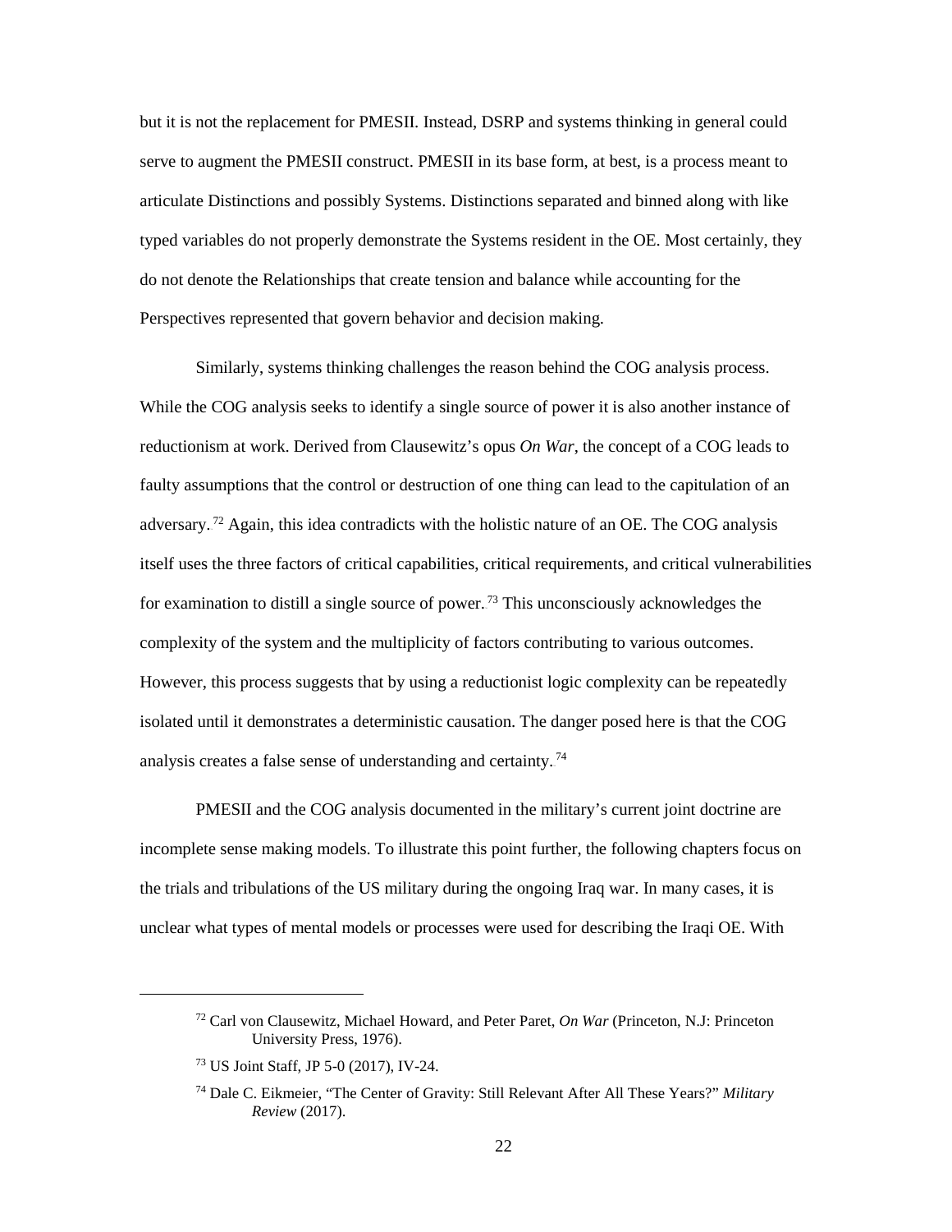but it is not the replacement for PMESII. Instead, DSRP and systems thinking in general could serve to augment the PMESII construct. PMESII in its base form, at best, is a process meant to articulate Distinctions and possibly Systems. Distinctions separated and binned along with like typed variables do not properly demonstrate the Systems resident in the OE. Most certainly, they do not denote the Relationships that create tension and balance while accounting for the Perspectives represented that govern behavior and decision making.

Similarly, systems thinking challenges the reason behind the COG analysis process. While the COG analysis seeks to identify a single source of power it is also another instance of reductionism at work. Derived from Clausewitz's opus *On War*, the concept of a COG leads to faulty assumptions that the control or destruction of one thing can lead to the capitulation of an adversary.[72] Again, this idea contradicts with the holistic nature of an OE. The COG analysis itself uses the three factors of critical capabilities, critical requirements, and critical vulnerabilities for examination to distill a single source of power.[73] This unconsciously acknowledges the complexity of the system and the multiplicity of factors contributing to various outcomes. However, this process suggests that by using a reductionist logic complexity can be repeatedly isolated until it demonstrates a deterministic causation. The danger posed here is that the COG analysis creates a false sense of understanding and certainty.[74]

PMESII and the COG analysis documented in the military's current joint doctrine are incomplete sense making models. To illustrate this point further, the following chapters focus on the trials and tribulations of the US military during the ongoing Iraq war. In many cases, it is unclear what types of mental models or processes were used for describing the Iraqi OE. With

---

[72] Carl von Clausewitz, Michael Howard, and Peter Paret, *On War* (Princeton, N.J: Princeton University Press, 1976).

[73] US Joint Staff, JP 5-0 (2017), IV-24.

[74] Dale C. Eikmeier, "The Center of Gravity: Still Relevant After All These Years?" *Military Review* (2017).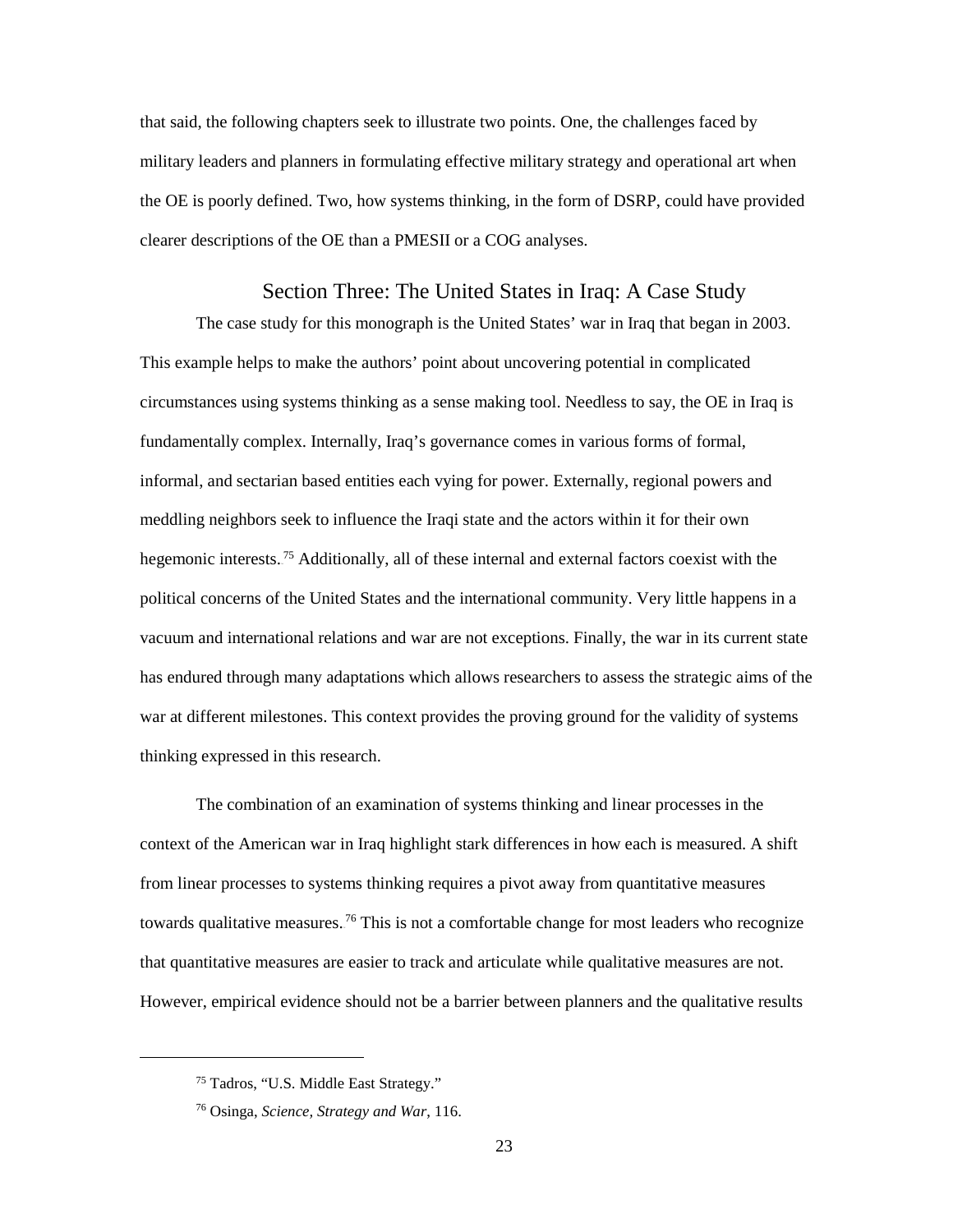that said, the following chapters seek to illustrate two points. One, the challenges faced by military leaders and planners in formulating effective military strategy and operational art when the OE is poorly defined. Two, how systems thinking, in the form of DSRP, could have provided clearer descriptions of the OE than a PMESII or a COG analyses.

## Section Three: The United States in Iraq: A Case Study

The case study for this monograph is the United States' war in Iraq that began in 2003. This example helps to make the authors' point about uncovering potential in complicated circumstances using systems thinking as a sense making tool. Needless to say, the OE in Iraq is fundamentally complex. Internally, Iraq's governance comes in various forms of formal, informal, and sectarian based entities each vying for power. Externally, regional powers and meddling neighbors seek to influence the Iraqi state and the actors within it for their own hegemonic interests.[75] Additionally, all of these internal and external factors coexist with the political concerns of the United States and the international community. Very little happens in a vacuum and international relations and war are not exceptions. Finally, the war in its current state has endured through many adaptations which allows researchers to assess the strategic aims of the war at different milestones. This context provides the proving ground for the validity of systems thinking expressed in this research.

The combination of an examination of systems thinking and linear processes in the context of the American war in Iraq highlight stark differences in how each is measured. A shift from linear processes to systems thinking requires a pivot away from quantitative measures towards qualitative measures.[76] This is not a comfortable change for most leaders who recognize that quantitative measures are easier to track and articulate while qualitative measures are not. However, empirical evidence should not be a barrier between planners and the qualitative results

---

[75] Tadros, "U.S. Middle East Strategy."

[76] Osinga, *Science, Strategy and War*, 116.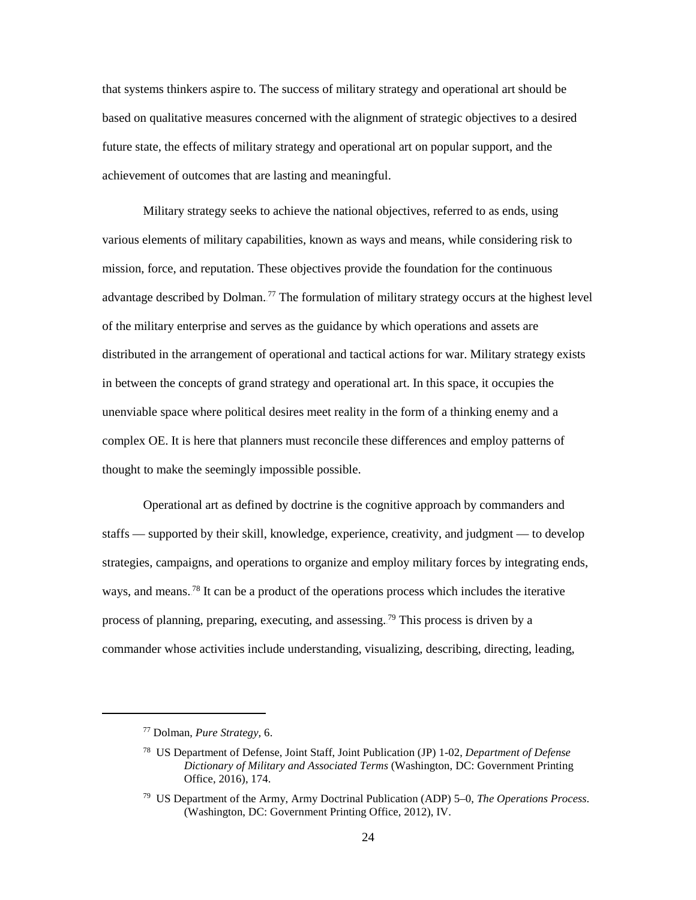that systems thinkers aspire to. The success of military strategy and operational art should be based on qualitative measures concerned with the alignment of strategic objectives to a desired future state, the effects of military strategy and operational art on popular support, and the achievement of outcomes that are lasting and meaningful.

Military strategy seeks to achieve the national objectives, referred to as ends, using various elements of military capabilities, known as ways and means, while considering risk to mission, force, and reputation. These objectives provide the foundation for the continuous advantage described by Dolman.[77] The formulation of military strategy occurs at the highest level of the military enterprise and serves as the guidance by which operations and assets are distributed in the arrangement of operational and tactical actions for war. Military strategy exists in between the concepts of grand strategy and operational art. In this space, it occupies the unenviable space where political desires meet reality in the form of a thinking enemy and a complex OE. It is here that planners must reconcile these differences and employ patterns of thought to make the seemingly impossible possible.

Operational art as defined by doctrine is the cognitive approach by commanders and staffs — supported by their skill, knowledge, experience, creativity, and judgment — to develop strategies, campaigns, and operations to organize and employ military forces by integrating ends, ways, and means.[78] It can be a product of the operations process which includes the iterative process of planning, preparing, executing, and assessing.[79] This process is driven by a commander whose activities include understanding, visualizing, describing, directing, leading,

---

[77] Dolman, *Pure Strategy*, 6.

[78] US Department of Defense, Joint Staff, Joint Publication (JP) 1-02, *Department of Defense Dictionary of Military and Associated Terms* (Washington, DC: Government Printing Office, 2016), 174.

[79] US Department of the Army, Army Doctrinal Publication (ADP) 5–0, *The Operations Process*. (Washington, DC: Government Printing Office, 2012), IV.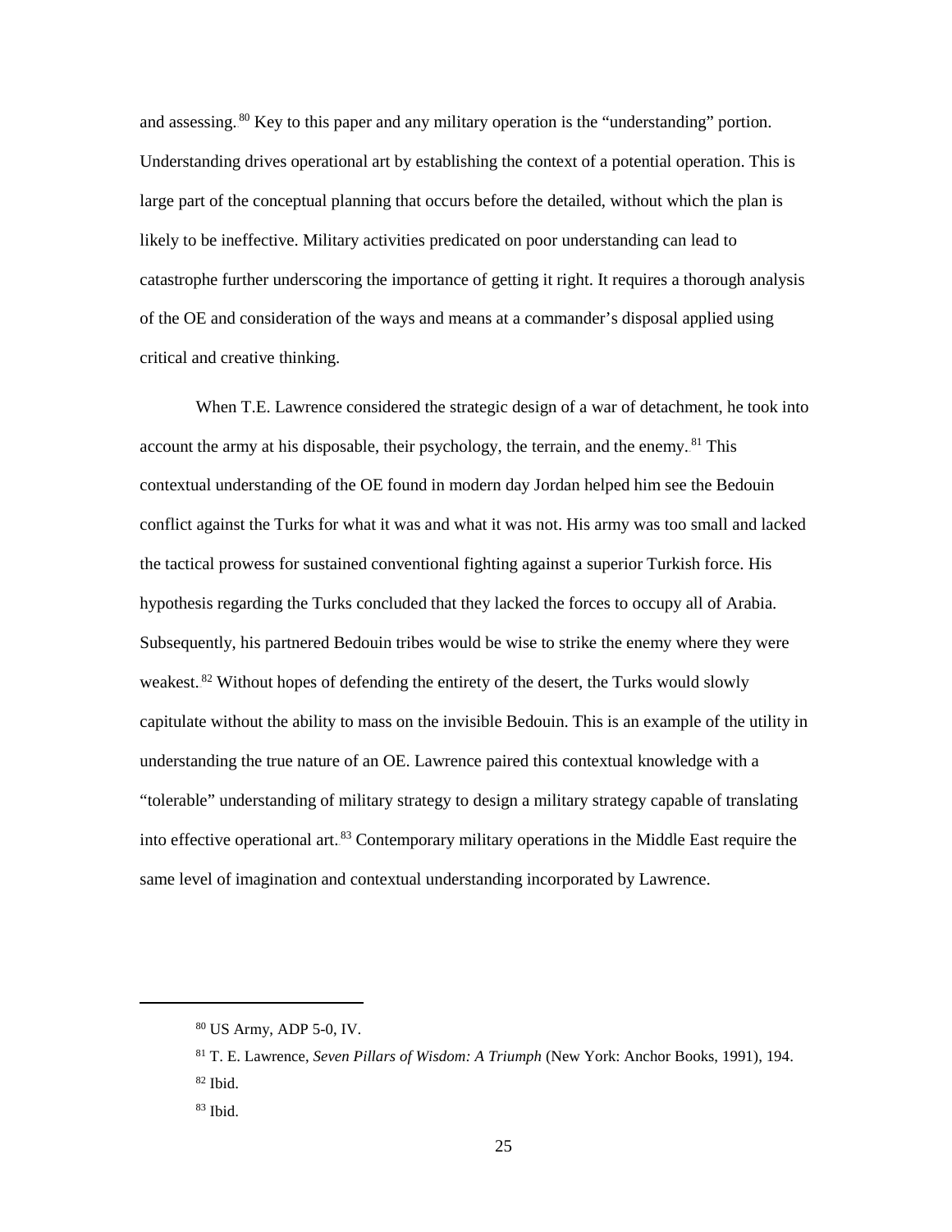and assessing.[80] Key to this paper and any military operation is the "understanding" portion. Understanding drives operational art by establishing the context of a potential operation. This is large part of the conceptual planning that occurs before the detailed, without which the plan is likely to be ineffective. Military activities predicated on poor understanding can lead to catastrophe further underscoring the importance of getting it right. It requires a thorough analysis of the OE and consideration of the ways and means at a commander's disposal applied using critical and creative thinking.

When T.E. Lawrence considered the strategic design of a war of detachment, he took into account the army at his disposable, their psychology, the terrain, and the enemy.[81] This contextual understanding of the OE found in modern day Jordan helped him see the Bedouin conflict against the Turks for what it was and what it was not. His army was too small and lacked the tactical prowess for sustained conventional fighting against a superior Turkish force. His hypothesis regarding the Turks concluded that they lacked the forces to occupy all of Arabia. Subsequently, his partnered Bedouin tribes would be wise to strike the enemy where they were weakest.[82] Without hopes of defending the entirety of the desert, the Turks would slowly capitulate without the ability to mass on the invisible Bedouin. This is an example of the utility in understanding the true nature of an OE. Lawrence paired this contextual knowledge with a "tolerable" understanding of military strategy to design a military strategy capable of translating into effective operational art.[83] Contemporary military operations in the Middle East require the same level of imagination and contextual understanding incorporated by Lawrence.

---

[80] US Army, ADP 5-0, IV.

[81] T. E. Lawrence, *Seven Pillars of Wisdom: A Triumph* (New York: Anchor Books, 1991), 194.

[82] Ibid.

[83] Ibid.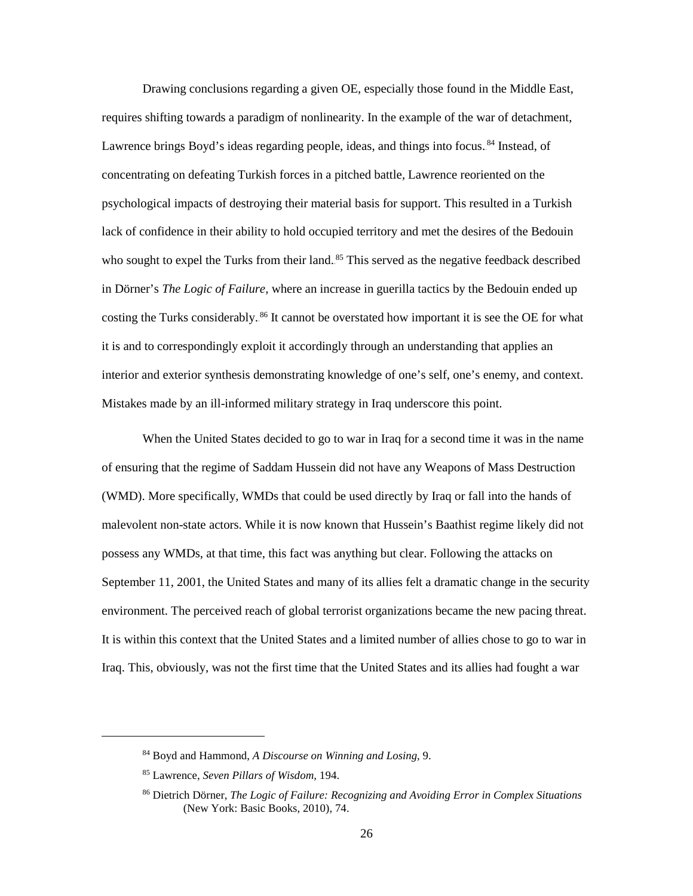Drawing conclusions regarding a given OE, especially those found in the Middle East, requires shifting towards a paradigm of nonlinearity. In the example of the war of detachment, Lawrence brings Boyd's ideas regarding people, ideas, and things into focus.[84] Instead, of concentrating on defeating Turkish forces in a pitched battle, Lawrence reoriented on the psychological impacts of destroying their material basis for support. This resulted in a Turkish lack of confidence in their ability to hold occupied territory and met the desires of the Bedouin who sought to expel the Turks from their land.[85] This served as the negative feedback described in Dörner's *The Logic of Failure*, where an increase in guerilla tactics by the Bedouin ended up costing the Turks considerably.[86] It cannot be overstated how important it is see the OE for what it is and to correspondingly exploit it accordingly through an understanding that applies an interior and exterior synthesis demonstrating knowledge of one's self, one's enemy, and context. Mistakes made by an ill-informed military strategy in Iraq underscore this point.

When the United States decided to go to war in Iraq for a second time it was in the name of ensuring that the regime of Saddam Hussein did not have any Weapons of Mass Destruction (WMD). More specifically, WMDs that could be used directly by Iraq or fall into the hands of malevolent non-state actors. While it is now known that Hussein's Baathist regime likely did not possess any WMDs, at that time, this fact was anything but clear. Following the attacks on September 11, 2001, the United States and many of its allies felt a dramatic change in the security environment. The perceived reach of global terrorist organizations became the new pacing threat. It is within this context that the United States and a limited number of allies chose to go to war in Iraq. This, obviously, was not the first time that the United States and its allies had fought a war

---

[84] Boyd and Hammond, *A Discourse on Winning and Losing*, 9.

[85] Lawrence, *Seven Pillars of Wisdom*, 194.

[86] Dietrich Dörner, *The Logic of Failure: Recognizing and Avoiding Error in Complex Situations* (New York: Basic Books, 2010), 74.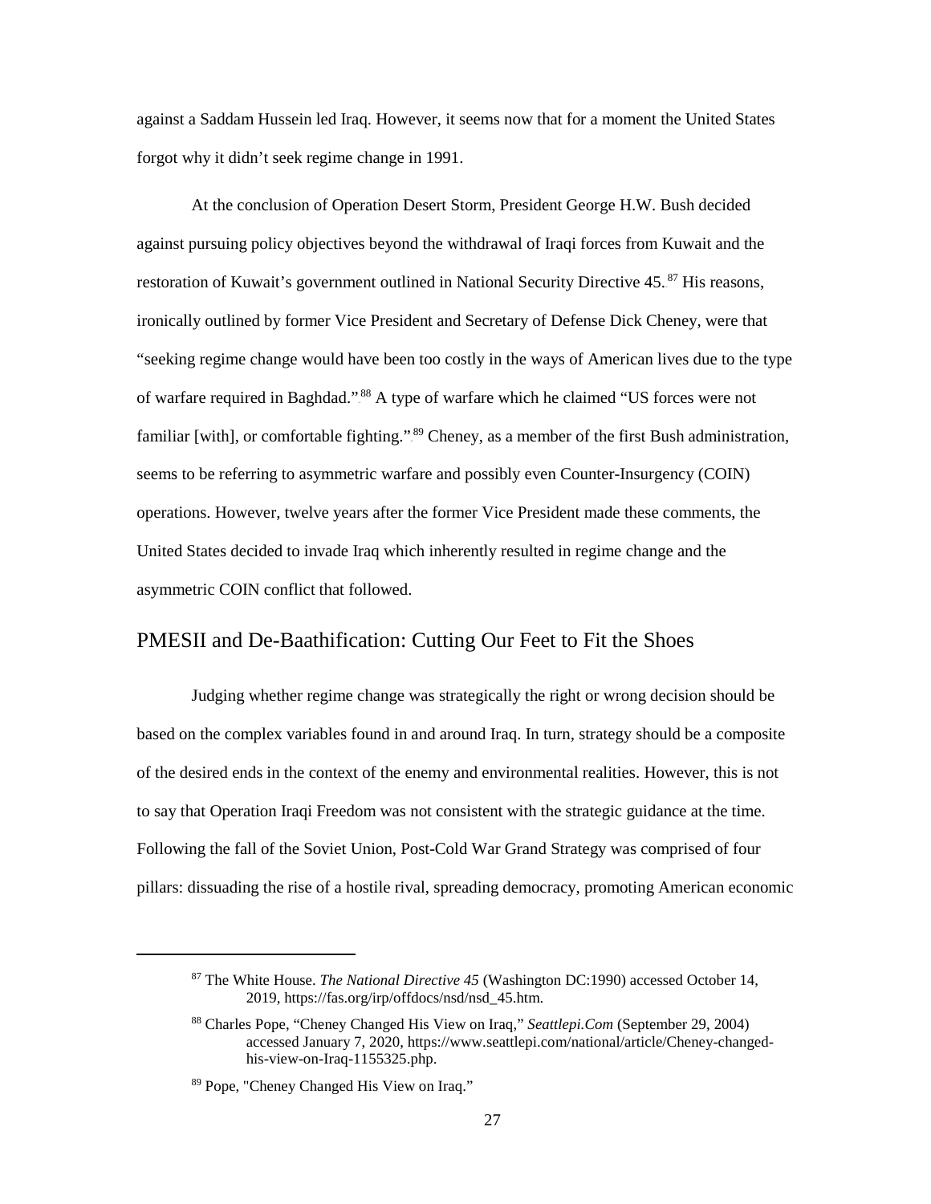against a Saddam Hussein led Iraq. However, it seems now that for a moment the United States forgot why it didn't seek regime change in 1991.

At the conclusion of Operation Desert Storm, President George H.W. Bush decided against pursuing policy objectives beyond the withdrawal of Iraqi forces from Kuwait and the restoration of Kuwait's government outlined in National Security Directive 45.[87] His reasons, ironically outlined by former Vice President and Secretary of Defense Dick Cheney, were that "seeking regime change would have been too costly in the ways of American lives due to the type of warfare required in Baghdad."[88] A type of warfare which he claimed "US forces were not familiar [with], or comfortable fighting."[89] Cheney, as a member of the first Bush administration, seems to be referring to asymmetric warfare and possibly even Counter-Insurgency (COIN) operations. However, twelve years after the former Vice President made these comments, the United States decided to invade Iraq which inherently resulted in regime change and the asymmetric COIN conflict that followed.

## PMESII and De-Baathification: Cutting Our Feet to Fit the Shoes

Judging whether regime change was strategically the right or wrong decision should be based on the complex variables found in and around Iraq. In turn, strategy should be a composite of the desired ends in the context of the enemy and environmental realities. However, this is not to say that Operation Iraqi Freedom was not consistent with the strategic guidance at the time. Following the fall of the Soviet Union, Post-Cold War Grand Strategy was comprised of four pillars: dissuading the rise of a hostile rival, spreading democracy, promoting American economic

---

[87] The White House. *The National Directive 45* (Washington DC:1990) accessed October 14, 2019, https://fas.org/irp/offdocs/nsd/nsd_45.htm.

[88] Charles Pope, "Cheney Changed His View on Iraq," *Seattlepi.Com* (September 29, 2004) accessed January 7, 2020, https://www.seattlepi.com/national/article/Cheney-changed-his-view-on-Iraq-1155325.php.

[89] Pope, "Cheney Changed His View on Iraq."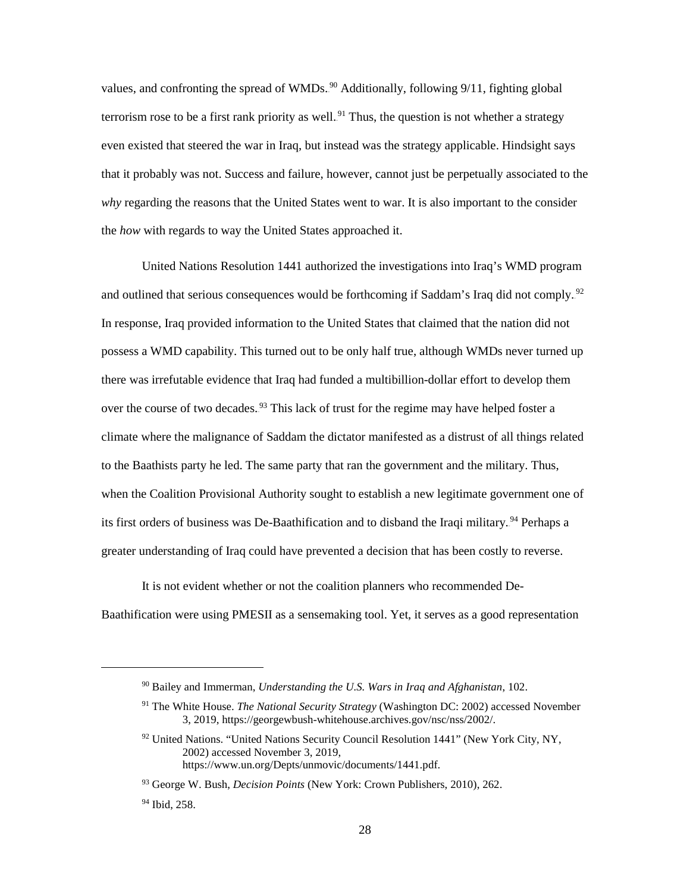values, and confronting the spread of WMDs.[90] Additionally, following 9/11, fighting global terrorism rose to be a first rank priority as well.[91] Thus, the question is not whether a strategy even existed that steered the war in Iraq, but instead was the strategy applicable. Hindsight says that it probably was not. Success and failure, however, cannot just be perpetually associated to the *why* regarding the reasons that the United States went to war. It is also important to the consider the *how* with regards to way the United States approached it.

United Nations Resolution 1441 authorized the investigations into Iraq's WMD program and outlined that serious consequences would be forthcoming if Saddam's Iraq did not comply.[92] In response, Iraq provided information to the United States that claimed that the nation did not possess a WMD capability. This turned out to be only half true, although WMDs never turned up there was irrefutable evidence that Iraq had funded a multibillion-dollar effort to develop them over the course of two decades.[93] This lack of trust for the regime may have helped foster a climate where the malignance of Saddam the dictator manifested as a distrust of all things related to the Baathists party he led. The same party that ran the government and the military. Thus, when the Coalition Provisional Authority sought to establish a new legitimate government one of its first orders of business was De-Baathification and to disband the Iraqi military.[94] Perhaps a greater understanding of Iraq could have prevented a decision that has been costly to reverse.

It is not evident whether or not the coalition planners who recommended De-Baathification were using PMESII as a sensemaking tool. Yet, it serves as a good representation

---

[90] Bailey and Immerman, *Understanding the U.S. Wars in Iraq and Afghanistan*, 102.

[91] The White House. *The National Security Strategy* (Washington DC: 2002) accessed November 3, 2019, https://georgewbush-whitehouse.archives.gov/nsc/nss/2002/.

[92] United Nations. "United Nations Security Council Resolution 1441" (New York City, NY, 2002) accessed November 3, 2019, https://www.un.org/Depts/unmovic/documents/1441.pdf.

[93] George W. Bush, *Decision Points* (New York: Crown Publishers, 2010), 262.

[94] Ibid, 258.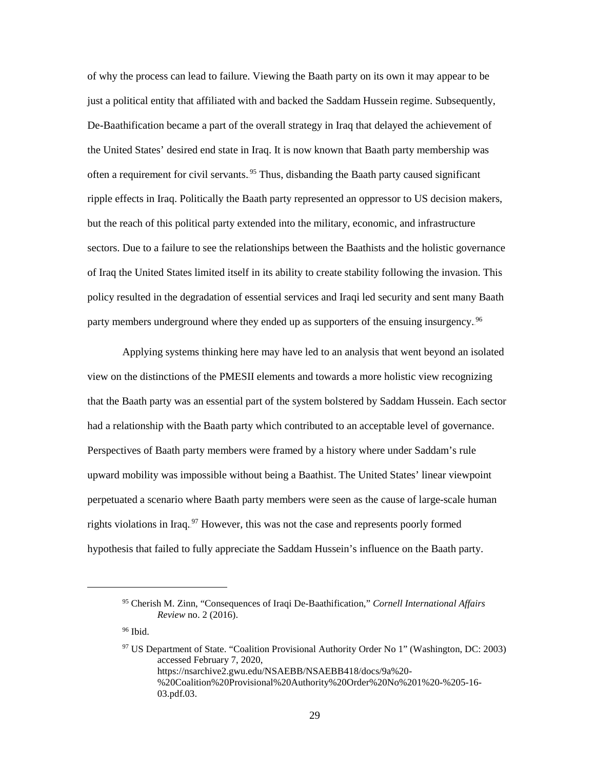of why the process can lead to failure. Viewing the Baath party on its own it may appear to be just a political entity that affiliated with and backed the Saddam Hussein regime. Subsequently, De-Baathification became a part of the overall strategy in Iraq that delayed the achievement of the United States' desired end state in Iraq. It is now known that Baath party membership was often a requirement for civil servants.[95] Thus, disbanding the Baath party caused significant ripple effects in Iraq. Politically the Baath party represented an oppressor to US decision makers, but the reach of this political party extended into the military, economic, and infrastructure sectors. Due to a failure to see the relationships between the Baathists and the holistic governance of Iraq the United States limited itself in its ability to create stability following the invasion. This policy resulted in the degradation of essential services and Iraqi led security and sent many Baath party members underground where they ended up as supporters of the ensuing insurgency.[96]

Applying systems thinking here may have led to an analysis that went beyond an isolated view on the distinctions of the PMESII elements and towards a more holistic view recognizing that the Baath party was an essential part of the system bolstered by Saddam Hussein. Each sector had a relationship with the Baath party which contributed to an acceptable level of governance. Perspectives of Baath party members were framed by a history where under Saddam's rule upward mobility was impossible without being a Baathist. The United States' linear viewpoint perpetuated a scenario where Baath party members were seen as the cause of large-scale human rights violations in Iraq.[97] However, this was not the case and represents poorly formed hypothesis that failed to fully appreciate the Saddam Hussein's influence on the Baath party.

---

[95] Cherish M. Zinn, "Consequences of Iraqi De-Baathification," *Cornell International Affairs Review* no. 2 (2016).

[96] Ibid.

[97] US Department of State. "Coalition Provisional Authority Order No 1" (Washington, DC: 2003) accessed February 7, 2020, https://nsarchive2.gwu.edu/NSAEBB/NSAEBB418/docs/9a%20-%20Coalition%20Provisional%20Authority%20Order%20No%201%20-%205-16-03.pdf.03.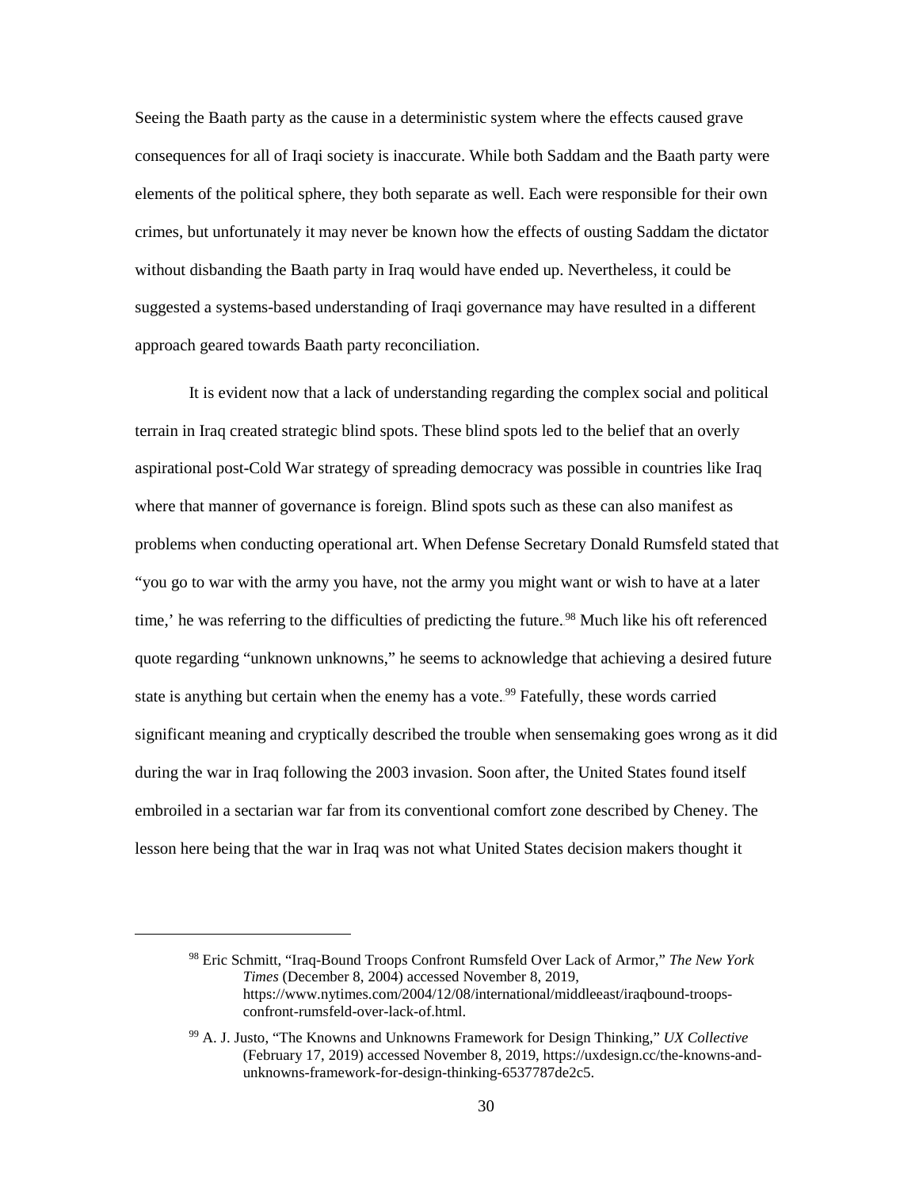Seeing the Baath party as the cause in a deterministic system where the effects caused grave consequences for all of Iraqi society is inaccurate. While both Saddam and the Baath party were elements of the political sphere, they both separate as well. Each were responsible for their own crimes, but unfortunately it may never be known how the effects of ousting Saddam the dictator without disbanding the Baath party in Iraq would have ended up. Nevertheless, it could be suggested a systems-based understanding of Iraqi governance may have resulted in a different approach geared towards Baath party reconciliation.

It is evident now that a lack of understanding regarding the complex social and political terrain in Iraq created strategic blind spots. These blind spots led to the belief that an overly aspirational post-Cold War strategy of spreading democracy was possible in countries like Iraq where that manner of governance is foreign. Blind spots such as these can also manifest as problems when conducting operational art. When Defense Secretary Donald Rumsfeld stated that "you go to war with the army you have, not the army you might want or wish to have at a later time,' he was referring to the difficulties of predicting the future.[98] Much like his oft referenced quote regarding "unknown unknowns," he seems to acknowledge that achieving a desired future state is anything but certain when the enemy has a vote.[99] Fatefully, these words carried significant meaning and cryptically described the trouble when sensemaking goes wrong as it did during the war in Iraq following the 2003 invasion. Soon after, the United States found itself embroiled in a sectarian war far from its conventional comfort zone described by Cheney. The lesson here being that the war in Iraq was not what United States decision makers thought it

---

[98] Eric Schmitt, "Iraq-Bound Troops Confront Rumsfeld Over Lack of Armor," *The New York Times* (December 8, 2004) accessed November 8, 2019, https://www.nytimes.com/2004/12/08/international/middleeast/iraqbound-troops-confront-rumsfeld-over-lack-of.html.

[99] A. J. Justo, "The Knowns and Unknowns Framework for Design Thinking," *UX Collective* (February 17, 2019) accessed November 8, 2019, https://uxdesign.cc/the-knowns-and-unknowns-framework-for-design-thinking-6537787de2c5.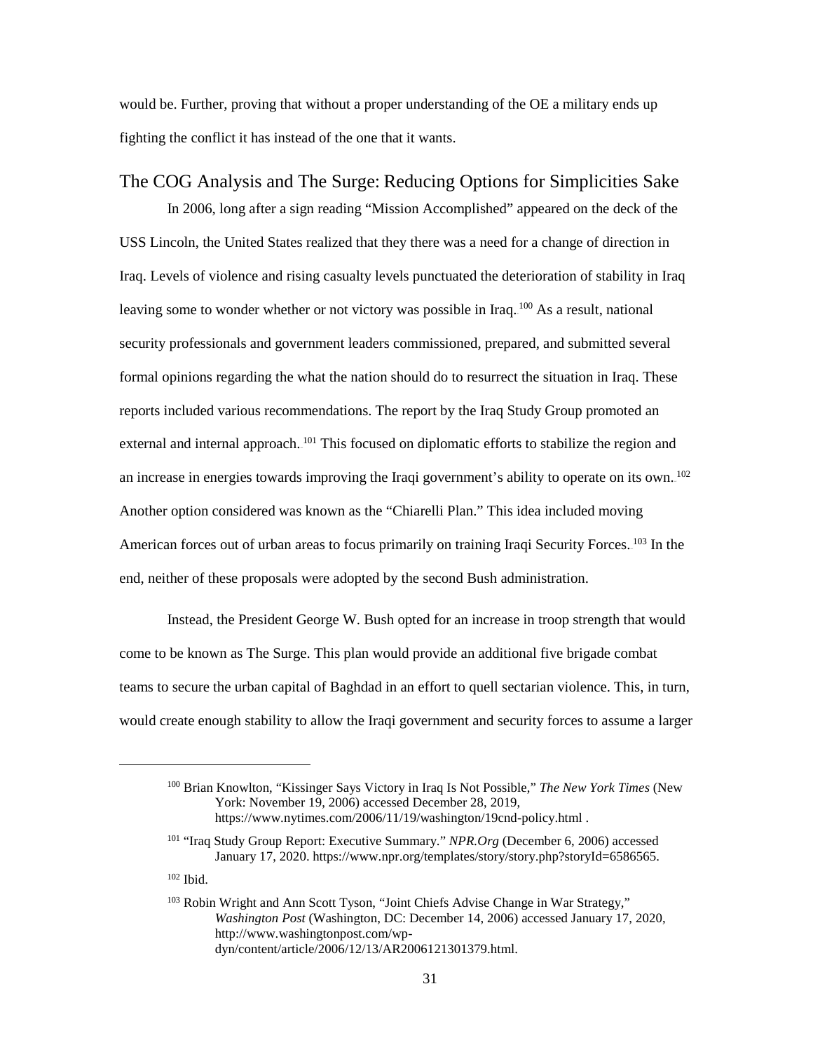would be. Further, proving that without a proper understanding of the OE a military ends up fighting the conflict it has instead of the one that it wants.

## The COG Analysis and The Surge: Reducing Options for Simplicities Sake

In 2006, long after a sign reading "Mission Accomplished" appeared on the deck of the USS Lincoln, the United States realized that they there was a need for a change of direction in Iraq. Levels of violence and rising casualty levels punctuated the deterioration of stability in Iraq leaving some to wonder whether or not victory was possible in Iraq.[100] As a result, national security professionals and government leaders commissioned, prepared, and submitted several formal opinions regarding the what the nation should do to resurrect the situation in Iraq. These reports included various recommendations. The report by the Iraq Study Group promoted an external and internal approach.[101] This focused on diplomatic efforts to stabilize the region and an increase in energies towards improving the Iraqi government's ability to operate on its own.[102] Another option considered was known as the "Chiarelli Plan." This idea included moving American forces out of urban areas to focus primarily on training Iraqi Security Forces.[103] In the end, neither of these proposals were adopted by the second Bush administration.

Instead, the President George W. Bush opted for an increase in troop strength that would come to be known as The Surge. This plan would provide an additional five brigade combat teams to secure the urban capital of Baghdad in an effort to quell sectarian violence. This, in turn, would create enough stability to allow the Iraqi government and security forces to assume a larger

---

[100] Brian Knowlton, "Kissinger Says Victory in Iraq Is Not Possible," *The New York Times* (New York: November 19, 2006) accessed December 28, 2019, https://www.nytimes.com/2006/11/19/washington/19cnd-policy.html .

[101] "Iraq Study Group Report: Executive Summary." *NPR.Org* (December 6, 2006) accessed January 17, 2020. https://www.npr.org/templates/story/story.php?storyId=6586565.

[102] Ibid.

[103] Robin Wright and Ann Scott Tyson, "Joint Chiefs Advise Change in War Strategy," *Washington Post* (Washington, DC: December 14, 2006) accessed January 17, 2020, http://www.washingtonpost.com/wp-dyn/content/article/2006/12/13/AR2006121301379.html.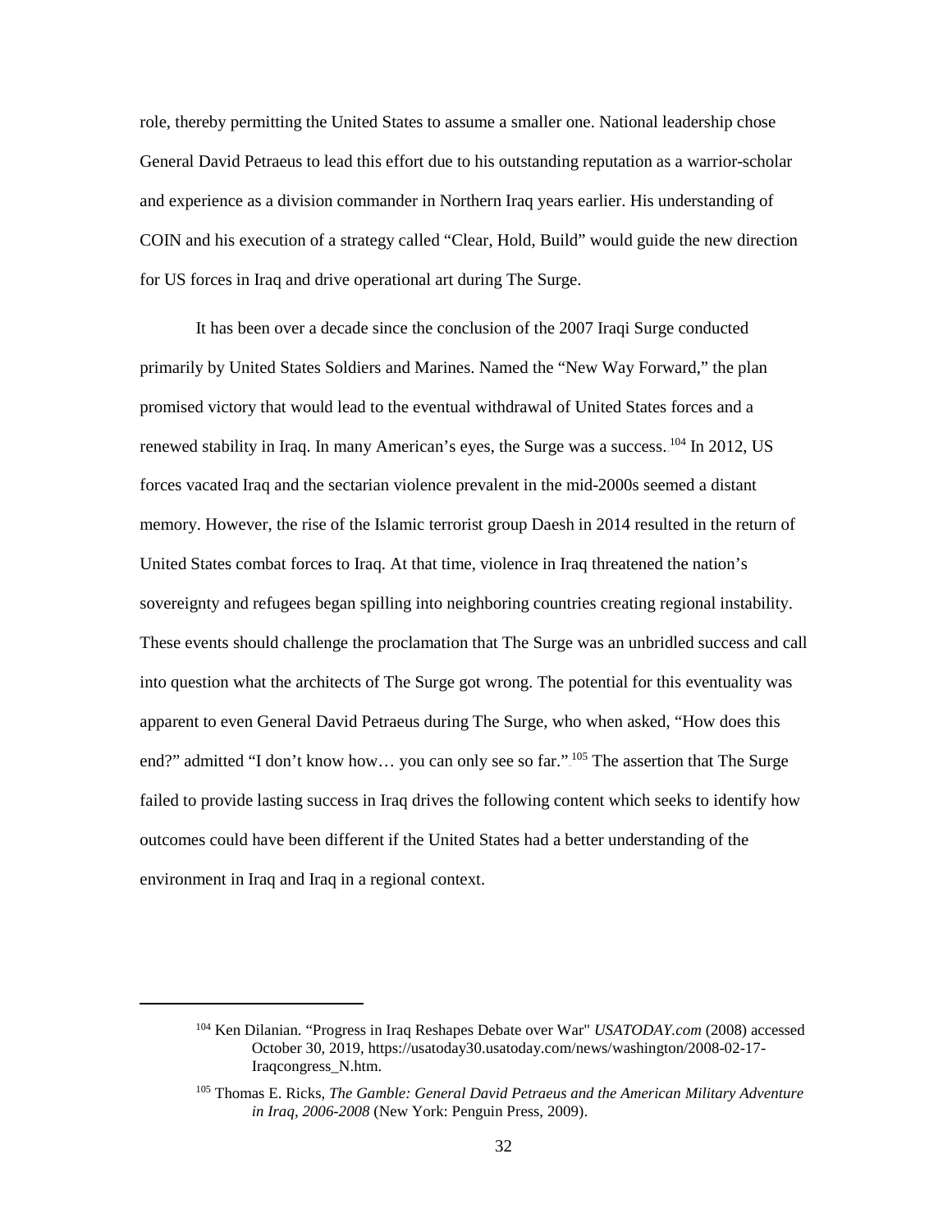role, thereby permitting the United States to assume a smaller one. National leadership chose General David Petraeus to lead this effort due to his outstanding reputation as a warrior-scholar and experience as a division commander in Northern Iraq years earlier. His understanding of COIN and his execution of a strategy called "Clear, Hold, Build" would guide the new direction for US forces in Iraq and drive operational art during The Surge.

It has been over a decade since the conclusion of the 2007 Iraqi Surge conducted primarily by United States Soldiers and Marines. Named the "New Way Forward," the plan promised victory that would lead to the eventual withdrawal of United States forces and a renewed stability in Iraq. In many American's eyes, the Surge was a success.[104] In 2012, US forces vacated Iraq and the sectarian violence prevalent in the mid-2000s seemed a distant memory. However, the rise of the Islamic terrorist group Daesh in 2014 resulted in the return of United States combat forces to Iraq. At that time, violence in Iraq threatened the nation's sovereignty and refugees began spilling into neighboring countries creating regional instability. These events should challenge the proclamation that The Surge was an unbridled success and call into question what the architects of The Surge got wrong. The potential for this eventuality was apparent to even General David Petraeus during The Surge, who when asked, "How does this end?" admitted "I don't know how… you can only see so far."[105] The assertion that The Surge failed to provide lasting success in Iraq drives the following content which seeks to identify how outcomes could have been different if the United States had a better understanding of the environment in Iraq and Iraq in a regional context.

---

[104] Ken Dilanian. "Progress in Iraq Reshapes Debate over War" *USATODAY.com* (2008) accessed October 30, 2019, https://usatoday30.usatoday.com/news/washington/2008-02-17-Iraqcongress_N.htm.

[105] Thomas E. Ricks, *The Gamble: General David Petraeus and the American Military Adventure in Iraq, 2006-2008* (New York: Penguin Press, 2009).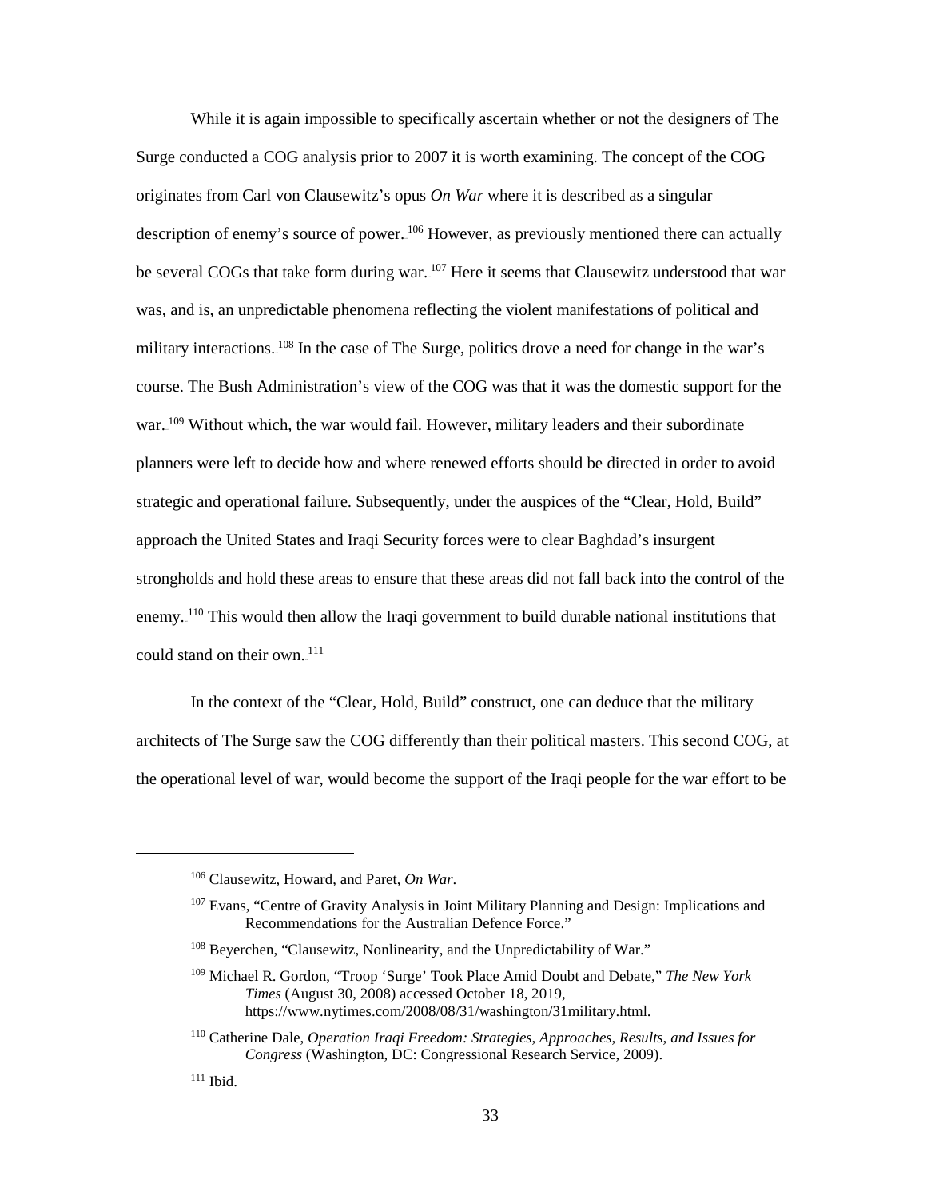While it is again impossible to specifically ascertain whether or not the designers of The Surge conducted a COG analysis prior to 2007 it is worth examining. The concept of the COG originates from Carl von Clausewitz's opus *On War* where it is described as a singular description of enemy's source of power.[106] However, as previously mentioned there can actually be several COGs that take form during war.[107] Here it seems that Clausewitz understood that war was, and is, an unpredictable phenomena reflecting the violent manifestations of political and military interactions.[108] In the case of The Surge, politics drove a need for change in the war's course. The Bush Administration's view of the COG was that it was the domestic support for the war.[109] Without which, the war would fail. However, military leaders and their subordinate planners were left to decide how and where renewed efforts should be directed in order to avoid strategic and operational failure. Subsequently, under the auspices of the "Clear, Hold, Build" approach the United States and Iraqi Security forces were to clear Baghdad's insurgent strongholds and hold these areas to ensure that these areas did not fall back into the control of the enemy.[110] This would then allow the Iraqi government to build durable national institutions that could stand on their own.[111]

In the context of the "Clear, Hold, Build" construct, one can deduce that the military architects of The Surge saw the COG differently than their political masters. This second COG, at the operational level of war, would become the support of the Iraqi people for the war effort to be

---

[106] Clausewitz, Howard, and Paret, *On War*.

[107] Evans, "Centre of Gravity Analysis in Joint Military Planning and Design: Implications and Recommendations for the Australian Defence Force."

[108] Beyerchen, "Clausewitz, Nonlinearity, and the Unpredictability of War."

[109] Michael R. Gordon, "Troop 'Surge' Took Place Amid Doubt and Debate," *The New York Times* (August 30, 2008) accessed October 18, 2019, https://www.nytimes.com/2008/08/31/washington/31military.html.

[110] Catherine Dale, *Operation Iraqi Freedom: Strategies, Approaches, Results, and Issues for Congress* (Washington, DC: Congressional Research Service, 2009).

[111] Ibid.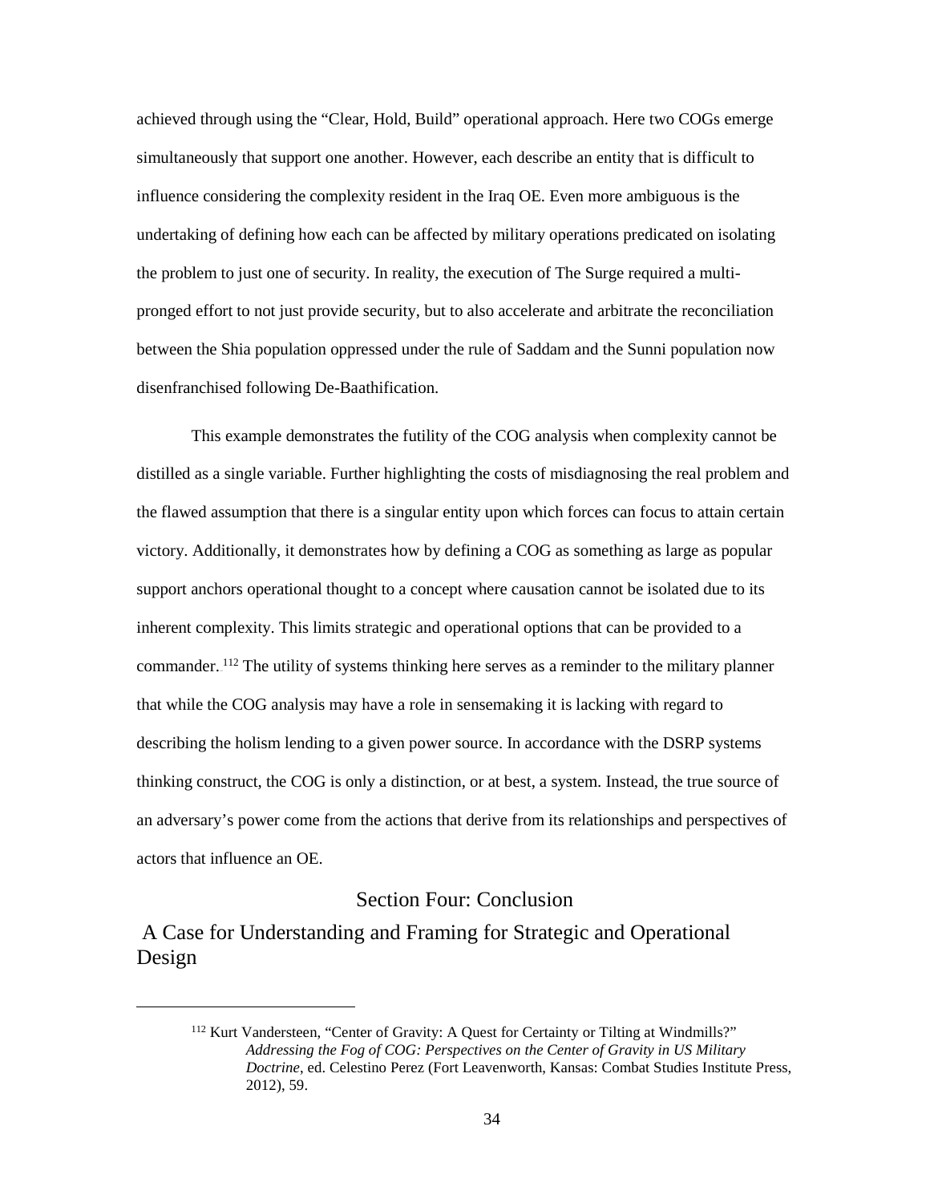achieved through using the "Clear, Hold, Build" operational approach. Here two COGs emerge simultaneously that support one another. However, each describe an entity that is difficult to influence considering the complexity resident in the Iraq OE. Even more ambiguous is the undertaking of defining how each can be affected by military operations predicated on isolating the problem to just one of security. In reality, the execution of The Surge required a multi-pronged effort to not just provide security, but to also accelerate and arbitrate the reconciliation between the Shia population oppressed under the rule of Saddam and the Sunni population now disenfranchised following De-Baathification.

This example demonstrates the futility of the COG analysis when complexity cannot be distilled as a single variable. Further highlighting the costs of misdiagnosing the real problem and the flawed assumption that there is a singular entity upon which forces can focus to attain certain victory. Additionally, it demonstrates how by defining a COG as something as large as popular support anchors operational thought to a concept where causation cannot be isolated due to its inherent complexity. This limits strategic and operational options that can be provided to a commander.[112] The utility of systems thinking here serves as a reminder to the military planner that while the COG analysis may have a role in sensemaking it is lacking with regard to describing the holism lending to a given power source. In accordance with the DSRP systems thinking construct, the COG is only a distinction, or at best, a system. Instead, the true source of an adversary's power come from the actions that derive from its relationships and perspectives of actors that influence an OE.

## Section Four: Conclusion

### A Case for Understanding and Framing for Strategic and Operational Design

[112] Kurt Vandersteen, "Center of Gravity: A Quest for Certainty or Tilting at Windmills?" *Addressing the Fog of COG: Perspectives on the Center of Gravity in US Military Doctrine*, ed. Celestino Perez (Fort Leavenworth, Kansas: Combat Studies Institute Press, 2012), 59.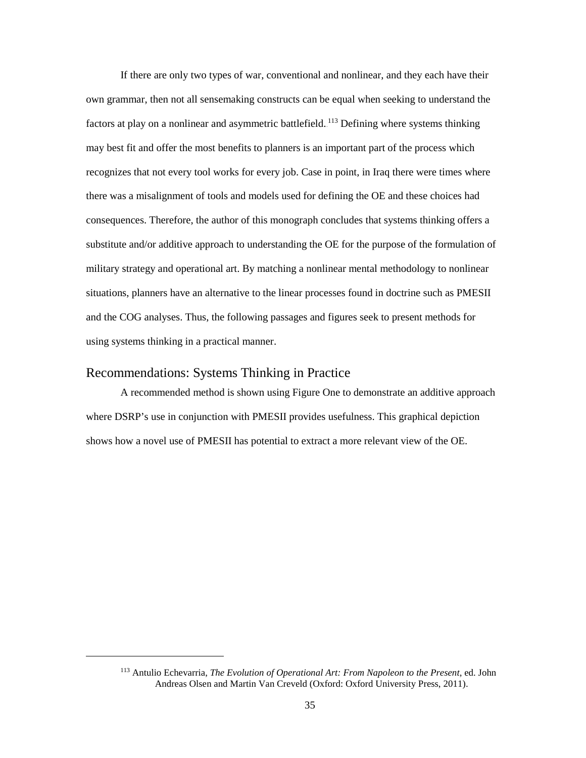If there are only two types of war, conventional and nonlinear, and they each have their own grammar, then not all sensemaking constructs can be equal when seeking to understand the factors at play on a nonlinear and asymmetric battlefield.[113] Defining where systems thinking may best fit and offer the most benefits to planners is an important part of the process which recognizes that not every tool works for every job. Case in point, in Iraq there were times where there was a misalignment of tools and models used for defining the OE and these choices had consequences. Therefore, the author of this monograph concludes that systems thinking offers a substitute and/or additive approach to understanding the OE for the purpose of the formulation of military strategy and operational art. By matching a nonlinear mental methodology to nonlinear situations, planners have an alternative to the linear processes found in doctrine such as PMESII and the COG analyses. Thus, the following passages and figures seek to present methods for using systems thinking in a practical manner.

## Recommendations: Systems Thinking in Practice

A recommended method is shown using Figure One to demonstrate an additive approach where DSRP's use in conjunction with PMESII provides usefulness. This graphical depiction shows how a novel use of PMESII has potential to extract a more relevant view of the OE.

---

[113] Antulio Echevarria, *The Evolution of Operational Art: From Napoleon to the Present*, ed. John Andreas Olsen and Martin Van Creveld (Oxford: Oxford University Press, 2011).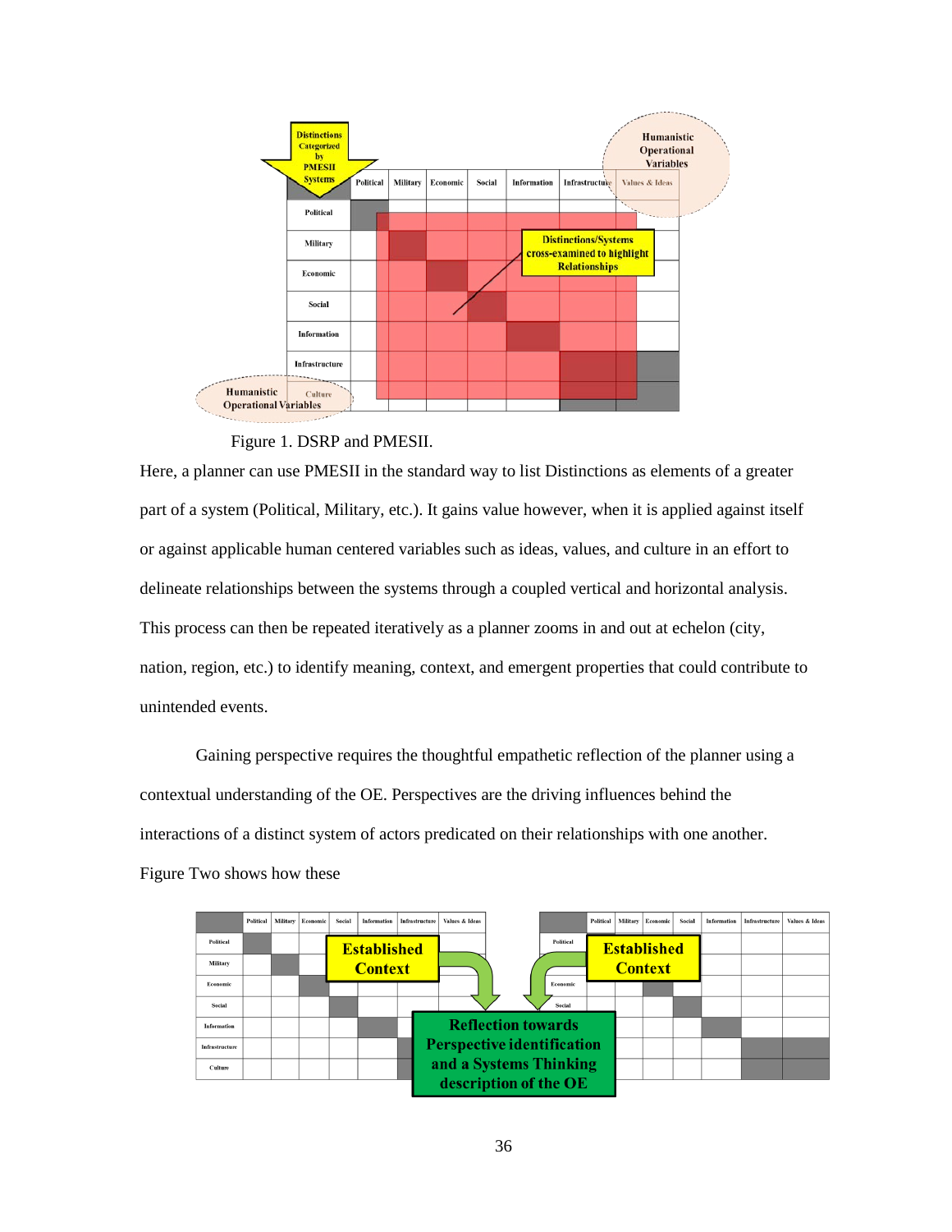Figure 1. DSRP and PMESII.

Here, a planner can use PMESII in the standard way to list Distinctions as elements of a greater part of a system (Political, Military, etc.). It gains value however, when it is applied against itself or against applicable human centered variables such as ideas, values, and culture in an effort to delineate relationships between the systems through a coupled vertical and horizontal analysis. This process can then be repeated iteratively as a planner zooms in and out at echelon (city, nation, region, etc.) to identify meaning, context, and emergent properties that could contribute to unintended events.

Gaining perspective requires the thoughtful empathetic reflection of the planner using a contextual understanding of the OE. Perspectives are the driving influences behind the interactions of a distinct system of actors predicated on their relationships with one another. Figure Two shows how these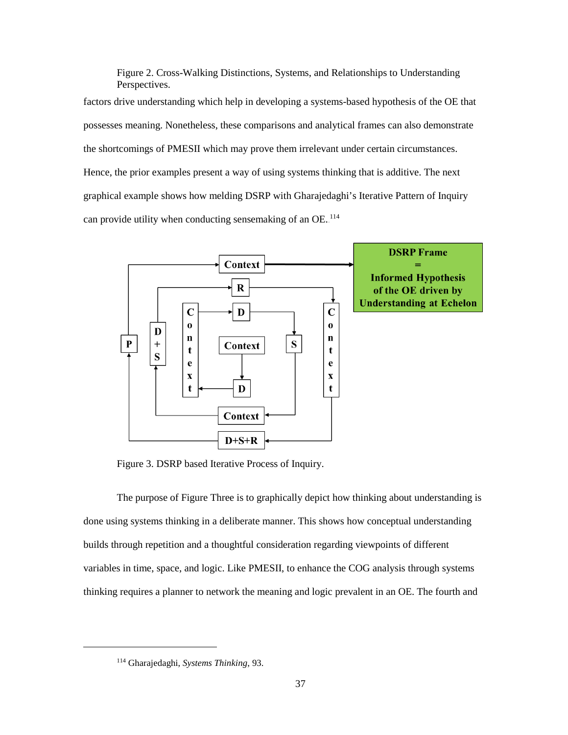Figure 2. Cross-Walking Distinctions, Systems, and Relationships to Understanding Perspectives.

factors drive understanding which help in developing a systems-based hypothesis of the OE that possesses meaning. Nonetheless, these comparisons and analytical frames can also demonstrate the shortcomings of PMESII which may prove them irrelevant under certain circumstances. Hence, the prior examples present a way of using systems thinking that is additive. The next graphical example shows how melding DSRP with Gharajedaghi's Iterative Pattern of Inquiry can provide utility when conducting sensemaking of an OE.[114]

Figure 3. DSRP based Iterative Process of Inquiry.

The purpose of Figure Three is to graphically depict how thinking about understanding is done using systems thinking in a deliberate manner. This shows how conceptual understanding builds through repetition and a thoughtful consideration regarding viewpoints of different variables in time, space, and logic. Like PMESII, to enhance the COG analysis through systems thinking requires a planner to network the meaning and logic prevalent in an OE. The fourth and

[114] Gharajedaghi, *Systems Thinking*, 93.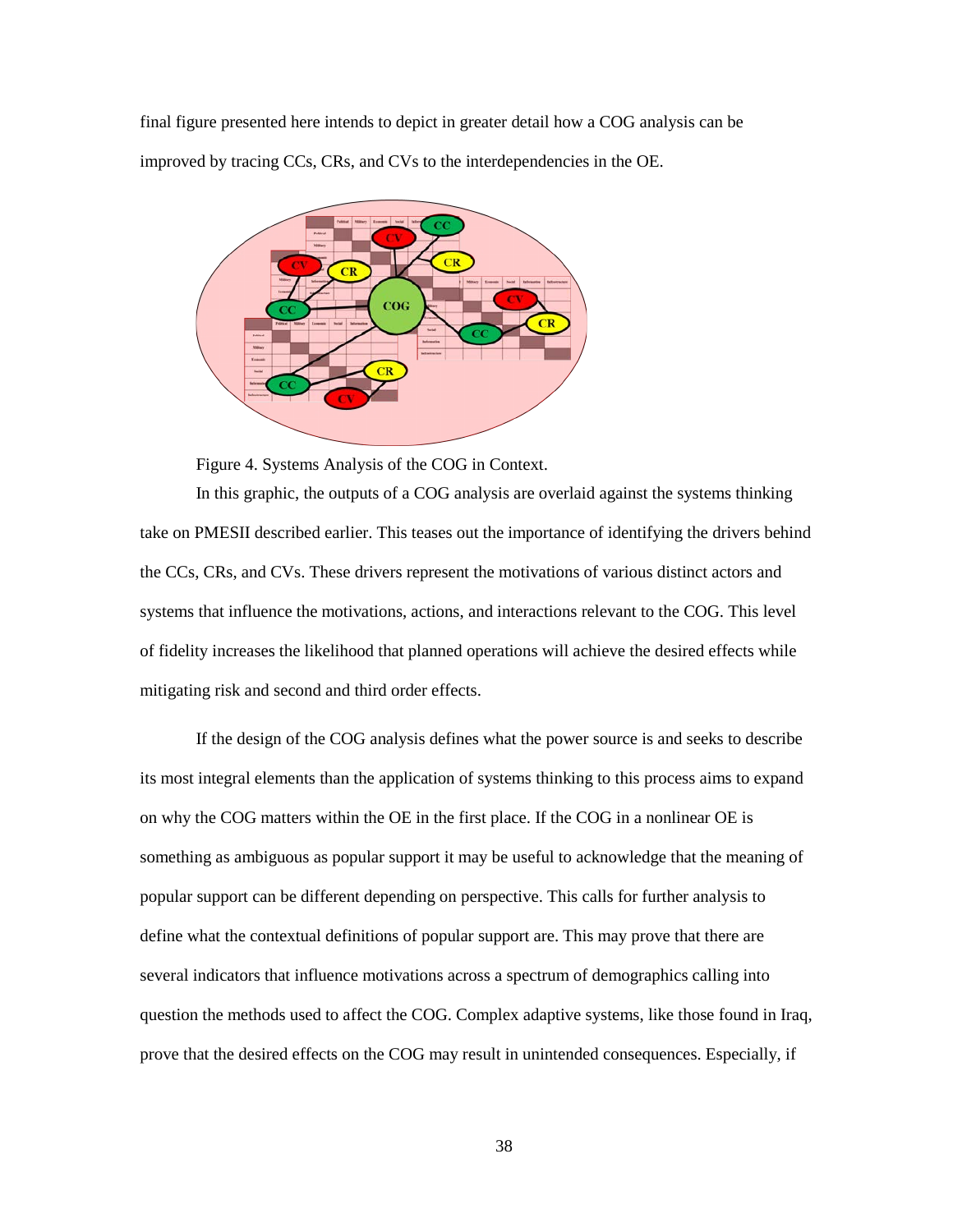final figure presented here intends to depict in greater detail how a COG analysis can be improved by tracing CCs, CRs, and CVs to the interdependencies in the OE.

Figure 4. Systems Analysis of the COG in Context.

In this graphic, the outputs of a COG analysis are overlaid against the systems thinking take on PMESII described earlier. This teases out the importance of identifying the drivers behind the CCs, CRs, and CVs. These drivers represent the motivations of various distinct actors and systems that influence the motivations, actions, and interactions relevant to the COG. This level of fidelity increases the likelihood that planned operations will achieve the desired effects while mitigating risk and second and third order effects.

If the design of the COG analysis defines what the power source is and seeks to describe its most integral elements than the application of systems thinking to this process aims to expand on why the COG matters within the OE in the first place. If the COG in a nonlinear OE is something as ambiguous as popular support it may be useful to acknowledge that the meaning of popular support can be different depending on perspective. This calls for further analysis to define what the contextual definitions of popular support are. This may prove that there are several indicators that influence motivations across a spectrum of demographics calling into question the methods used to affect the COG. Complex adaptive systems, like those found in Iraq, prove that the desired effects on the COG may result in unintended consequences. Especially, if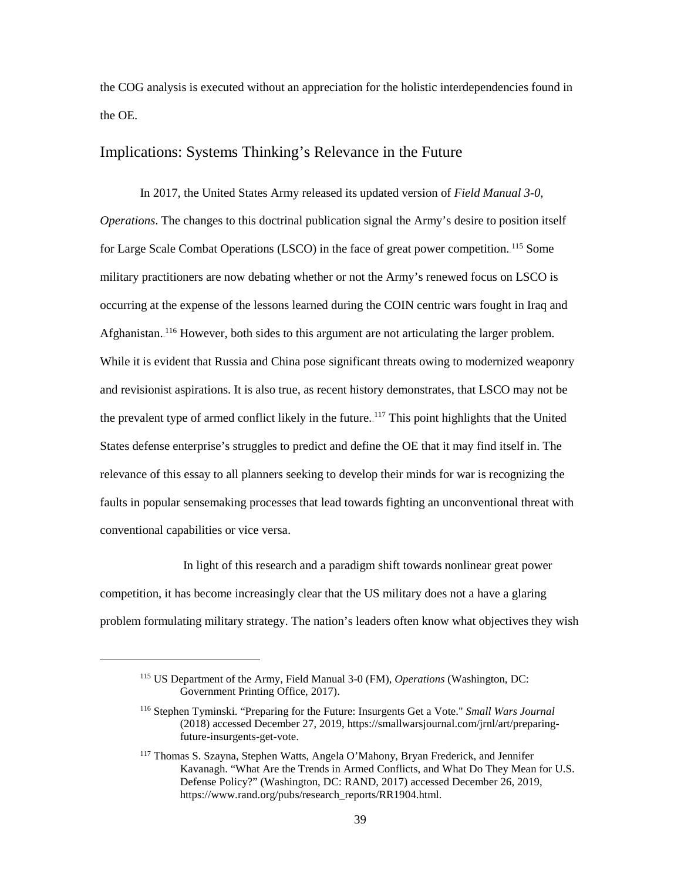the COG analysis is executed without an appreciation for the holistic interdependencies found in the OE.

## Implications: Systems Thinking's Relevance in the Future

In 2017, the United States Army released its updated version of *Field Manual 3-0, Operations*. The changes to this doctrinal publication signal the Army's desire to position itself for Large Scale Combat Operations (LSCO) in the face of great power competition.[115] Some military practitioners are now debating whether or not the Army's renewed focus on LSCO is occurring at the expense of the lessons learned during the COIN centric wars fought in Iraq and Afghanistan.[116] However, both sides to this argument are not articulating the larger problem. While it is evident that Russia and China pose significant threats owing to modernized weaponry and revisionist aspirations. It is also true, as recent history demonstrates, that LSCO may not be the prevalent type of armed conflict likely in the future.[117] This point highlights that the United States defense enterprise's struggles to predict and define the OE that it may find itself in. The relevance of this essay to all planners seeking to develop their minds for war is recognizing the faults in popular sensemaking processes that lead towards fighting an unconventional threat with conventional capabilities or vice versa.

In light of this research and a paradigm shift towards nonlinear great power competition, it has become increasingly clear that the US military does not a have a glaring problem formulating military strategy. The nation's leaders often know what objectives they wish

---

[115] US Department of the Army, Field Manual 3-0 (FM), *Operations* (Washington, DC: Government Printing Office, 2017).

[116] Stephen Tyminski. "Preparing for the Future: Insurgents Get a Vote." *Small Wars Journal* (2018) accessed December 27, 2019, https://smallwarsjournal.com/jrnl/art/preparing-future-insurgents-get-vote.

[117] Thomas S. Szayna, Stephen Watts, Angela O'Mahony, Bryan Frederick, and Jennifer Kavanagh. "What Are the Trends in Armed Conflicts, and What Do They Mean for U.S. Defense Policy?" (Washington, DC: RAND, 2017) accessed December 26, 2019, https://www.rand.org/pubs/research_reports/RR1904.html.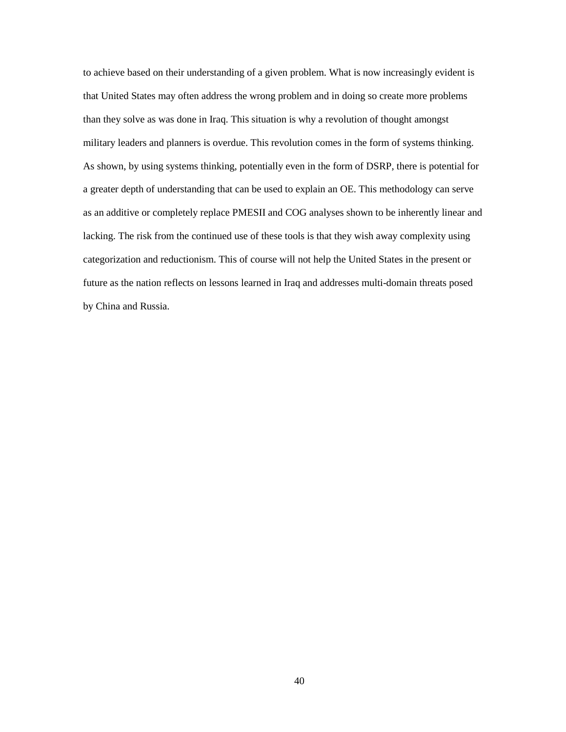to achieve based on their understanding of a given problem. What is now increasingly evident is that United States may often address the wrong problem and in doing so create more problems than they solve as was done in Iraq. This situation is why a revolution of thought amongst military leaders and planners is overdue. This revolution comes in the form of systems thinking. As shown, by using systems thinking, potentially even in the form of DSRP, there is potential for a greater depth of understanding that can be used to explain an OE. This methodology can serve as an additive or completely replace PMESII and COG analyses shown to be inherently linear and lacking. The risk from the continued use of these tools is that they wish away complexity using categorization and reductionism. This of course will not help the United States in the present or future as the nation reflects on lessons learned in Iraq and addresses multi-domain threats posed by China and Russia.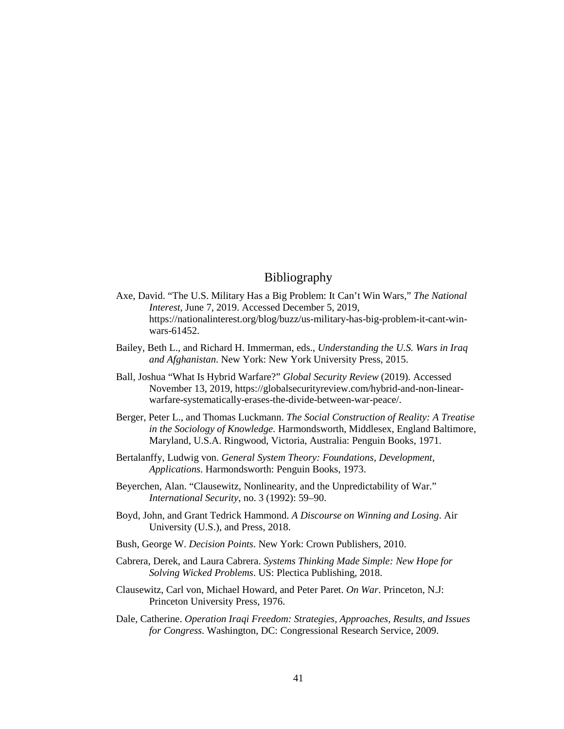# Bibliography

Axe, David. “The U.S. Military Has a Big Problem: It Can’t Win Wars,” *The National Interest*, June 7, 2019. Accessed December 5, 2019, https://nationalinterest.org/blog/buzz/us-military-has-big-problem-it-cant-win-wars-61452.

Bailey, Beth L., and Richard H. Immerman, eds., *Understanding the U.S. Wars in Iraq and Afghanistan*. New York: New York University Press, 2015.

Ball, Joshua “What Is Hybrid Warfare?” *Global Security Review* (2019). Accessed November 13, 2019, https://globalsecurityreview.com/hybrid-and-non-linear-warfare-systematically-erases-the-divide-between-war-peace/.

Berger, Peter L., and Thomas Luckmann. *The Social Construction of Reality: A Treatise in the Sociology of Knowledge.* Harmondsworth, Middlesex, England Baltimore, Maryland, U.S.A. Ringwood, Victoria, Australia: Penguin Books, 1971.

Bertalanffy, Ludwig von. *General System Theory: Foundations, Development, Applications*. Harmondsworth: Penguin Books, 1973.

Beyerchen, Alan. “Clausewitz, Nonlinearity, and the Unpredictability of War.” *International Security*, no. 3 (1992): 59–90.

Boyd, John, and Grant Tedrick Hammond. *A Discourse on Winning and Losing*. Air University (U.S.), and Press, 2018.

Bush, George W. *Decision Points*. New York: Crown Publishers, 2010.

Cabrera, Derek, and Laura Cabrera. *Systems Thinking Made Simple: New Hope for Solving Wicked Problems*. US: Plectica Publishing, 2018.

Clausewitz, Carl von, Michael Howard, and Peter Paret. *On War*. Princeton, N.J: Princeton University Press, 1976.

Dale, Catherine. *Operation Iraqi Freedom: Strategies, Approaches, Results, and Issues for Congress*. Washington, DC: Congressional Research Service, 2009.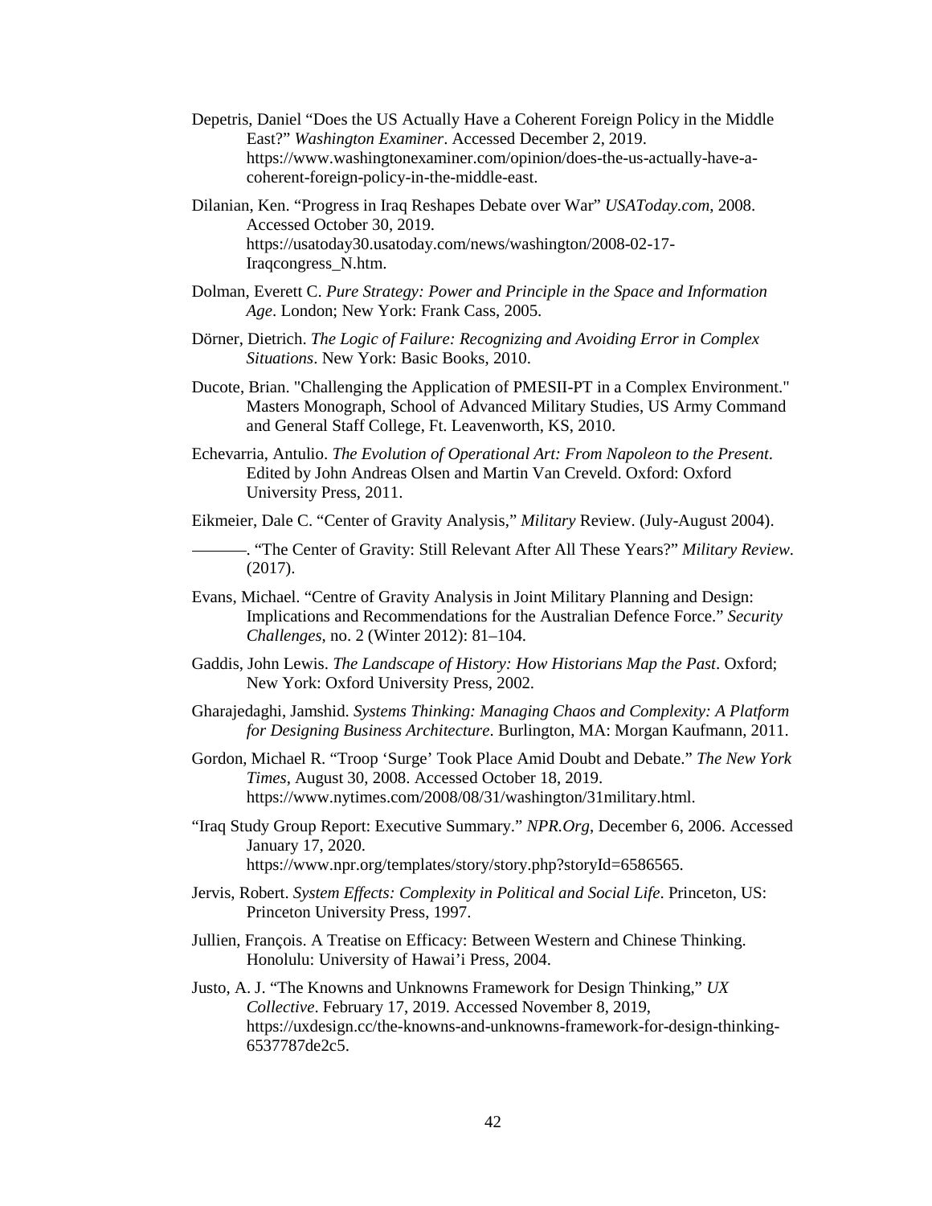Depetris, Daniel "Does the US Actually Have a Coherent Foreign Policy in the Middle East?" *Washington Examiner*. Accessed December 2, 2019. https://www.washingtonexaminer.com/opinion/does-the-us-actually-have-a-coherent-foreign-policy-in-the-middle-east.

Dilanian, Ken. "Progress in Iraq Reshapes Debate over War" *USAToday.com*, 2008. Accessed October 30, 2019. https://usatoday30.usatoday.com/news/washington/2008-02-17-Iraqcongress_N.htm.

Dolman, Everett C. *Pure Strategy: Power and Principle in the Space and Information Age*. London; New York: Frank Cass, 2005.

Dörner, Dietrich. *The Logic of Failure: Recognizing and Avoiding Error in Complex Situations*. New York: Basic Books, 2010.

Ducote, Brian. "Challenging the Application of PMESII-PT in a Complex Environment." Masters Monograph, School of Advanced Military Studies, US Army Command and General Staff College, Ft. Leavenworth, KS, 2010.

Echevarria, Antulio. *The Evolution of Operational Art: From Napoleon to the Present*. Edited by John Andreas Olsen and Martin Van Creveld. Oxford: Oxford University Press, 2011.

Eikmeier, Dale C. "Center of Gravity Analysis," *Military* Review. (July-August 2004).

———. "The Center of Gravity: Still Relevant After All These Years?" *Military Review*. (2017).

Evans, Michael. "Centre of Gravity Analysis in Joint Military Planning and Design: Implications and Recommendations for the Australian Defence Force." *Security Challenges*, no. 2 (Winter 2012): 81–104.

Gaddis, John Lewis. *The Landscape of History: How Historians Map the Past*. Oxford; New York: Oxford University Press, 2002.

Gharajedaghi, Jamshid. *Systems Thinking: Managing Chaos and Complexity: A Platform for Designing Business Architecture*. Burlington, MA: Morgan Kaufmann, 2011.

Gordon, Michael R. "Troop 'Surge' Took Place Amid Doubt and Debate." *The New York Times*, August 30, 2008. Accessed October 18, 2019. https://www.nytimes.com/2008/08/31/washington/31military.html.

"Iraq Study Group Report: Executive Summary." *NPR.Org*, December 6, 2006. Accessed January 17, 2020. https://www.npr.org/templates/story/story.php?storyId=6586565.

Jervis, Robert. *System Effects: Complexity in Political and Social Life*. Princeton, US: Princeton University Press, 1997.

Jullien, François. A Treatise on Efficacy: Between Western and Chinese Thinking. Honolulu: University of Hawai'i Press, 2004.

Justo, A. J. "The Knowns and Unknowns Framework for Design Thinking," *UX Collective*. February 17, 2019. Accessed November 8, 2019, https://uxdesign.cc/the-knowns-and-unknowns-framework-for-design-thinking-6537787de2c5.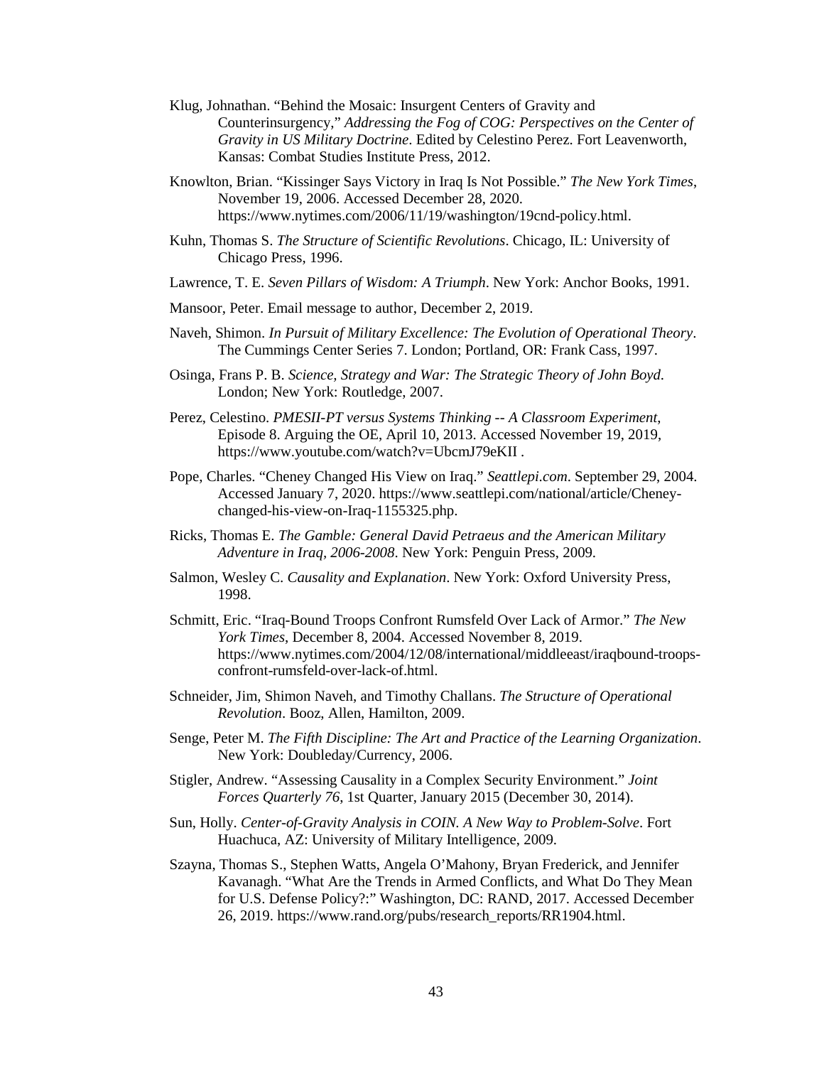Klug, Johnathan. "Behind the Mosaic: Insurgent Centers of Gravity and Counterinsurgency," *Addressing the Fog of COG: Perspectives on the Center of Gravity in US Military Doctrine*. Edited by Celestino Perez. Fort Leavenworth, Kansas: Combat Studies Institute Press, 2012.

Knowlton, Brian. "Kissinger Says Victory in Iraq Is Not Possible." *The New York Times*, November 19, 2006. Accessed December 28, 2020. https://www.nytimes.com/2006/11/19/washington/19cnd-policy.html.

Kuhn, Thomas S. *The Structure of Scientific Revolutions*. Chicago, IL: University of Chicago Press, 1996.

Lawrence, T. E. *Seven Pillars of Wisdom: A Triumph*. New York: Anchor Books, 1991.

Mansoor, Peter. Email message to author, December 2, 2019.

Naveh, Shimon. *In Pursuit of Military Excellence: The Evolution of Operational Theory*. The Cummings Center Series 7. London; Portland, OR: Frank Cass, 1997.

Osinga, Frans P. B. *Science, Strategy and War: The Strategic Theory of John Boyd*. London; New York: Routledge, 2007.

Perez, Celestino. *PMESII-PT versus Systems Thinking -- A Classroom Experiment*, Episode 8. Arguing the OE, April 10, 2013. Accessed November 19, 2019, https://www.youtube.com/watch?v=UbcmJ79eKII .

Pope, Charles. "Cheney Changed His View on Iraq." *Seattlepi.com*. September 29, 2004. Accessed January 7, 2020. https://www.seattlepi.com/national/article/Cheney-changed-his-view-on-Iraq-1155325.php.

Ricks, Thomas E. *The Gamble: General David Petraeus and the American Military Adventure in Iraq, 2006-2008*. New York: Penguin Press, 2009.

Salmon, Wesley C. *Causality and Explanation*. New York: Oxford University Press, 1998.

Schmitt, Eric. "Iraq-Bound Troops Confront Rumsfeld Over Lack of Armor." *The New York Times*, December 8, 2004. Accessed November 8, 2019. https://www.nytimes.com/2004/12/08/international/middleeast/iraqbound-troops-confront-rumsfeld-over-lack-of.html.

Schneider, Jim, Shimon Naveh, and Timothy Challans. *The Structure of Operational Revolution*. Booz, Allen, Hamilton, 2009.

Senge, Peter M. *The Fifth Discipline: The Art and Practice of the Learning Organization*. New York: Doubleday/Currency, 2006.

Stigler, Andrew. "Assessing Causality in a Complex Security Environment." *Joint Forces Quarterly 76*, 1st Quarter, January 2015 (December 30, 2014).

Sun, Holly. *Center-of-Gravity Analysis in COIN. A New Way to Problem-Solve*. Fort Huachuca, AZ: University of Military Intelligence, 2009.

Szayna, Thomas S., Stephen Watts, Angela O'Mahony, Bryan Frederick, and Jennifer Kavanagh. "What Are the Trends in Armed Conflicts, and What Do They Mean for U.S. Defense Policy?:" Washington, DC: RAND, 2017. Accessed December 26, 2019. https://www.rand.org/pubs/research_reports/RR1904.html.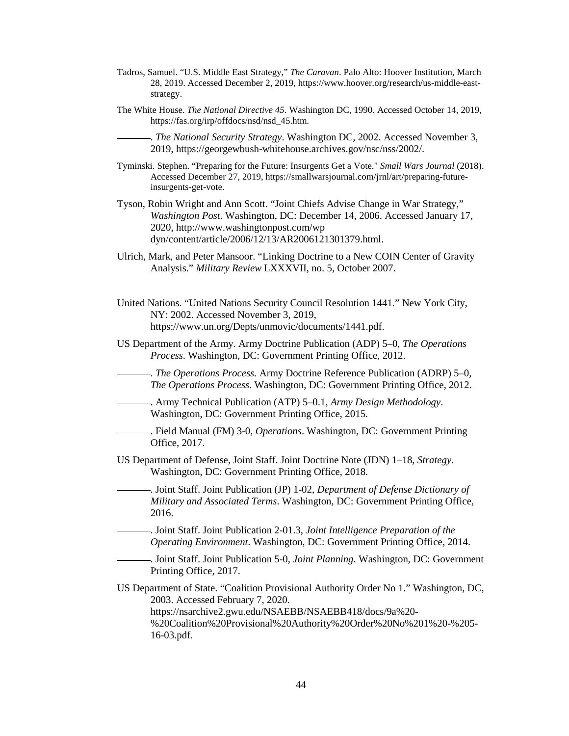Tadros, Samuel. "U.S. Middle East Strategy," *The Caravan*. Palo Alto: Hoover Institution, March 28, 2019. Accessed December 2, 2019, https://www.hoover.org/research/us-middle-east-strategy.

The White House. *The National Directive 45*. Washington DC, 1990. Accessed October 14, 2019, https://fas.org/irp/offdocs/nsd/nsd_45.htm.

———. *The National Security Strategy*. Washington DC, 2002. Accessed November 3, 2019, https://georgewbush-whitehouse.archives.gov/nsc/nss/2002/.

Tyminski. Stephen. "Preparing for the Future: Insurgents Get a Vote." *Small Wars Journal* (2018). Accessed December 27, 2019, https://smallwarsjournal.com/jrnl/art/preparing-future-insurgents-get-vote.

Tyson, Robin Wright and Ann Scott. "Joint Chiefs Advise Change in War Strategy," *Washington Post*. Washington, DC: December 14, 2006. Accessed January 17, 2020, http://www.washingtonpost.com/wp dyn/content/article/2006/12/13/AR2006121301379.html.

Ulrich, Mark, and Peter Mansoor. "Linking Doctrine to a New COIN Center of Gravity Analysis." *Military Review* LXXXVII, no. 5, October 2007.

United Nations. "United Nations Security Council Resolution 1441." New York City, NY: 2002. Accessed November 3, 2019, https://www.un.org/Depts/unmovic/documents/1441.pdf.

US Department of the Army. Army Doctrine Publication (ADP) 5–0, *The Operations Process*. Washington, DC: Government Printing Office, 2012.

———. *The Operations Process.* Army Doctrine Reference Publication (ADRP) 5–0, *The Operations Process*. Washington, DC: Government Printing Office, 2012.

———. Army Technical Publication (ATP) 5–0.1, *Army Design Methodology*. Washington, DC: Government Printing Office, 2015.

———. Field Manual (FM) 3-0, *Operations*. Washington, DC: Government Printing Office, 2017.

US Department of Defense, Joint Staff. Joint Doctrine Note (JDN) 1–18, *Strategy*. Washington, DC: Government Printing Office, 2018.

———. Joint Staff. Joint Publication (JP) 1-02, *Department of Defense Dictionary of Military and Associated Terms*. Washington, DC: Government Printing Office, 2016.

———. Joint Staff. Joint Publication 2-01.3, *Joint Intelligence Preparation of the Operating Environment*. Washington, DC: Government Printing Office, 2014.

———. Joint Staff. Joint Publication 5-0, *Joint Planning*. Washington, DC: Government Printing Office, 2017.

US Department of State. "Coalition Provisional Authority Order No 1." Washington, DC, 2003. Accessed February 7, 2020. https://nsarchive2.gwu.edu/NSAEBB/NSAEBB418/docs/9a%20-%20Coalition%20Provisional%20Authority%20Order%20No%201%20-%205-16-03.pdf.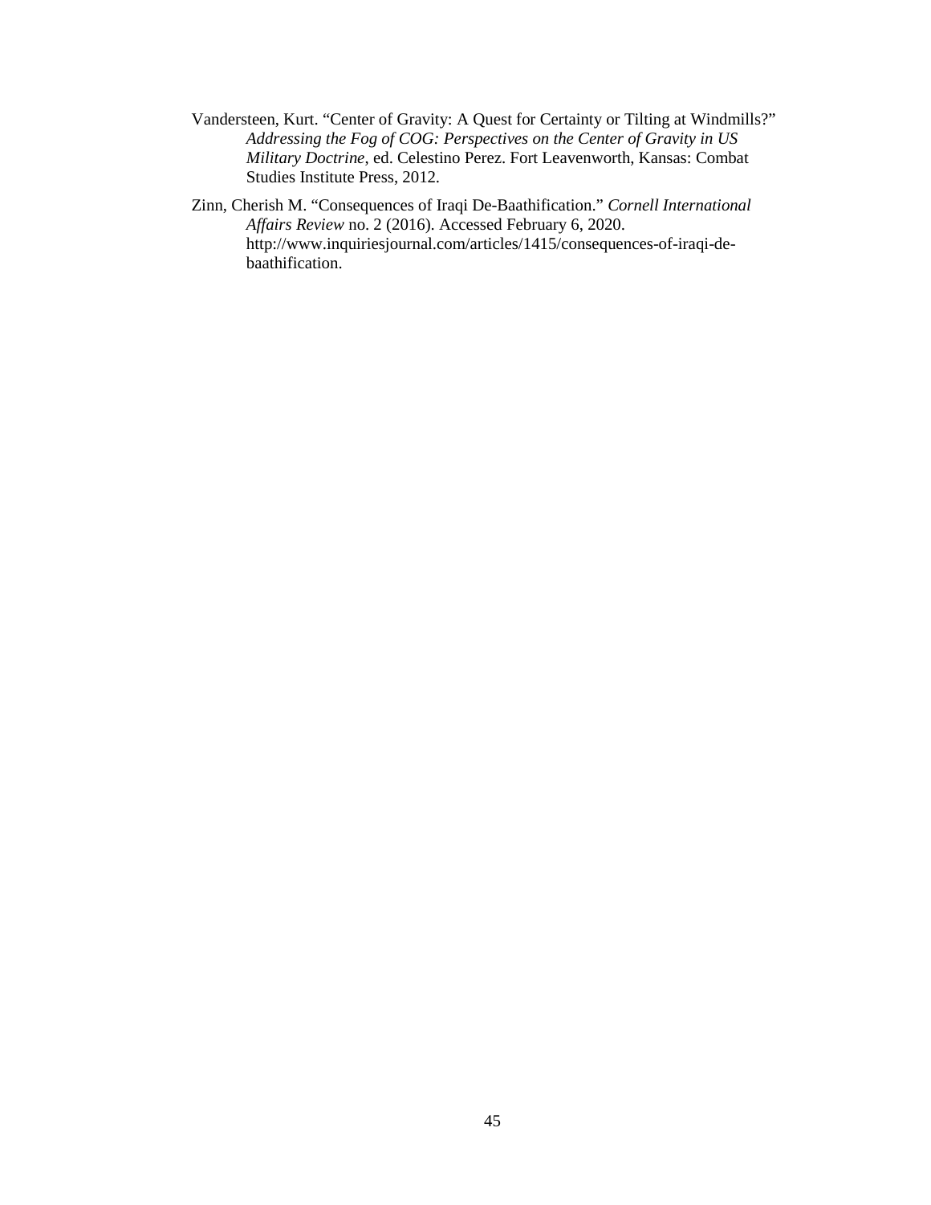Vandersteen, Kurt. "Center of Gravity: A Quest for Certainty or Tilting at Windmills?" *Addressing the Fog of COG: Perspectives on the Center of Gravity in US Military Doctrine*, ed. Celestino Perez. Fort Leavenworth, Kansas: Combat Studies Institute Press, 2012.

Zinn, Cherish M. "Consequences of Iraqi De-Baathification." *Cornell International Affairs Review* no. 2 (2016). Accessed February 6, 2020. http://www.inquiriesjournal.com/articles/1415/consequences-of-iraqi-de-baathification.